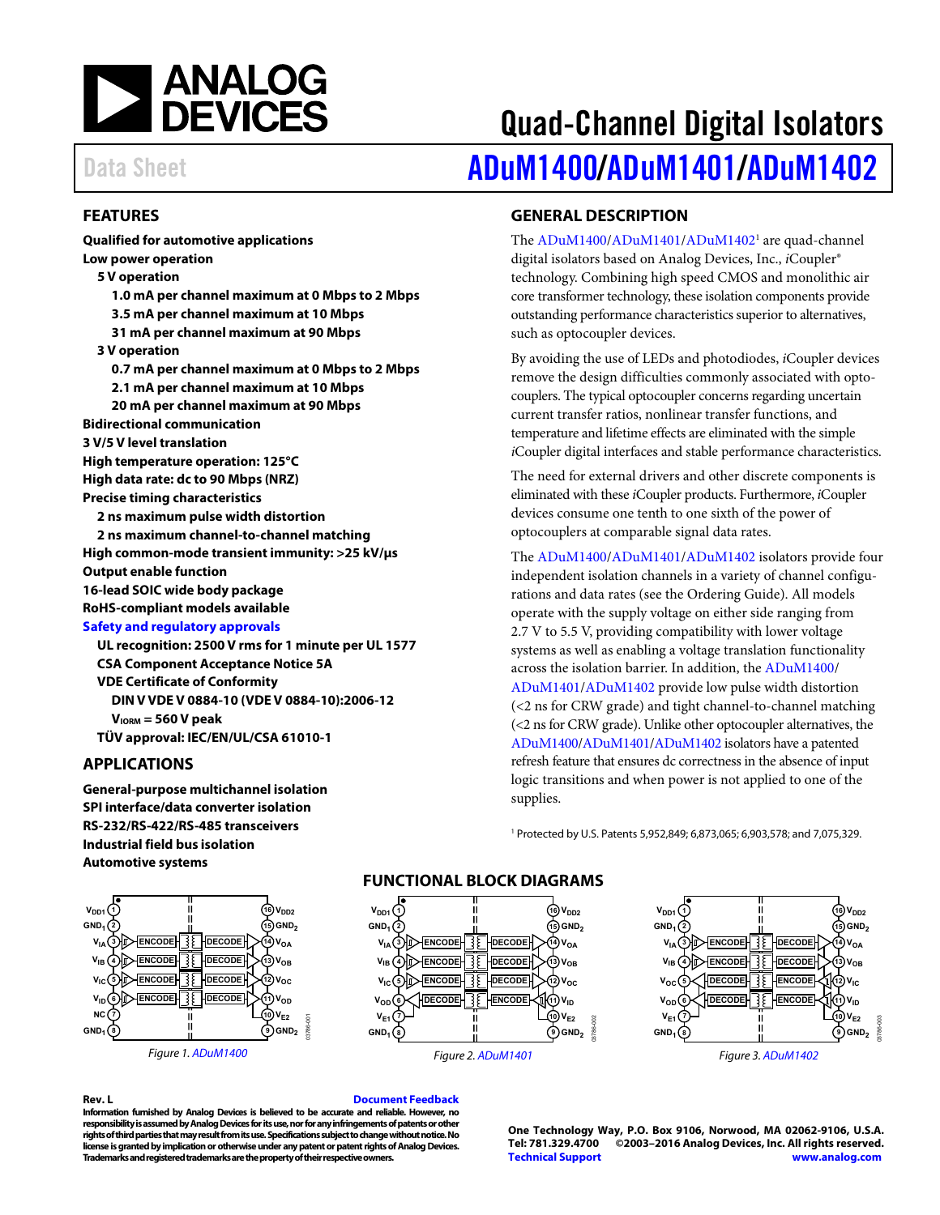# Quad-Channel Digital Isolators

Data Sheet

# ADuM1400/ADuM1401/ADuM1402

## FEATURES

**Qualified for automotive applications**

**Low power operation**

- **5 V operation**
  - **1.0 mA per channel maximum at 0 Mbps to 2 Mbps**
  - **3.5 mA per channel maximum at 10 Mbps**
  - **31 mA per channel maximum at 90 Mbps**
- **3 V operation**
  - **0.7 mA per channel maximum at 0 Mbps to 2 Mbps**
  - **2.1 mA per channel maximum at 10 Mbps**
  - **20 mA per channel maximum at 90 Mbps**

**Bidirectional communication**

**3 V/5 V level translation**

**High temperature operation: 125°C**

**High data rate: dc to 90 Mbps (NRZ)**

**Precise timing characteristics**

- **2 ns maximum pulse width distortion**
- **2 ns maximum channel-to-channel matching**

**High common-mode transient immunity: >25 kV/μs**

**Output enable function**

**16-lead SOIC wide body package**

**RoHS-compliant models available**

**Safety and regulatory approvals**

- **UL recognition: 2500 V rms for 1 minute per UL 1577**
- **CSA Component Acceptance Notice 5A**
- **VDE Certificate of Conformity**
  - **DIN V VDE V 0884-10 (VDE V 0884-10):2006-12**
  - **$V_{IORM}$ = 560 V peak**
- **TÜV approval: IEC/EN/UL/CSA 61010-1**

## APPLICATIONS

**General-purpose multichannel isolation**

**SPI interface/data converter isolation**

**RS-232/RS-422/RS-485 transceivers**

**Industrial field bus isolation**

**Automotive systems**

## GENERAL DESCRIPTION

The ADuM1400/ADuM1401/ADuM1402[1] are quad-channel digital isolators based on Analog Devices, Inc., *i*Coupler® technology. Combining high speed CMOS and monolithic air core transformer technology, these isolation components provide outstanding performance characteristics superior to alternatives, such as optocoupler devices.

By avoiding the use of LEDs and photodiodes, *i*Coupler devices remove the design difficulties commonly associated with optocouplers. The typical optocoupler concerns regarding uncertain current transfer ratios, nonlinear transfer functions, and temperature and lifetime effects are eliminated with the simple *i*Coupler digital interfaces and stable performance characteristics.

The need for external drivers and other discrete components is eliminated with these *i*Coupler products. Furthermore, *i*Coupler devices consume one tenth to one sixth of the power of optocouplers at comparable signal data rates.

The ADuM1400/ADuM1401/ADuM1402 isolators provide four independent isolation channels in a variety of channel configurations and data rates (see the Ordering Guide). All models operate with the supply voltage on either side ranging from 2.7 V to 5.5 V, providing compatibility with lower voltage systems as well as enabling a voltage translation functionality across the isolation barrier. In addition, the ADuM1400/ADuM1401/ADuM1402 provide low pulse width distortion (<2 ns for CRW grade) and tight channel-to-channel matching (<2 ns for CRW grade). Unlike other optocoupler alternatives, the ADuM1400/ADuM1401/ADuM1402 isolators have a patented refresh feature that ensures dc correctness in the absence of input logic transitions and when power is not applied to one of the supplies.

[1] Protected by U.S. Patents 5,952,849; 6,873,065; 6,903,578; and 7,075,329.

## FUNCTIONAL BLOCK DIAGRAMS

Figure 1. ADuM1400

Figure 2. ADuM1401

Figure 3. ADuM1402

Rev. L

Document Feedback

Information furnished by Analog Devices is believed to be accurate and reliable. However, no responsibility is assumed by Analog Devices for its use, nor for any infringements of patents or other rights of third parties that may result from its use. Specifications subject to change without notice. No license is granted by implication or otherwise under any patent or patent rights of Analog Devices. Trademarks and registered trademarks are the property of their respective owners.

One Technology Way, P.O. Box 9106, Norwood, MA 02062-9106, U.S.A.
Tel: 781.329.4700 ©2003–2016 Analog Devices, Inc. All rights reserved.
Technical Support www.analog.com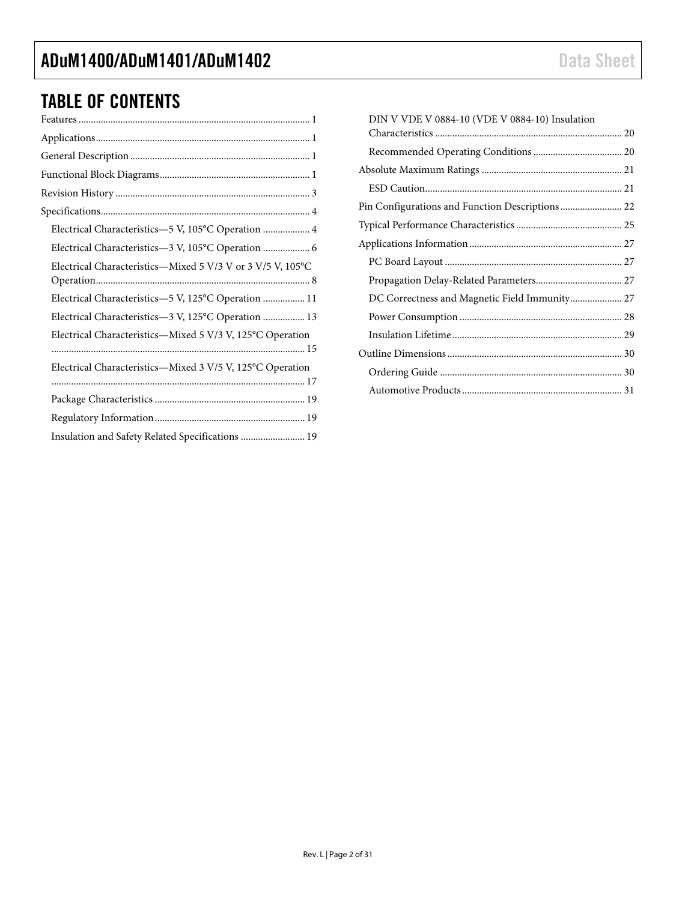## TABLE OF CONTENTS

Features ... 1
Applications ... 1
General Description ... 1
Functional Block Diagrams ... 1
Revision History ... 3
Specifications ... 4
- Electrical Characteristics—5 V, 105°C Operation ... 4
- Electrical Characteristics—3 V, 105°C Operation ... 6
- Electrical Characteristics—Mixed 5 V/3 V or 3 V/5 V, 105°C Operation ... 8
- Electrical Characteristics—5 V, 125°C Operation ... 11
- Electrical Characteristics—3 V, 125°C Operation ... 13
- Electrical Characteristics—Mixed 5 V/3 V, 125°C Operation ... 15
- Electrical Characteristics—Mixed 3 V/5 V, 125°C Operation ... 17
- Package Characteristics ... 19
- Regulatory Information ... 19
- Insulation and Safety Related Specifications ... 19
- DIN V VDE V 0884-10 (VDE V 0884-10) Insulation Characteristics ... 20
- Recommended Operating Conditions ... 20

Absolute Maximum Ratings ... 21
- ESD Caution ... 21

Pin Configurations and Function Descriptions ... 22
Typical Performance Characteristics ... 25
Applications Information ... 27
- PC Board Layout ... 27
- Propagation Delay-Related Parameters ... 27
- DC Correctness and Magnetic Field Immunity ... 27
- Power Consumption ... 28
- Insulation Lifetime ... 29

Outline Dimensions ... 30
- Ordering Guide ... 30
- Automotive Products ... 31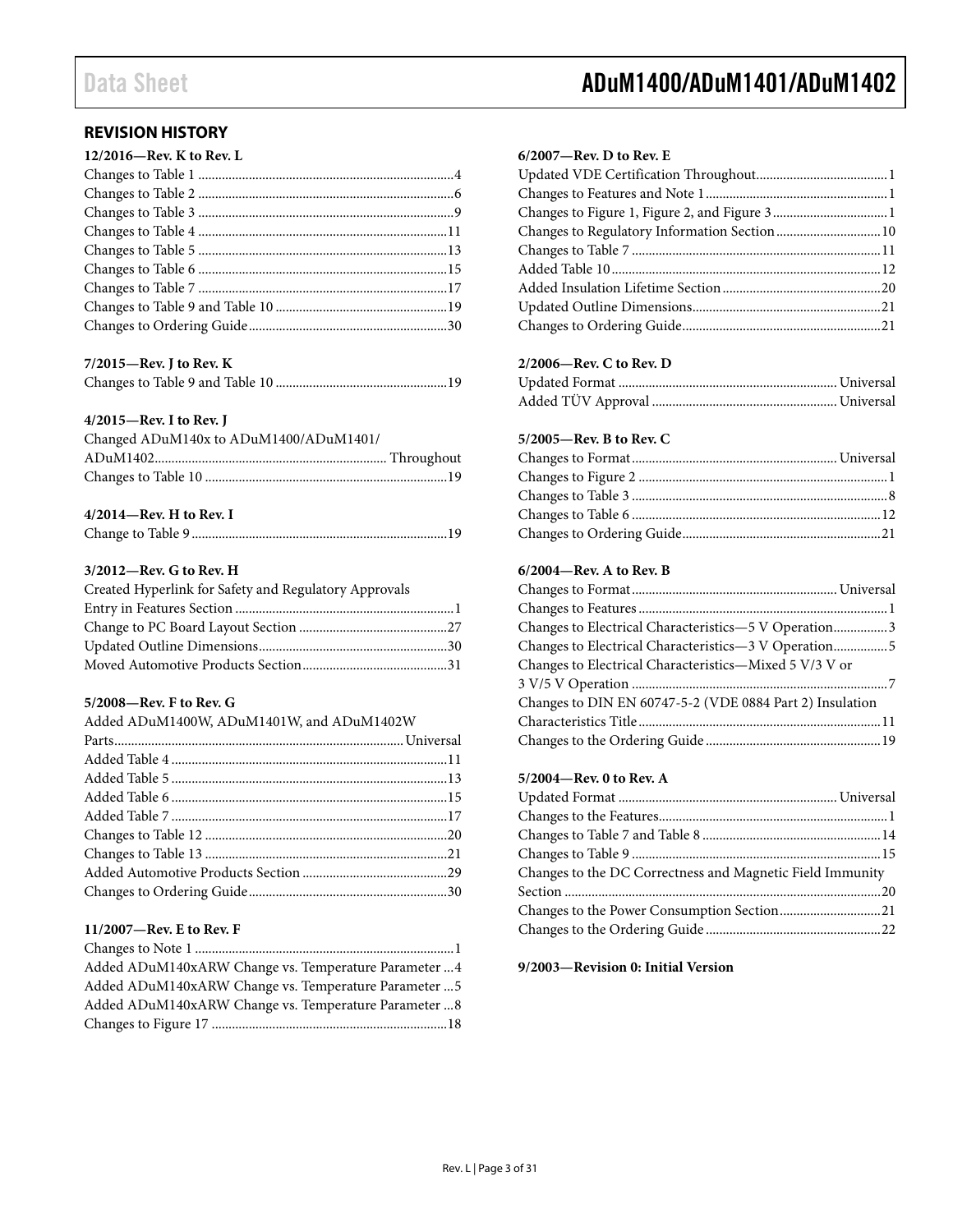## REVISION HISTORY

**12/2016—Rev. K to Rev. L**

Changes to Table 1 ... 4
Changes to Table 2 ... 6
Changes to Table 3 ... 9
Changes to Table 4 ... 11
Changes to Table 5 ... 13
Changes to Table 6 ... 15
Changes to Table 7 ... 17
Changes to Table 9 and Table 10 ... 19
Changes to Ordering Guide ... 30

**7/2015—Rev. J to Rev. K**

Changes to Table 9 and Table 10 ... 19

**4/2015—Rev. I to Rev. J**

Changed ADuM140x to ADuM1400/ADuM1401/ADuM1402 ... Throughout
Changes to Table 10 ... 19

**4/2014—Rev. H to Rev. I**

Change to Table 9 ... 19

**3/2012—Rev. G to Rev. H**

Created Hyperlink for Safety and Regulatory Approvals Entry in Features Section ... 1
Change to PC Board Layout Section ... 27
Updated Outline Dimensions ... 30
Moved Automotive Products Section ... 31

**5/2008—Rev. F to Rev. G**

Added ADuM1400W, ADuM1401W, and ADuM1402W Parts ... Universal
Added Table 4 ... 11
Added Table 5 ... 13
Added Table 6 ... 15
Added Table 7 ... 17
Changes to Table 12 ... 20
Changes to Table 13 ... 21
Added Automotive Products Section ... 29
Changes to Ordering Guide ... 30

**11/2007—Rev. E to Rev. F**

Changes to Note 1 ... 1
Added ADuM140xARW Change vs. Temperature Parameter ... 4
Added ADuM140xARW Change vs. Temperature Parameter ... 5
Added ADuM140xARW Change vs. Temperature Parameter ... 8
Changes to Figure 17 ... 18

**6/2007—Rev. D to Rev. E**

Updated VDE Certification Throughout ... 1
Changes to Features and Note 1 ... 1
Changes to Figure 1, Figure 2, and Figure 3 ... 1
Changes to Regulatory Information Section ... 10
Changes to Table 7 ... 11
Added Table 10 ... 12
Added Insulation Lifetime Section ... 20
Updated Outline Dimensions ... 21
Changes to Ordering Guide ... 21

**2/2006—Rev. C to Rev. D**

Updated Format ... Universal
Added TÜV Approval ... Universal

**5/2005—Rev. B to Rev. C**

Changes to Format ... Universal
Changes to Figure 2 ... 1
Changes to Table 3 ... 8
Changes to Table 6 ... 12
Changes to Ordering Guide ... 21

**6/2004—Rev. A to Rev. B**

Changes to Format ... Universal
Changes to Features ... 1
Changes to Electrical Characteristics—5 V Operation ... 3
Changes to Electrical Characteristics—3 V Operation ... 5
Changes to Electrical Characteristics—Mixed 5 V/3 V or 3 V/5 V Operation ... 7
Changes to DIN EN 60747-5-2 (VDE 0884 Part 2) Insulation Characteristics Title ... 11
Changes to the Ordering Guide ... 19

**5/2004—Rev. 0 to Rev. A**

Updated Format ... Universal
Changes to the Features ... 1
Changes to Table 7 and Table 8 ... 14
Changes to Table 9 ... 15
Changes to the DC Correctness and Magnetic Field Immunity Section ... 20
Changes to the Power Consumption Section ... 21
Changes to the Ordering Guide ... 22

**9/2003—Revision 0: Initial Version**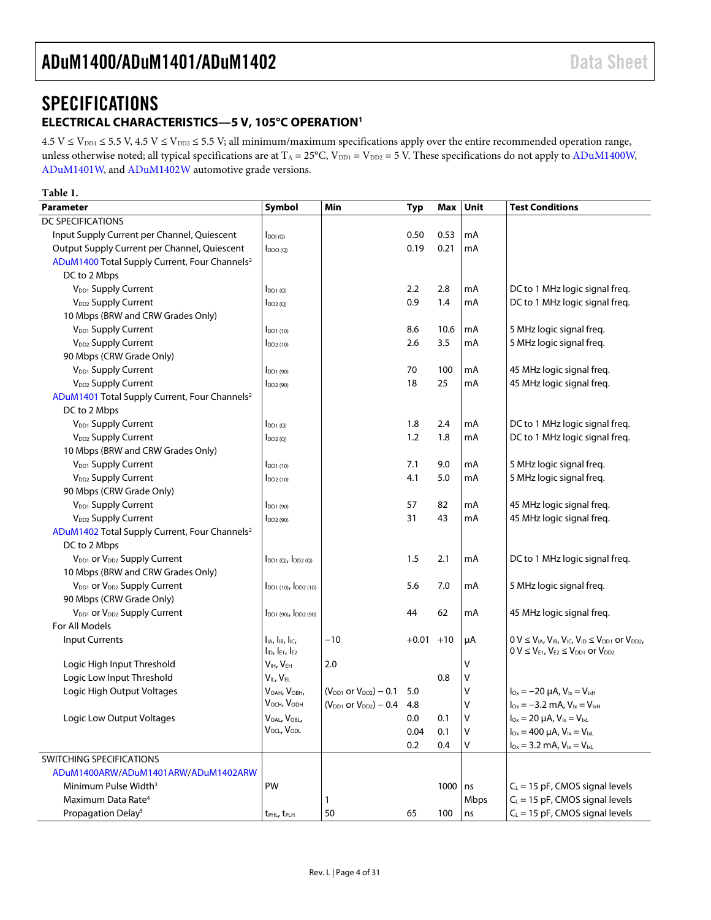# SPECIFICATIONS

## ELECTRICAL CHARACTERISTICS—5 V, 105°C OPERATION[1]

4.5 V ≤ $V_{DD1}$ ≤ 5.5 V, 4.5 V ≤ $V_{DD2}$ ≤ 5.5 V; all minimum/maximum specifications apply over the entire recommended operation range, unless otherwise noted; all typical specifications are at $T_A$ = 25°C, $V_{DD1}$ = $V_{DD2}$ = 5 V. These specifications do not apply to ADuM1400W, ADuM1401W, and ADuM1402W automotive grade versions.

**Table 1.**

| Parameter | Symbol | Min | Typ | Max | Unit | Test Conditions |
|---|---|---|---|---|---|---|
| DC SPECIFICATIONS | | | | | | |
| Input Supply Current per Channel, Quiescent | $I_{DDI (Q)}$ | | 0.50 | 0.53 | mA | |
| Output Supply Current per Channel, Quiescent | $I_{DDO (Q)}$ | | 0.19 | 0.21 | mA | |
| ADuM1400 Total Supply Current, Four Channels[2] | | | | | | |
| DC to 2 Mbps | | | | | | |
| $V_{DD1}$ Supply Current | $I_{DD1 (Q)}$ | | 2.2 | 2.8 | mA | DC to 1 MHz logic signal freq. |
| $V_{DD2}$ Supply Current | $I_{DD2 (Q)}$ | | 0.9 | 1.4 | mA | DC to 1 MHz logic signal freq. |
| 10 Mbps (BRW and CRW Grades Only) | | | | | | |
| $V_{DD1}$ Supply Current | $I_{DD1 (10)}$ | | 8.6 | 10.6 | mA | 5 MHz logic signal freq. |
| $V_{DD2}$ Supply Current | $I_{DD2 (10)}$ | | 2.6 | 3.5 | mA | 5 MHz logic signal freq. |
| 90 Mbps (CRW Grade Only) | | | | | | |
| $V_{DD1}$ Supply Current | $I_{DD1 (90)}$ | | 70 | 100 | mA | 45 MHz logic signal freq. |
| $V_{DD2}$ Supply Current | $I_{DD2 (90)}$ | | 18 | 25 | mA | 45 MHz logic signal freq. |
| ADuM1401 Total Supply Current, Four Channels[2] | | | | | | |
| DC to 2 Mbps | | | | | | |
| $V_{DD1}$ Supply Current | $I_{DD1 (Q)}$ | | 1.8 | 2.4 | mA | DC to 1 MHz logic signal freq. |
| $V_{DD2}$ Supply Current | $I_{DD2 (Q)}$ | | 1.2 | 1.8 | mA | DC to 1 MHz logic signal freq. |
| 10 Mbps (BRW and CRW Grades Only) | | | | | | |
| $V_{DD1}$ Supply Current | $I_{DD1 (10)}$ | | 7.1 | 9.0 | mA | 5 MHz logic signal freq. |
| $V_{DD2}$ Supply Current | $I_{DD2 (10)}$ | | 4.1 | 5.0 | mA | 5 MHz logic signal freq. |
| 90 Mbps (CRW Grade Only) | | | | | | |
| $V_{DD1}$ Supply Current | $I_{DD1 (90)}$ | | 57 | 82 | mA | 45 MHz logic signal freq. |
| $V_{DD2}$ Supply Current | $I_{DD2 (90)}$ | | 31 | 43 | mA | 45 MHz logic signal freq. |
| ADuM1402 Total Supply Current, Four Channels[2] | | | | | | |
| DC to 2 Mbps | | | | | | |
| $V_{DD1}$ or $V_{DD2}$ Supply Current | $I_{DD1 (Q)}$, $I_{DD2 (Q)}$ | | 1.5 | 2.1 | mA | DC to 1 MHz logic signal freq. |
| 10 Mbps (BRW and CRW Grades Only) | | | | | | |
| $V_{DD1}$ or $V_{DD2}$ Supply Current | $I_{DD1 (10)}$, $I_{DD2 (10)}$ | | 5.6 | 7.0 | mA | 5 MHz logic signal freq. |
| 90 Mbps (CRW Grade Only) | | | | | | |
| $V_{DD1}$ or $V_{DD2}$ Supply Current | $I_{DD1 (90)}$, $I_{DD2 (90)}$ | | 44 | 62 | mA | 45 MHz logic signal freq. |
| For All Models | | | | | | |
| Input Currents | $I_{IA}$, $I_{IB}$, $I_{IC}$, $I_{ID}$, $I_{E1}$, $I_{E2}$ | −10 | +0.01 | +10 | µA | 0 V ≤ $V_{IA}$, $V_{IB}$, $V_{IC}$, $V_{ID}$ ≤ $V_{DD1}$ or $V_{DD2}$, 0 V ≤ $V_{E1}$, $V_{E2}$ ≤ $V_{DD1}$ or $V_{DD2}$ |
| Logic High Input Threshold | $V_{IH}$, $V_{EH}$ | 2.0 | | | V | |
| Logic Low Input Threshold | $V_{IL}$, $V_{EL}$ | | | 0.8 | V | |
| Logic High Output Voltages | $V_{OAH}$, $V_{OBH}$, $V_{OCH}$, $V_{ODH}$ | ($V_{DD1}$ or $V_{DD2}$) − 0.1 | 5.0 | | V | $I_{Ox}$ = −20 µA, $V_{Ix}$ = $V_{IxH}$ |
| | | ($V_{DD1}$ or $V_{DD2}$) − 0.4 | 4.8 | | V | $I_{Ox}$ = −3.2 mA, $V_{Ix}$ = $V_{IxH}$ |
| Logic Low Output Voltages | $V_{OAL}$, $V_{OBL}$, $V_{OCL}$, $V_{ODL}$ | | 0.0 | 0.1 | V | $I_{Ox}$ = 20 µA, $V_{Ix}$ = $V_{IxL}$ |
| | | | 0.04 | 0.1 | V | $I_{Ox}$ = 400 µA, $V_{Ix}$ = $V_{IxL}$ |
| | | | 0.2 | 0.4 | V | $I_{Ox}$ = 3.2 mA, $V_{Ix}$ = $V_{IxL}$ |
| SWITCHING SPECIFICATIONS | | | | | | |
| ADuM1400ARW/ADuM1401ARW/ADuM1402ARW | | | | | | |
| Minimum Pulse Width[3] | PW | | | 1000 | ns | $C_L$ = 15 pF, CMOS signal levels |
| Maximum Data Rate[4] | | 1 | | | Mbps | $C_L$ = 15 pF, CMOS signal levels |
| Propagation Delay[5] | $t_{PHL}$, $t_{PLH}$ | 50 | 65 | 100 | ns | $C_L$ = 15 pF, CMOS signal levels |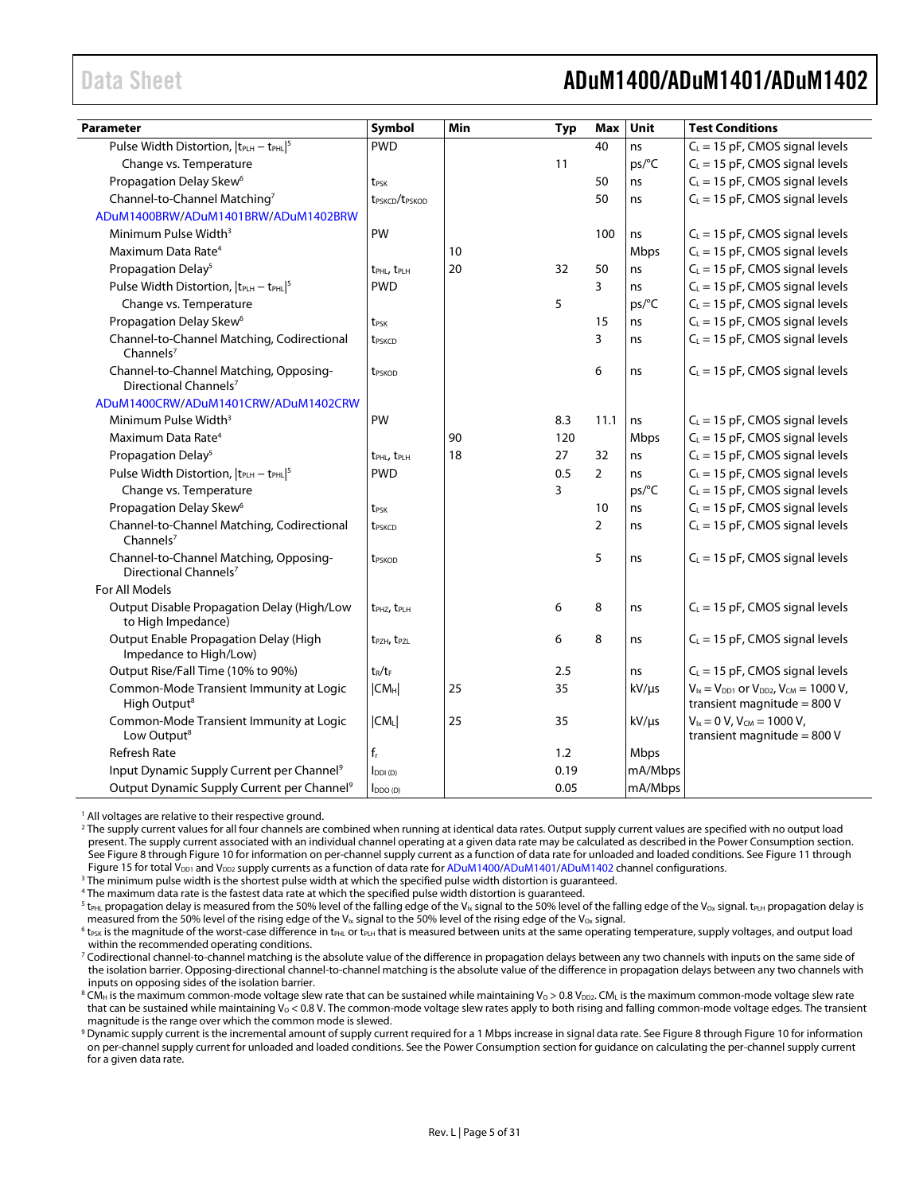| Parameter | Symbol | Min | Typ | Max | Unit | Test Conditions |
|---|---|---|---|---|---|---|
| Pulse Width Distortion, $\lvert t_{PLH} - t_{PHL} \rvert$[5] | PWD | | | 40 | ns | $C_L$ = 15 pF, CMOS signal levels |
| Change vs. Temperature | | | 11 | | ps/°C | $C_L$ = 15 pF, CMOS signal levels |
| Propagation Delay Skew[6] | $t_{PSK}$ | | | 50 | ns | $C_L$ = 15 pF, CMOS signal levels |
| Channel-to-Channel Matching[7] | $t_{PSKCD}/t_{PSKOD}$ | | | 50 | ns | $C_L$ = 15 pF, CMOS signal levels |
| ADuM1400BRW/ADuM1401BRW/ADuM1402BRW | | | | | | |
| Minimum Pulse Width[3] | PW | | | 100 | ns | $C_L$ = 15 pF, CMOS signal levels |
| Maximum Data Rate[4] | | 10 | | | Mbps | $C_L$ = 15 pF, CMOS signal levels |
| Propagation Delay[5] | $t_{PHL}$, $t_{PLH}$ | 20 | 32 | 50 | ns | $C_L$ = 15 pF, CMOS signal levels |
| Pulse Width Distortion, $\lvert t_{PLH} - t_{PHL} \rvert$[5] | PWD | | | 3 | ns | $C_L$ = 15 pF, CMOS signal levels |
| Change vs. Temperature | | | 5 | | ps/°C | $C_L$ = 15 pF, CMOS signal levels |
| Propagation Delay Skew[6] | $t_{PSK}$ | | | 15 | ns | $C_L$ = 15 pF, CMOS signal levels |
| Channel-to-Channel Matching, Codirectional Channels[7] | $t_{PSKCD}$ | | | 3 | ns | $C_L$ = 15 pF, CMOS signal levels |
| Channel-to-Channel Matching, Opposing-Directional Channels[7] | $t_{PSKOD}$ | | | 6 | ns | $C_L$ = 15 pF, CMOS signal levels |
| ADuM1400CRW/ADuM1401CRW/ADuM1402CRW | | | | | | |
| Minimum Pulse Width[3] | PW | | 8.3 | 11.1 | ns | $C_L$ = 15 pF, CMOS signal levels |
| Maximum Data Rate[4] | | 90 | 120 | | Mbps | $C_L$ = 15 pF, CMOS signal levels |
| Propagation Delay[5] | $t_{PHL}$, $t_{PLH}$ | 18 | 27 | 32 | ns | $C_L$ = 15 pF, CMOS signal levels |
| Pulse Width Distortion, $\lvert t_{PLH} - t_{PHL} \rvert$[5] | PWD | | 0.5 | 2 | ns | $C_L$ = 15 pF, CMOS signal levels |
| Change vs. Temperature | | | 3 | | ps/°C | $C_L$ = 15 pF, CMOS signal levels |
| Propagation Delay Skew[6] | $t_{PSK}$ | | | 10 | ns | $C_L$ = 15 pF, CMOS signal levels |
| Channel-to-Channel Matching, Codirectional Channels[7] | $t_{PSKCD}$ | | | 2 | ns | $C_L$ = 15 pF, CMOS signal levels |
| Channel-to-Channel Matching, Opposing-Directional Channels[7] | $t_{PSKOD}$ | | | 5 | ns | $C_L$ = 15 pF, CMOS signal levels |
| For All Models | | | | | | |
| Output Disable Propagation Delay (High/Low to High Impedance) | $t_{PHZ}$, $t_{PLH}$ | | 6 | 8 | ns | $C_L$ = 15 pF, CMOS signal levels |
| Output Enable Propagation Delay (High Impedance to High/Low) | $t_{PZH}$, $t_{PZL}$ | | 6 | 8 | ns | $C_L$ = 15 pF, CMOS signal levels |
| Output Rise/Fall Time (10% to 90%) | $t_R/t_F$ | | 2.5 | | ns | $C_L$ = 15 pF, CMOS signal levels |
| Common-Mode Transient Immunity at Logic High Output[8] | $\lvert CM_H \rvert$ | 25 | 35 | | kV/µs | $V_{Ix} = V_{DD1}$ or $V_{DD2}$, $V_{CM}$ = 1000 V, transient magnitude = 800 V |
| Common-Mode Transient Immunity at Logic Low Output[8] | $\lvert CM_L \rvert$ | 25 | 35 | | kV/µs | $V_{Ix}$ = 0 V, $V_{CM}$ = 1000 V, transient magnitude = 800 V |
| Refresh Rate | $f_r$ | | 1.2 | | Mbps | |
| Input Dynamic Supply Current per Channel[9] | $I_{DDI\,(D)}$ | | 0.19 | | mA/Mbps | |
| Output Dynamic Supply Current per Channel[9] | $I_{DDO\,(D)}$ | | 0.05 | | mA/Mbps | |

[1] All voltages are relative to their respective ground.

[2] The supply current values for all four channels are combined when running at identical data rates. Output supply current values are specified with no output load present. The supply current associated with an individual channel operating at a given data rate may be calculated as described in the Power Consumption section. See Figure 8 through Figure 10 for information on per-channel supply current as a function of data rate for unloaded and loaded conditions. See Figure 11 through Figure 15 for total $V_{DD1}$ and $V_{DD2}$ supply currents as a function of data rate for ADuM1400/ADuM1401/ADuM1402 channel configurations.

[3] The minimum pulse width is the shortest pulse width at which the specified pulse width distortion is guaranteed.

[4] The maximum data rate is the fastest data rate at which the specified pulse width distortion is guaranteed.

[5] $t_{PHL}$ propagation delay is measured from the 50% level of the falling edge of the $V_{Ix}$ signal to the 50% level of the falling edge of the $V_{Ox}$ signal. $t_{PLH}$ propagation delay is measured from the 50% level of the rising edge of the $V_{Ix}$ signal to the 50% level of the rising edge of the $V_{Ox}$ signal.

[6] $t_{PSK}$ is the magnitude of the worst-case difference in $t_{PHL}$ or $t_{PLH}$ that is measured between units at the same operating temperature, supply voltages, and output load within the recommended operating conditions.

[7] Codirectional channel-to-channel matching is the absolute value of the difference in propagation delays between any two channels with inputs on the same side of the isolation barrier. Opposing-directional channel-to-channel matching is the absolute value of the difference in propagation delays between any two channels with inputs on opposing sides of the isolation barrier.

[8] $CM_H$ is the maximum common-mode voltage slew rate that can be sustained while maintaining $V_O > 0.8\ V_{DD2}$. $CM_L$ is the maximum common-mode voltage slew rate that can be sustained while maintaining $V_O < 0.8$ V. The common-mode voltage slew rates apply to both rising and falling common-mode voltage edges. The transient magnitude is the range over which the common mode is slewed.

[9] Dynamic supply current is the incremental amount of supply current required for a 1 Mbps increase in signal data rate. See Figure 8 through Figure 10 for information on per-channel supply current for unloaded and loaded conditions. See the Power Consumption section for guidance on calculating the per-channel supply current for a given data rate.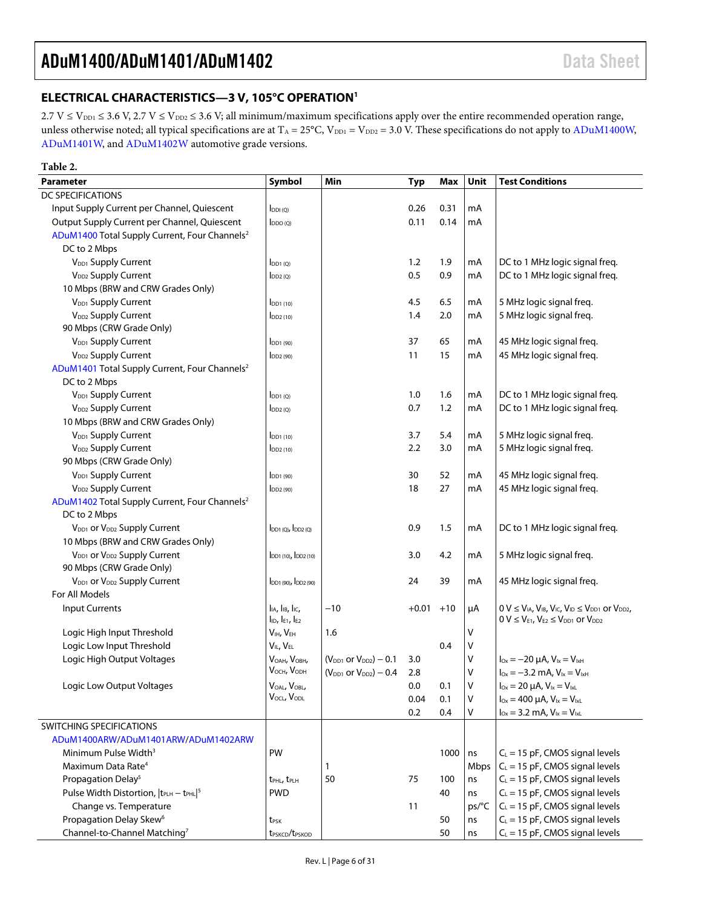## ELECTRICAL CHARACTERISTICS—3 V, 105°C OPERATION[1]

2.7 V ≤ $V_{DD1}$ ≤ 3.6 V, 2.7 V ≤ $V_{DD2}$ ≤ 3.6 V; all minimum/maximum specifications apply over the entire recommended operation range, unless otherwise noted; all typical specifications are at $T_A$ = 25°C, $V_{DD1}$ = $V_{DD2}$ = 3.0 V. These specifications do not apply to ADuM1400W, ADuM1401W, and ADuM1402W automotive grade versions.

**Table 2.**

| Parameter | Symbol | Min | Typ | Max | Unit | Test Conditions |
|---|---|---|---|---|---|---|
| DC SPECIFICATIONS | | | | | | |
| Input Supply Current per Channel, Quiescent | $I_{DDI (Q)}$ | | 0.26 | 0.31 | mA | |
| Output Supply Current per Channel, Quiescent | $I_{DDO (Q)}$ | | 0.11 | 0.14 | mA | |
| ADuM1400 Total Supply Current, Four Channels[2] | | | | | | |
| DC to 2 Mbps | | | | | | |
| $V_{DD1}$ Supply Current | $I_{DD1 (Q)}$ | | 1.2 | 1.9 | mA | DC to 1 MHz logic signal freq. |
| $V_{DD2}$ Supply Current | $I_{DD2 (Q)}$ | | 0.5 | 0.9 | mA | DC to 1 MHz logic signal freq. |
| 10 Mbps (BRW and CRW Grades Only) | | | | | | |
| $V_{DD1}$ Supply Current | $I_{DD1 (10)}$ | | 4.5 | 6.5 | mA | 5 MHz logic signal freq. |
| $V_{DD2}$ Supply Current | $I_{DD2 (10)}$ | | 1.4 | 2.0 | mA | 5 MHz logic signal freq. |
| 90 Mbps (CRW Grade Only) | | | | | | |
| $V_{DD1}$ Supply Current | $I_{DD1 (90)}$ | | 37 | 65 | mA | 45 MHz logic signal freq. |
| $V_{DD2}$ Supply Current | $I_{DD2 (90)}$ | | 11 | 15 | mA | 45 MHz logic signal freq. |
| ADuM1401 Total Supply Current, Four Channels[2] | | | | | | |
| DC to 2 Mbps | | | | | | |
| $V_{DD1}$ Supply Current | $I_{DD1 (Q)}$ | | 1.0 | 1.6 | mA | DC to 1 MHz logic signal freq. |
| $V_{DD2}$ Supply Current | $I_{DD2 (Q)}$ | | 0.7 | 1.2 | mA | DC to 1 MHz logic signal freq. |
| 10 Mbps (BRW and CRW Grades Only) | | | | | | |
| $V_{DD1}$ Supply Current | $I_{DD1 (10)}$ | | 3.7 | 5.4 | mA | 5 MHz logic signal freq. |
| $V_{DD2}$ Supply Current | $I_{DD2 (10)}$ | | 2.2 | 3.0 | mA | 5 MHz logic signal freq. |
| 90 Mbps (CRW Grade Only) | | | | | | |
| $V_{DD1}$ Supply Current | $I_{DD1 (90)}$ | | 30 | 52 | mA | 45 MHz logic signal freq. |
| $V_{DD2}$ Supply Current | $I_{DD2 (90)}$ | | 18 | 27 | mA | 45 MHz logic signal freq. |
| ADuM1402 Total Supply Current, Four Channels[2] | | | | | | |
| DC to 2 Mbps | | | | | | |
| $V_{DD1}$ or $V_{DD2}$ Supply Current | $I_{DD1 (Q)}$, $I_{DD2 (Q)}$ | | 0.9 | 1.5 | mA | DC to 1 MHz logic signal freq. |
| 10 Mbps (BRW and CRW Grades Only) | | | | | | |
| $V_{DD1}$ or $V_{DD2}$ Supply Current | $I_{DD1 (10)}$, $I_{DD2 (10)}$ | | 3.0 | 4.2 | mA | 5 MHz logic signal freq. |
| 90 Mbps (CRW Grade Only) | | | | | | |
| $V_{DD1}$ or $V_{DD2}$ Supply Current | $I_{DD1 (90)}$, $I_{DD2 (90)}$ | | 24 | 39 | mA | 45 MHz logic signal freq. |
| For All Models | | | | | | |
| Input Currents | $I_{IA}$, $I_{IB}$, $I_{IC}$, $I_{ID}$, $I_{E1}$, $I_{E2}$ | −10 | +0.01 | +10 | µA | 0 V ≤ $V_{IA}$, $V_{IB}$, $V_{IC}$, $V_{ID}$ ≤ $V_{DD1}$ or $V_{DD2}$, 0 V ≤ $V_{E1}$, $V_{E2}$ ≤ $V_{DD1}$ or $V_{DD2}$ |
| Logic High Input Threshold | $V_{IH}$, $V_{EH}$ | 1.6 | | | V | |
| Logic Low Input Threshold | $V_{IL}$, $V_{EL}$ | | | 0.4 | V | |
| Logic High Output Voltages | $V_{OAH}$, $V_{OBH}$, $V_{OCH}$, $V_{ODH}$ | ($V_{DD1}$ or $V_{DD2}$) − 0.1 | 3.0 | | V | $I_{Ox}$ = −20 µA, $V_{Ix}$ = $V_{IxH}$ |
| | | ($V_{DD1}$ or $V_{DD2}$) − 0.4 | 2.8 | | V | $I_{Ox}$ = −3.2 mA, $V_{Ix}$ = $V_{IxH}$ |
| Logic Low Output Voltages | $V_{OAL}$, $V_{OBL}$, $V_{OCL}$, $V_{ODL}$ | | 0.0 | 0.1 | V | $I_{Ox}$ = 20 µA, $V_{Ix}$ = $V_{IxL}$ |
| | | | 0.04 | 0.1 | V | $I_{Ox}$ = 400 µA, $V_{Ix}$ = $V_{IxL}$ |
| | | | 0.2 | 0.4 | V | $I_{Ox}$ = 3.2 mA, $V_{Ix}$ = $V_{IxL}$ |
| SWITCHING SPECIFICATIONS | | | | | | |
| ADuM1400ARW/ADuM1401ARW/ADuM1402ARW | | | | | | |
| Minimum Pulse Width[3] | PW | | | 1000 | ns | $C_L$ = 15 pF, CMOS signal levels |
| Maximum Data Rate[4] | | 1 | | | Mbps | $C_L$ = 15 pF, CMOS signal levels |
| Propagation Delay[5] | $t_{PHL}$, $t_{PLH}$ | 50 | 75 | 100 | ns | $C_L$ = 15 pF, CMOS signal levels |
| Pulse Width Distortion, $\lvert t_{PLH} - t_{PHL}\rvert$[5] | PWD | | | 40 | ns | $C_L$ = 15 pF, CMOS signal levels |
| Change vs. Temperature | | | 11 | | ps/°C | $C_L$ = 15 pF, CMOS signal levels |
| Propagation Delay Skew[6] | $t_{PSK}$ | | | 50 | ns | $C_L$ = 15 pF, CMOS signal levels |
| Channel-to-Channel Matching[7] | $t_{PSKCD}$/$t_{PSKOD}$ | | | 50 | ns | $C_L$ = 15 pF, CMOS signal levels |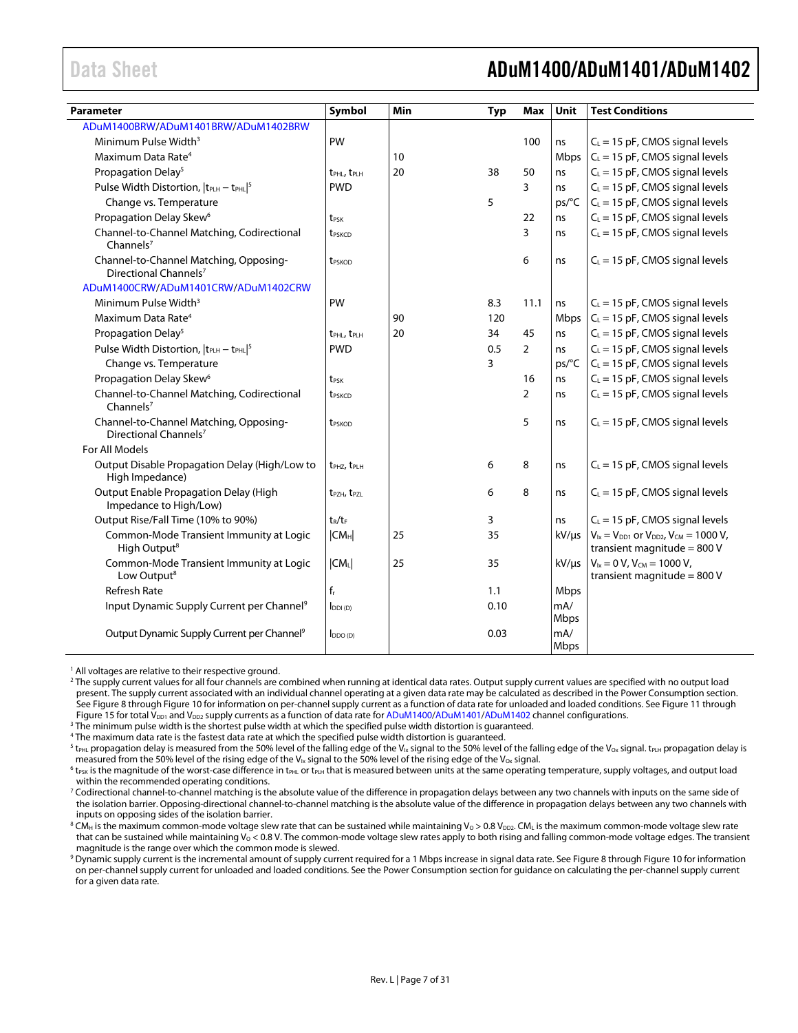| Parameter | Symbol | Min | Typ | Max | Unit | Test Conditions |
|---|---|---|---|---|---|---|
| ADuM1400BRW/ADuM1401BRW/ADuM1402BRW | | | | | | |
| Minimum Pulse Width[3] | PW | | | 100 | ns | $C_L$ = 15 pF, CMOS signal levels |
| Maximum Data Rate[4] | | 10 | | | Mbps | $C_L$ = 15 pF, CMOS signal levels |
| Propagation Delay[5] | $t_{PHL}$, $t_{PLH}$ | 20 | 38 | 50 | ns | $C_L$ = 15 pF, CMOS signal levels |
| Pulse Width Distortion, $\|t_{PLH} - t_{PHL}\|$[5] | PWD | | | 3 | ns | $C_L$ = 15 pF, CMOS signal levels |
| Change vs. Temperature | | | 5 | | ps/°C | $C_L$ = 15 pF, CMOS signal levels |
| Propagation Delay Skew[6] | $t_{PSK}$ | | | 22 | ns | $C_L$ = 15 pF, CMOS signal levels |
| Channel-to-Channel Matching, Codirectional Channels[7] | $t_{PSKCD}$ | | | 3 | ns | $C_L$ = 15 pF, CMOS signal levels |
| Channel-to-Channel Matching, Opposing-Directional Channels[7] | $t_{PSKOD}$ | | | 6 | ns | $C_L$ = 15 pF, CMOS signal levels |
| ADuM1400CRW/ADuM1401CRW/ADuM1402CRW | | | | | | |
| Minimum Pulse Width[3] | PW | | 8.3 | 11.1 | ns | $C_L$ = 15 pF, CMOS signal levels |
| Maximum Data Rate[4] | | 90 | 120 | | Mbps | $C_L$ = 15 pF, CMOS signal levels |
| Propagation Delay[5] | $t_{PHL}$, $t_{PLH}$ | 20 | 34 | 45 | ns | $C_L$ = 15 pF, CMOS signal levels |
| Pulse Width Distortion, $\|t_{PLH} - t_{PHL}\|$[5] | PWD | | 0.5 | 2 | ns | $C_L$ = 15 pF, CMOS signal levels |
| Change vs. Temperature | | | 3 | | ps/°C | $C_L$ = 15 pF, CMOS signal levels |
| Propagation Delay Skew[6] | $t_{PSK}$ | | | 16 | ns | $C_L$ = 15 pF, CMOS signal levels |
| Channel-to-Channel Matching, Codirectional Channels[7] | $t_{PSKCD}$ | | | 2 | ns | $C_L$ = 15 pF, CMOS signal levels |
| Channel-to-Channel Matching, Opposing-Directional Channels[7] | $t_{PSKOD}$ | | | 5 | ns | $C_L$ = 15 pF, CMOS signal levels |
| For All Models | | | | | | |
| Output Disable Propagation Delay (High/Low to High Impedance) | $t_{PHZ}$, $t_{PLH}$ | | 6 | 8 | ns | $C_L$ = 15 pF, CMOS signal levels |
| Output Enable Propagation Delay (High Impedance to High/Low) | $t_{PZH}$, $t_{PZL}$ | | 6 | 8 | ns | $C_L$ = 15 pF, CMOS signal levels |
| Output Rise/Fall Time (10% to 90%) | $t_R/t_F$ | | 3 | | ns | $C_L$ = 15 pF, CMOS signal levels |
| Common-Mode Transient Immunity at Logic High Output[8] | $\|CM_H\|$ | 25 | 35 | | kV/µs | $V_{Ix} = V_{DD1}$ or $V_{DD2}$, $V_{CM}$ = 1000 V, transient magnitude = 800 V |
| Common-Mode Transient Immunity at Logic Low Output[8] | $\|CM_L\|$ | 25 | 35 | | kV/µs | $V_{Ix}$ = 0 V, $V_{CM}$ = 1000 V, transient magnitude = 800 V |
| Refresh Rate | $f_r$ | | 1.1 | | Mbps | |
| Input Dynamic Supply Current per Channel[9] | $I_{DDI\ (D)}$ | | 0.10 | | mA/Mbps | |
| Output Dynamic Supply Current per Channel[9] | $I_{DDO\ (D)}$ | | 0.03 | | mA/Mbps | |

[1] All voltages are relative to their respective ground.

[2] The supply current values for all four channels are combined when running at identical data rates. Output supply current values are specified with no output load present. The supply current associated with an individual channel operating at a given data rate may be calculated as described in the Power Consumption section. See Figure 8 through Figure 10 for information on per-channel supply current as a function of data rate for unloaded and loaded conditions. See Figure 11 through Figure 15 for total $V_{DD1}$ and $V_{DD2}$ supply currents as a function of data rate for ADuM1400/ADuM1401/ADuM1402 channel configurations.

[3] The minimum pulse width is the shortest pulse width at which the specified pulse width distortion is guaranteed.

[4] The maximum data rate is the fastest data rate at which the specified pulse width distortion is guaranteed.

[5] $t_{PHL}$ propagation delay is measured from the 50% level of the falling edge of the $V_{Ix}$ signal to the 50% level of the falling edge of the $V_{Ox}$ signal. $t_{PLH}$ propagation delay is measured from the 50% level of the rising edge of the $V_{Ix}$ signal to the 50% level of the rising edge of the $V_{Ox}$ signal.

[6] $t_{PSK}$ is the magnitude of the worst-case difference in $t_{PHL}$ or $t_{PLH}$ that is measured between units at the same operating temperature, supply voltages, and output load within the recommended operating conditions.

[7] Codirectional channel-to-channel matching is the absolute value of the difference in propagation delays between any two channels with inputs on the same side of the isolation barrier. Opposing-directional channel-to-channel matching is the absolute value of the difference in propagation delays between any two channels with inputs on opposing sides of the isolation barrier.

[8] $CM_H$ is the maximum common-mode voltage slew rate that can be sustained while maintaining $V_O > 0.8\ V_{DD2}$. $CM_L$ is the maximum common-mode voltage slew rate that can be sustained while maintaining $V_O < 0.8$ V. The common-mode voltage slew rates apply to both rising and falling common-mode voltage edges. The transient magnitude is the range over which the common mode is slewed.

[9] Dynamic supply current is the incremental amount of supply current required for a 1 Mbps increase in signal data rate. See Figure 8 through Figure 10 for information on per-channel supply current for unloaded and loaded conditions. See the Power Consumption section for guidance on calculating the per-channel supply current for a given data rate.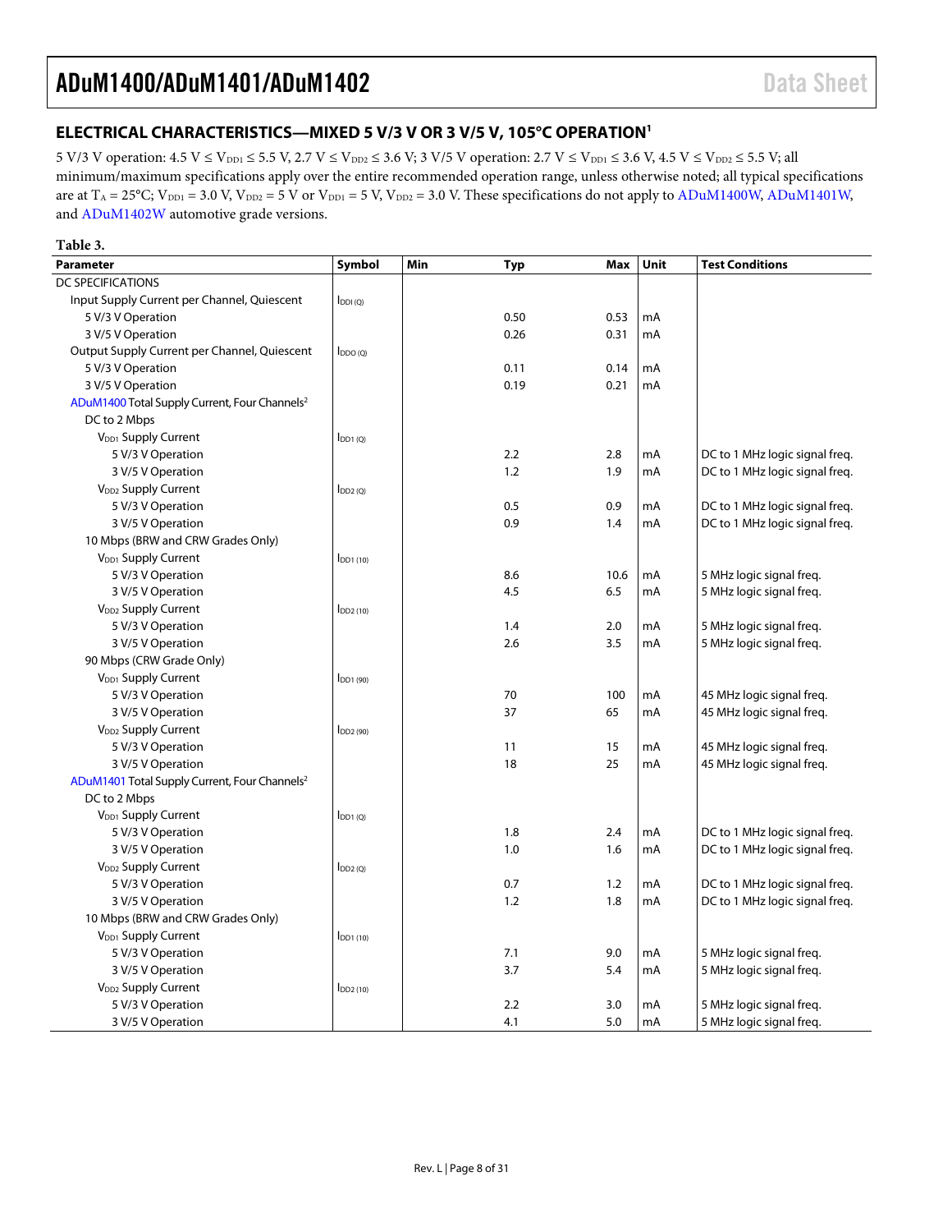## ELECTRICAL CHARACTERISTICS—MIXED 5 V/3 V OR 3 V/5 V, 105°C OPERATION[1]

5 V/3 V operation: 4.5 V ≤ $V_{DD1}$ ≤ 5.5 V, 2.7 V ≤ $V_{DD2}$ ≤ 3.6 V; 3 V/5 V operation: 2.7 V ≤ $V_{DD1}$ ≤ 3.6 V, 4.5 V ≤ $V_{DD2}$ ≤ 5.5 V; all minimum/maximum specifications apply over the entire recommended operation range, unless otherwise noted; all typical specifications are at $T_A$ = 25°C; $V_{DD1}$ = 3.0 V, $V_{DD2}$ = 5 V or $V_{DD1}$ = 5 V, $V_{DD2}$ = 3.0 V. These specifications do not apply to ADuM1400W, ADuM1401W, and ADuM1402W automotive grade versions.

**Table 3.**

| Parameter | Symbol | Min | Typ | Max | Unit | Test Conditions |
|---|---|---|---|---|---|---|
| DC SPECIFICATIONS | | | | | | |
| Input Supply Current per Channel, Quiescent | $I_{DDI (Q)}$ | | | | | |
| 5 V/3 V Operation | | | 0.50 | 0.53 | mA | |
| 3 V/5 V Operation | | | 0.26 | 0.31 | mA | |
| Output Supply Current per Channel, Quiescent | $I_{DDO (Q)}$ | | | | | |
| 5 V/3 V Operation | | | 0.11 | 0.14 | mA | |
| 3 V/5 V Operation | | | 0.19 | 0.21 | mA | |
| ADuM1400 Total Supply Current, Four Channels[2] | | | | | | |
| DC to 2 Mbps | | | | | | |
| $V_{DD1}$ Supply Current | $I_{DD1 (Q)}$ | | | | | |
| 5 V/3 V Operation | | | 2.2 | 2.8 | mA | DC to 1 MHz logic signal freq. |
| 3 V/5 V Operation | | | 1.2 | 1.9 | mA | DC to 1 MHz logic signal freq. |
| $V_{DD2}$ Supply Current | $I_{DD2 (Q)}$ | | | | | |
| 5 V/3 V Operation | | | 0.5 | 0.9 | mA | DC to 1 MHz logic signal freq. |
| 3 V/5 V Operation | | | 0.9 | 1.4 | mA | DC to 1 MHz logic signal freq. |
| 10 Mbps (BRW and CRW Grades Only) | | | | | | |
| $V_{DD1}$ Supply Current | $I_{DD1 (10)}$ | | | | | |
| 5 V/3 V Operation | | | 8.6 | 10.6 | mA | 5 MHz logic signal freq. |
| 3 V/5 V Operation | | | 4.5 | 6.5 | mA | 5 MHz logic signal freq. |
| $V_{DD2}$ Supply Current | $I_{DD2 (10)}$ | | | | | |
| 5 V/3 V Operation | | | 1.4 | 2.0 | mA | 5 MHz logic signal freq. |
| 3 V/5 V Operation | | | 2.6 | 3.5 | mA | 5 MHz logic signal freq. |
| 90 Mbps (CRW Grade Only) | | | | | | |
| $V_{DD1}$ Supply Current | $I_{DD1 (90)}$ | | | | | |
| 5 V/3 V Operation | | | 70 | 100 | mA | 45 MHz logic signal freq. |
| 3 V/5 V Operation | | | 37 | 65 | mA | 45 MHz logic signal freq. |
| $V_{DD2}$ Supply Current | $I_{DD2 (90)}$ | | | | | |
| 5 V/3 V Operation | | | 11 | 15 | mA | 45 MHz logic signal freq. |
| 3 V/5 V Operation | | | 18 | 25 | mA | 45 MHz logic signal freq. |
| ADuM1401 Total Supply Current, Four Channels[2] | | | | | | |
| DC to 2 Mbps | | | | | | |
| $V_{DD1}$ Supply Current | $I_{DD1 (Q)}$ | | | | | |
| 5 V/3 V Operation | | | 1.8 | 2.4 | mA | DC to 1 MHz logic signal freq. |
| 3 V/5 V Operation | | | 1.0 | 1.6 | mA | DC to 1 MHz logic signal freq. |
| $V_{DD2}$ Supply Current | $I_{DD2 (Q)}$ | | | | | |
| 5 V/3 V Operation | | | 0.7 | 1.2 | mA | DC to 1 MHz logic signal freq. |
| 3 V/5 V Operation | | | 1.2 | 1.8 | mA | DC to 1 MHz logic signal freq. |
| 10 Mbps (BRW and CRW Grades Only) | | | | | | |
| $V_{DD1}$ Supply Current | $I_{DD1 (10)}$ | | | | | |
| 5 V/3 V Operation | | | 7.1 | 9.0 | mA | 5 MHz logic signal freq. |
| 3 V/5 V Operation | | | 3.7 | 5.4 | mA | 5 MHz logic signal freq. |
| $V_{DD2}$ Supply Current | $I_{DD2 (10)}$ | | | | | |
| 5 V/3 V Operation | | | 2.2 | 3.0 | mA | 5 MHz logic signal freq. |
| 3 V/5 V Operation | | | 4.1 | 5.0 | mA | 5 MHz logic signal freq. |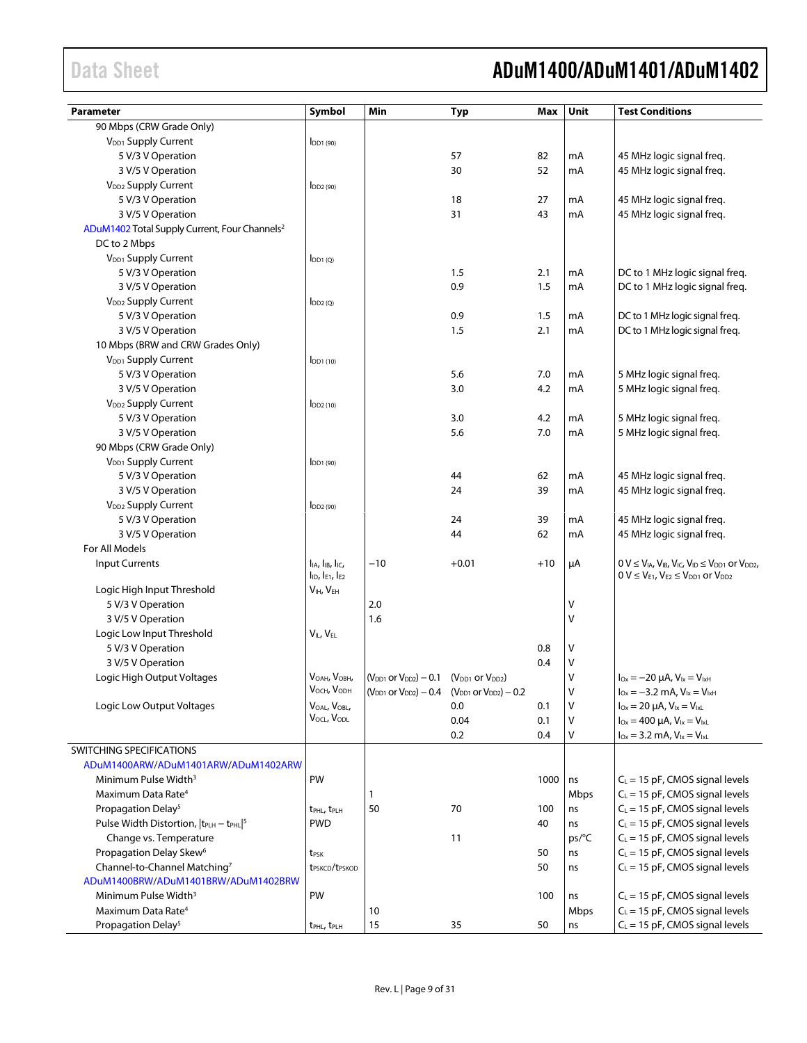| Parameter | Symbol | Min | Typ | Max | Unit | Test Conditions |
|---|---|---|---|---|---|---|
| 90 Mbps (CRW Grade Only) | | | | | | |
| $V_{DD1}$ Supply Current | $I_{DD1\ (90)}$ | | | | | |
| 5 V/3 V Operation | | | 57 | 82 | mA | 45 MHz logic signal freq. |
| 3 V/5 V Operation | | | 30 | 52 | mA | 45 MHz logic signal freq. |
| $V_{DD2}$ Supply Current | $I_{DD2\ (90)}$ | | | | | |
| 5 V/3 V Operation | | | 18 | 27 | mA | 45 MHz logic signal freq. |
| 3 V/5 V Operation | | | 31 | 43 | mA | 45 MHz logic signal freq. |
| ADuM1402 Total Supply Current, Four Channels[2] | | | | | | |
| DC to 2 Mbps | | | | | | |
| $V_{DD1}$ Supply Current | $I_{DD1\ (Q)}$ | | | | | |
| 5 V/3 V Operation | | | 1.5 | 2.1 | mA | DC to 1 MHz logic signal freq. |
| 3 V/5 V Operation | | | 0.9 | 1.5 | mA | DC to 1 MHz logic signal freq. |
| $V_{DD2}$ Supply Current | $I_{DD2\ (Q)}$ | | | | | |
| 5 V/3 V Operation | | | 0.9 | 1.5 | mA | DC to 1 MHz logic signal freq. |
| 3 V/5 V Operation | | | 1.5 | 2.1 | mA | DC to 1 MHz logic signal freq. |
| 10 Mbps (BRW and CRW Grades Only) | | | | | | |
| $V_{DD1}$ Supply Current | $I_{DD1\ (10)}$ | | | | | |
| 5 V/3 V Operation | | | 5.6 | 7.0 | mA | 5 MHz logic signal freq. |
| 3 V/5 V Operation | | | 3.0 | 4.2 | mA | 5 MHz logic signal freq. |
| $V_{DD2}$ Supply Current | $I_{DD2\ (10)}$ | | | | | |
| 5 V/3 V Operation | | | 3.0 | 4.2 | mA | 5 MHz logic signal freq. |
| 3 V/5 V Operation | | | 5.6 | 7.0 | mA | 5 MHz logic signal freq. |
| 90 Mbps (CRW Grade Only) | | | | | | |
| $V_{DD1}$ Supply Current | $I_{DD1\ (90)}$ | | | | | |
| 5 V/3 V Operation | | | 44 | 62 | mA | 45 MHz logic signal freq. |
| 3 V/5 V Operation | | | 24 | 39 | mA | 45 MHz logic signal freq. |
| $V_{DD2}$ Supply Current | $I_{DD2\ (90)}$ | | | | | |
| 5 V/3 V Operation | | | 24 | 39 | mA | 45 MHz logic signal freq. |
| 3 V/5 V Operation | | | 44 | 62 | mA | 45 MHz logic signal freq. |
| For All Models | | | | | | |
| Input Currents | $I_{IA}$, $I_{IB}$, $I_{IC}$, $I_{ID}$, $I_{E1}$, $I_{E2}$ | −10 | +0.01 | +10 | µA | $0\ V \le V_{IA}, V_{IB}, V_{IC}, V_{ID} \le V_{DD1}$ or $V_{DD2}$, $0\ V \le V_{E1}, V_{E2} \le V_{DD1}$ or $V_{DD2}$ |
| Logic High Input Threshold | $V_{IH}$, $V_{EH}$ | | | | | |
| 5 V/3 V Operation | | 2.0 | | | V | |
| 3 V/5 V Operation | | 1.6 | | | V | |
| Logic Low Input Threshold | $V_{IL}$, $V_{EL}$ | | | | | |
| 5 V/3 V Operation | | | | 0.8 | V | |
| 3 V/5 V Operation | | | | 0.4 | V | |
| Logic High Output Voltages | $V_{OAH}$, $V_{OBH}$, $V_{OCH}$, $V_{ODH}$ | ($V_{DD1}$ or $V_{DD2}$) − 0.1 | ($V_{DD1}$ or $V_{DD2}$) | | V | $I_{Ox} = −20\ µA$, $V_{Ix} = V_{IxH}$ |
| | | ($V_{DD1}$ or $V_{DD2}$) − 0.4 | ($V_{DD1}$ or $V_{DD2}$) − 0.2 | | V | $I_{Ox} = −3.2\ mA$, $V_{Ix} = V_{IxH}$ |
| Logic Low Output Voltages | $V_{OAL}$, $V_{OBL}$, $V_{OCL}$, $V_{ODL}$ | | 0.0 | 0.1 | V | $I_{Ox} = 20\ µA$, $V_{Ix} = V_{IxL}$ |
| | | | 0.04 | 0.1 | V | $I_{Ox} = 400\ µA$, $V_{Ix} = V_{IxL}$ |
| | | | 0.2 | 0.4 | V | $I_{Ox} = 3.2\ mA$, $V_{Ix} = V_{IxL}$ |
| SWITCHING SPECIFICATIONS | | | | | | |
| ADuM1400ARW/ADuM1401ARW/ADuM1402ARW | | | | | | |
| Minimum Pulse Width[3] | PW | | | 1000 | ns | $C_L = 15\ pF$, CMOS signal levels |
| Maximum Data Rate[4] | | 1 | | | Mbps | $C_L = 15\ pF$, CMOS signal levels |
| Propagation Delay[5] | $t_{PHL}$, $t_{PLH}$ | 50 | 70 | 100 | ns | $C_L = 15\ pF$, CMOS signal levels |
| Pulse Width Distortion, $\lvert t_{PLH} − t_{PHL} \rvert$[5] | PWD | | | 40 | ns | $C_L = 15\ pF$, CMOS signal levels |
| Change vs. Temperature | | | 11 | | ps/°C | $C_L = 15\ pF$, CMOS signal levels |
| Propagation Delay Skew[6] | $t_{PSK}$ | | | 50 | ns | $C_L = 15\ pF$, CMOS signal levels |
| Channel-to-Channel Matching[7] | $t_{PSKCD}/t_{PSKOD}$ | | | 50 | ns | $C_L = 15\ pF$, CMOS signal levels |
| ADuM1400BRW/ADuM1401BRW/ADuM1402BRW | | | | | | |
| Minimum Pulse Width[3] | PW | | | 100 | ns | $C_L = 15\ pF$, CMOS signal levels |
| Maximum Data Rate[4] | | 10 | | | Mbps | $C_L = 15\ pF$, CMOS signal levels |
| Propagation Delay[5] | $t_{PHL}$, $t_{PLH}$ | 15 | 35 | 50 | ns | $C_L = 15\ pF$, CMOS signal levels |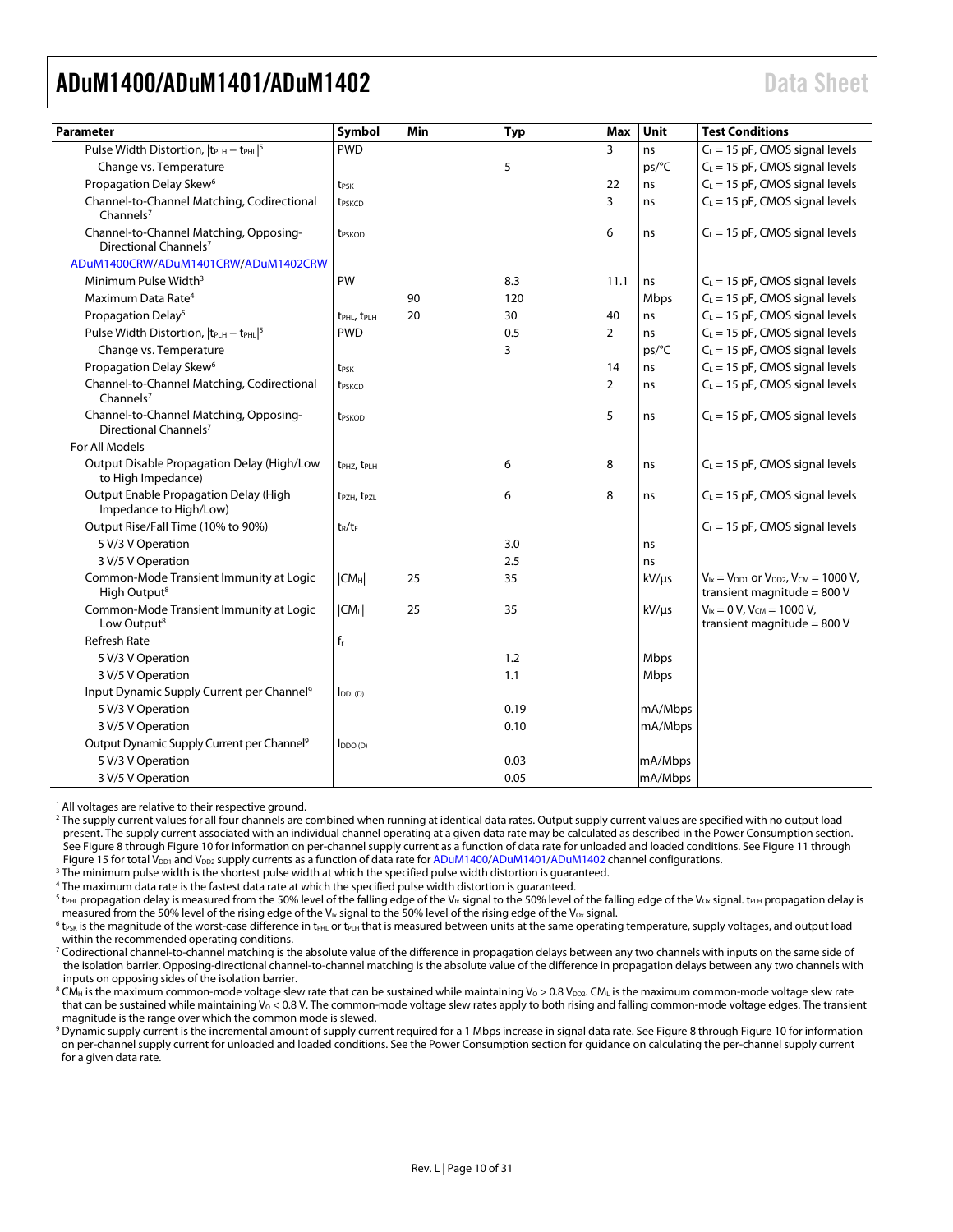| Parameter | Symbol | Min | Typ | Max | Unit | Test Conditions |
|---|---|---|---|---|---|---|
| Pulse Width Distortion, $\|t_{PLH} - t_{PHL}\|$[5] | PWD | | | 3 | ns | $C_L$ = 15 pF, CMOS signal levels |
| Change vs. Temperature | | | 5 | | ps/°C | $C_L$ = 15 pF, CMOS signal levels |
| Propagation Delay Skew[6] | $t_{PSK}$ | | | 22 | ns | $C_L$ = 15 pF, CMOS signal levels |
| Channel-to-Channel Matching, Codirectional Channels[7] | $t_{PSKCD}$ | | | 3 | ns | $C_L$ = 15 pF, CMOS signal levels |
| Channel-to-Channel Matching, Opposing-Directional Channels[7] | $t_{PSKOD}$ | | | 6 | ns | $C_L$ = 15 pF, CMOS signal levels |
| ADuM1400CRW/ADuM1401CRW/ADuM1402CRW | | | | | | |
| Minimum Pulse Width[3] | PW | | 8.3 | 11.1 | ns | $C_L$ = 15 pF, CMOS signal levels |
| Maximum Data Rate[4] | | 90 | 120 | | Mbps | $C_L$ = 15 pF, CMOS signal levels |
| Propagation Delay[5] | $t_{PHL}$, $t_{PLH}$ | 20 | 30 | 40 | ns | $C_L$ = 15 pF, CMOS signal levels |
| Pulse Width Distortion, $\|t_{PLH} - t_{PHL}\|$[5] | PWD | | 0.5 | 2 | ns | $C_L$ = 15 pF, CMOS signal levels |
| Change vs. Temperature | | | 3 | | ps/°C | $C_L$ = 15 pF, CMOS signal levels |
| Propagation Delay Skew[6] | $t_{PSK}$ | | | 14 | ns | $C_L$ = 15 pF, CMOS signal levels |
| Channel-to-Channel Matching, Codirectional Channels[7] | $t_{PSKCD}$ | | | 2 | ns | $C_L$ = 15 pF, CMOS signal levels |
| Channel-to-Channel Matching, Opposing-Directional Channels[7] | $t_{PSKOD}$ | | | 5 | ns | $C_L$ = 15 pF, CMOS signal levels |
| For All Models | | | | | | |
| Output Disable Propagation Delay (High/Low to High Impedance) | $t_{PHZ}$, $t_{PLH}$ | | 6 | 8 | ns | $C_L$ = 15 pF, CMOS signal levels |
| Output Enable Propagation Delay (High Impedance to High/Low) | $t_{PZH}$, $t_{PZL}$ | | 6 | 8 | ns | $C_L$ = 15 pF, CMOS signal levels |
| Output Rise/Fall Time (10% to 90%) | $t_R/t_F$ | | | | | $C_L$ = 15 pF, CMOS signal levels |
| 5 V/3 V Operation | | | 3.0 | | ns | |
| 3 V/5 V Operation | | | 2.5 | | ns | |
| Common-Mode Transient Immunity at Logic High Output[8] | $\|CM_H\|$ | 25 | 35 | | kV/µs | $V_{Ix} = V_{DD1}$ or $V_{DD2}$, $V_{CM}$ = 1000 V, transient magnitude = 800 V |
| Common-Mode Transient Immunity at Logic Low Output[8] | $\|CM_L\|$ | 25 | 35 | | kV/µs | $V_{Ix}$ = 0 V, $V_{CM}$ = 1000 V, transient magnitude = 800 V |
| Refresh Rate | $f_r$ | | | | | |
| 5 V/3 V Operation | | | 1.2 | | Mbps | |
| 3 V/5 V Operation | | | 1.1 | | Mbps | |
| Input Dynamic Supply Current per Channel[9] | $I_{DDI (D)}$ | | | | | |
| 5 V/3 V Operation | | | 0.19 | | mA/Mbps | |
| 3 V/5 V Operation | | | 0.10 | | mA/Mbps | |
| Output Dynamic Supply Current per Channel[9] | $I_{DDO (D)}$ | | | | | |
| 5 V/3 V Operation | | | 0.03 | | mA/Mbps | |
| 3 V/5 V Operation | | | 0.05 | | mA/Mbps | |

[1] All voltages are relative to their respective ground.

[2] The supply current values for all four channels are combined when running at identical data rates. Output supply current values are specified with no output load present. The supply current associated with an individual channel operating at a given data rate may be calculated as described in the Power Consumption section. See Figure 8 through Figure 10 for information on per-channel supply current as a function of data rate for unloaded and loaded conditions. See Figure 11 through Figure 15 for total $V_{DD1}$ and $V_{DD2}$ supply currents as a function of data rate for ADuM1400/ADuM1401/ADuM1402 channel configurations.

[3] The minimum pulse width is the shortest pulse width at which the specified pulse width distortion is guaranteed.

[4] The maximum data rate is the fastest data rate at which the specified pulse width distortion is guaranteed.

[5] $t_{PHL}$ propagation delay is measured from the 50% level of the falling edge of the $V_{Ix}$ signal to the 50% level of the falling edge of the $V_{Ox}$ signal. $t_{PLH}$ propagation delay is measured from the 50% level of the rising edge of the $V_{Ix}$ signal to the 50% level of the rising edge of the $V_{Ox}$ signal.

[6] $t_{PSK}$ is the magnitude of the worst-case difference in $t_{PHL}$ or $t_{PLH}$ that is measured between units at the same operating temperature, supply voltages, and output load within the recommended operating conditions.

[7] Codirectional channel-to-channel matching is the absolute value of the difference in propagation delays between any two channels with inputs on the same side of the isolation barrier. Opposing-directional channel-to-channel matching is the absolute value of the difference in propagation delays between any two channels with inputs on opposing sides of the isolation barrier.

[8] $CM_H$ is the maximum common-mode voltage slew rate that can be sustained while maintaining $V_O > 0.8\ V_{DD2}$. $CM_L$ is the maximum common-mode voltage slew rate that can be sustained while maintaining $V_O < 0.8$ V. The common-mode voltage slew rates apply to both rising and falling common-mode voltage edges. The transient magnitude is the range over which the common mode is slewed.

[9] Dynamic supply current is the incremental amount of supply current required for a 1 Mbps increase in signal data rate. See Figure 8 through Figure 10 for information on per-channel supply current for unloaded and loaded conditions. See the Power Consumption section for guidance on calculating the per-channel supply current for a given data rate.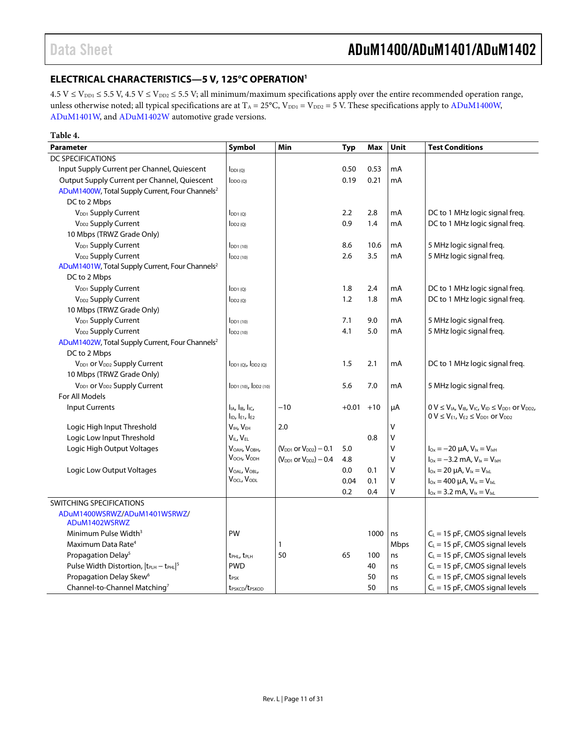## ELECTRICAL CHARACTERISTICS—5 V, 125°C OPERATION[1]

4.5 V ≤ $V_{DD1}$ ≤ 5.5 V, 4.5 V ≤ $V_{DD2}$ ≤ 5.5 V; all minimum/maximum specifications apply over the entire recommended operation range, unless otherwise noted; all typical specifications are at $T_A$ = 25°C, $V_{DD1}$ = $V_{DD2}$ = 5 V. These specifications apply to ADuM1400W, ADuM1401W, and ADuM1402W automotive grade versions.

**Table 4.**

| Parameter | Symbol | Min | Typ | Max | Unit | Test Conditions |
|---|---|---|---|---|---|---|
| DC SPECIFICATIONS | | | | | | |
| Input Supply Current per Channel, Quiescent | $I_{DDI (Q)}$ | | 0.50 | 0.53 | mA | |
| Output Supply Current per Channel, Quiescent | $I_{DDO (Q)}$ | | 0.19 | 0.21 | mA | |
| ADuM1400W, Total Supply Current, Four Channels[2] | | | | | | |
| DC to 2 Mbps | | | | | | |
| $V_{DD1}$ Supply Current | $I_{DD1 (Q)}$ | | 2.2 | 2.8 | mA | DC to 1 MHz logic signal freq. |
| $V_{DD2}$ Supply Current | $I_{DD2 (Q)}$ | | 0.9 | 1.4 | mA | DC to 1 MHz logic signal freq. |
| 10 Mbps (TRWZ Grade Only) | | | | | | |
| $V_{DD1}$ Supply Current | $I_{DD1 (10)}$ | | 8.6 | 10.6 | mA | 5 MHz logic signal freq. |
| $V_{DD2}$ Supply Current | $I_{DD2 (10)}$ | | 2.6 | 3.5 | mA | 5 MHz logic signal freq. |
| ADuM1401W, Total Supply Current, Four Channels[2] | | | | | | |
| DC to 2 Mbps | | | | | | |
| $V_{DD1}$ Supply Current | $I_{DD1 (Q)}$ | | 1.8 | 2.4 | mA | DC to 1 MHz logic signal freq. |
| $V_{DD2}$ Supply Current | $I_{DD2 (Q)}$ | | 1.2 | 1.8 | mA | DC to 1 MHz logic signal freq. |
| 10 Mbps (TRWZ Grade Only) | | | | | | |
| $V_{DD1}$ Supply Current | $I_{DD1 (10)}$ | | 7.1 | 9.0 | mA | 5 MHz logic signal freq. |
| $V_{DD2}$ Supply Current | $I_{DD2 (10)}$ | | 4.1 | 5.0 | mA | 5 MHz logic signal freq. |
| ADuM1402W, Total Supply Current, Four Channels[2] | | | | | | |
| DC to 2 Mbps | | | | | | |
| $V_{DD1}$ or $V_{DD2}$ Supply Current | $I_{DD1 (Q)}$, $I_{DD2 (Q)}$ | | 1.5 | 2.1 | mA | DC to 1 MHz logic signal freq. |
| 10 Mbps (TRWZ Grade Only) | | | | | | |
| $V_{DD1}$ or $V_{DD2}$ Supply Current | $I_{DD1 (10)}$, $I_{DD2 (10)}$ | | 5.6 | 7.0 | mA | 5 MHz logic signal freq. |
| For All Models | | | | | | |
| Input Currents | $I_{IA}$, $I_{IB}$, $I_{IC}$, $I_{ID}$, $I_{E1}$, $I_{E2}$ | −10 | +0.01 | +10 | µA | 0 V ≤ $V_{IA}$, $V_{IB}$, $V_{IC}$, $V_{ID}$ ≤ $V_{DD1}$ or $V_{DD2}$, 0 V ≤ $V_{E1}$, $V_{E2}$ ≤ $V_{DD1}$ or $V_{DD2}$ |
| Logic High Input Threshold | $V_{IH}$, $V_{EH}$ | 2.0 | | | V | |
| Logic Low Input Threshold | $V_{IL}$, $V_{EL}$ | | | 0.8 | V | |
| Logic High Output Voltages | $V_{OAH}$, $V_{OBH}$, $V_{OCH}$, $V_{ODH}$ | ($V_{DD1}$ or $V_{DD2}$) − 0.1 | 5.0 | | V | $I_{Ox}$ = −20 µA, $V_{Ix}$ = $V_{IxH}$ |
| | | ($V_{DD1}$ or $V_{DD2}$) − 0.4 | 4.8 | | V | $I_{Ox}$ = −3.2 mA, $V_{Ix}$ = $V_{IxH}$ |
| Logic Low Output Voltages | $V_{OAL}$, $V_{OBL}$, $V_{OCL}$, $V_{ODL}$ | | 0.0 | 0.1 | V | $I_{Ox}$ = 20 µA, $V_{Ix}$ = $V_{IxL}$ |
| | | | 0.04 | 0.1 | V | $I_{Ox}$ = 400 µA, $V_{Ix}$ = $V_{IxL}$ |
| | | | 0.2 | 0.4 | V | $I_{Ox}$ = 3.2 mA, $V_{Ix}$ = $V_{IxL}$ |
| SWITCHING SPECIFICATIONS | | | | | | |
| ADuM1400WSRWZ/ADuM1401WSRWZ/ADuM1402WSRWZ | | | | | | |
| Minimum Pulse Width[3] | PW | | | 1000 | ns | $C_L$ = 15 pF, CMOS signal levels |
| Maximum Data Rate[4] | | 1 | | | Mbps | $C_L$ = 15 pF, CMOS signal levels |
| Propagation Delay[5] | $t_{PHL}$, $t_{PLH}$ | 50 | 65 | 100 | ns | $C_L$ = 15 pF, CMOS signal levels |
| Pulse Width Distortion, $\|t_{PLH} - t_{PHL}\|$[5] | PWD | | | 40 | ns | $C_L$ = 15 pF, CMOS signal levels |
| Propagation Delay Skew[6] | $t_{PSK}$ | | | 50 | ns | $C_L$ = 15 pF, CMOS signal levels |
| Channel-to-Channel Matching[7] | $t_{PSKCD}$/$t_{PSKOD}$ | | | 50 | ns | $C_L$ = 15 pF, CMOS signal levels |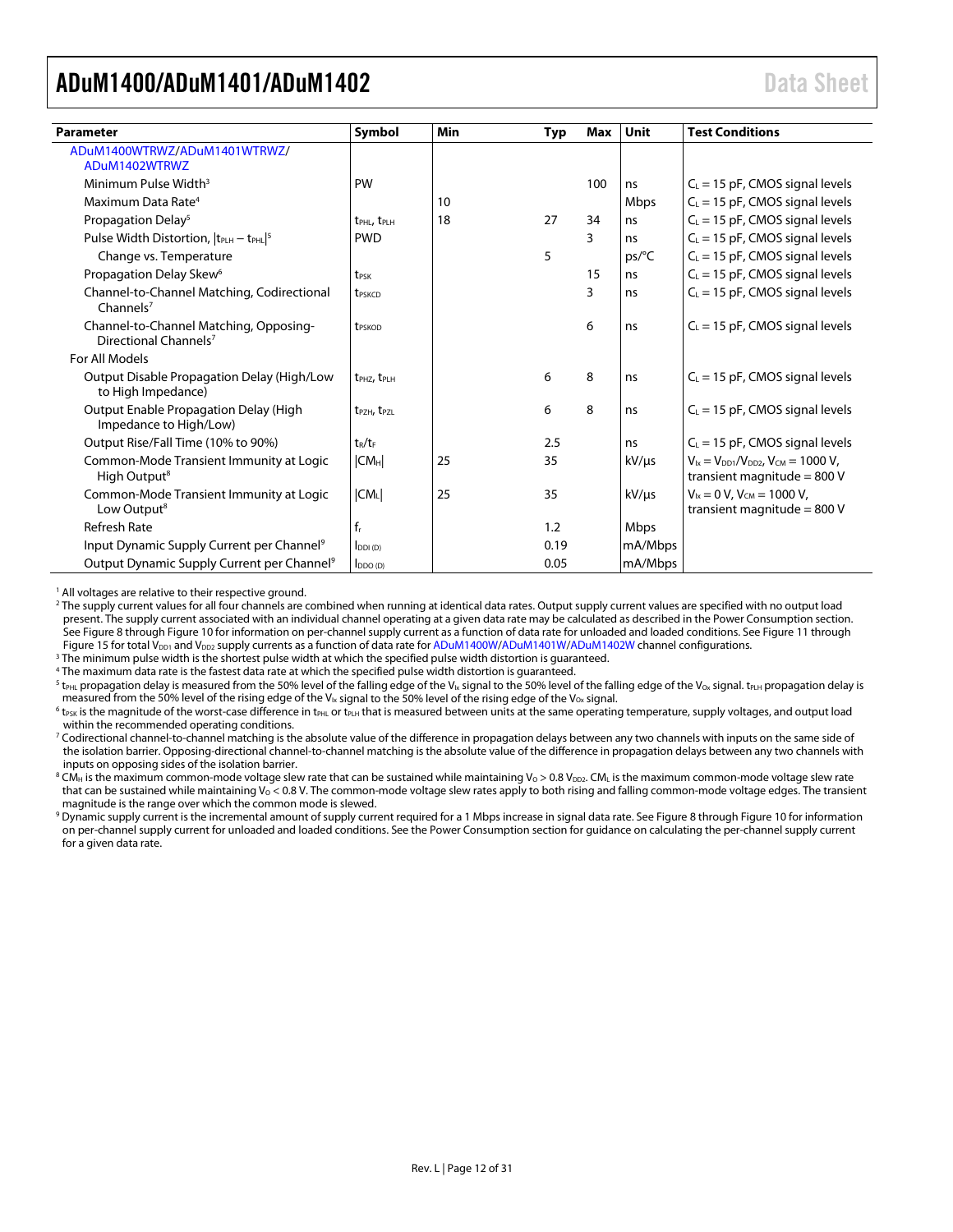| Parameter | Symbol | Min | Typ | Max | Unit | Test Conditions |
|---|---|---|---|---|---|---|
| ADuM1400WTRWZ/ADuM1401WTRWZ/ ADuM1402WTRWZ | | | | | | |
| Minimum Pulse Width[3] | PW | | | 100 | ns | $C_L$ = 15 pF, CMOS signal levels |
| Maximum Data Rate[4] | | 10 | | | Mbps | $C_L$ = 15 pF, CMOS signal levels |
| Propagation Delay[5] | $t_{PHL}$, $t_{PLH}$ | 18 | 27 | 34 | ns | $C_L$ = 15 pF, CMOS signal levels |
| Pulse Width Distortion, $\|t_{PLH} - t_{PHL}\|$[5] | PWD | | | 3 | ns | $C_L$ = 15 pF, CMOS signal levels |
| Change vs. Temperature | | | 5 | | ps/°C | $C_L$ = 15 pF, CMOS signal levels |
| Propagation Delay Skew[6] | $t_{PSK}$ | | | 15 | ns | $C_L$ = 15 pF, CMOS signal levels |
| Channel-to-Channel Matching, Codirectional Channels[7] | $t_{PSKCD}$ | | | 3 | ns | $C_L$ = 15 pF, CMOS signal levels |
| Channel-to-Channel Matching, Opposing-Directional Channels[7] | $t_{PSKOD}$ | | | 6 | ns | $C_L$ = 15 pF, CMOS signal levels |
| For All Models | | | | | | |
| Output Disable Propagation Delay (High/Low to High Impedance) | $t_{PHZ}$, $t_{PLH}$ | | 6 | 8 | ns | $C_L$ = 15 pF, CMOS signal levels |
| Output Enable Propagation Delay (High Impedance to High/Low) | $t_{PZH}$, $t_{PZL}$ | | 6 | 8 | ns | $C_L$ = 15 pF, CMOS signal levels |
| Output Rise/Fall Time (10% to 90%) | $t_R$/$t_F$ | | 2.5 | | ns | $C_L$ = 15 pF, CMOS signal levels |
| Common-Mode Transient Immunity at Logic High Output[8] | $\|CM_H\|$ | 25 | 35 | | kV/µs | $V_{Ix} = V_{DD1}/V_{DD2}$, $V_{CM}$ = 1000 V, transient magnitude = 800 V |
| Common-Mode Transient Immunity at Logic Low Output[8] | $\|CM_L\|$ | 25 | 35 | | kV/µs | $V_{Ix}$ = 0 V, $V_{CM}$ = 1000 V, transient magnitude = 800 V |
| Refresh Rate | $f_r$ | | 1.2 | | Mbps | |
| Input Dynamic Supply Current per Channel[9] | $I_{DDI (D)}$ | | 0.19 | | mA/Mbps | |
| Output Dynamic Supply Current per Channel[9] | $I_{DDO (D)}$ | | 0.05 | | mA/Mbps | |

[1] All voltages are relative to their respective ground.

[2] The supply current values for all four channels are combined when running at identical data rates. Output supply current values are specified with no output load present. The supply current associated with an individual channel operating at a given data rate may be calculated as described in the Power Consumption section. See Figure 8 through Figure 10 for information on per-channel supply current as a function of data rate for unloaded and loaded conditions. See Figure 11 through Figure 15 for total $V_{DD1}$ and $V_{DD2}$ supply currents as a function of data rate for ADuM1400W/ADuM1401W/ADuM1402W channel configurations.

[3] The minimum pulse width is the shortest pulse width at which the specified pulse width distortion is guaranteed.

[4] The maximum data rate is the fastest data rate at which the specified pulse width distortion is guaranteed.

[5] $t_{PHL}$ propagation delay is measured from the 50% level of the falling edge of the $V_{Ix}$ signal to the 50% level of the falling edge of the $V_{Ox}$ signal. $t_{PLH}$ propagation delay is measured from the 50% level of the rising edge of the $V_{Ix}$ signal to the 50% level of the rising edge of the $V_{Ox}$ signal.

[6] $t_{PSK}$ is the magnitude of the worst-case difference in $t_{PHL}$ or $t_{PLH}$ that is measured between units at the same operating temperature, supply voltages, and output load within the recommended operating conditions.

[7] Codirectional channel-to-channel matching is the absolute value of the difference in propagation delays between any two channels with inputs on the same side of the isolation barrier. Opposing-directional channel-to-channel matching is the absolute value of the difference in propagation delays between any two channels with inputs on opposing sides of the isolation barrier.

[8] $CM_H$ is the maximum common-mode voltage slew rate that can be sustained while maintaining $V_O > 0.8\ V_{DD2}$. $CM_L$ is the maximum common-mode voltage slew rate that can be sustained while maintaining $V_O < 0.8$ V. The common-mode voltage slew rates apply to both rising and falling common-mode voltage edges. The transient magnitude is the range over which the common mode is slewed.

[9] Dynamic supply current is the incremental amount of supply current required for a 1 Mbps increase in signal data rate. See Figure 8 through Figure 10 for information on per-channel supply current for unloaded and loaded conditions. See the Power Consumption section for guidance on calculating the per-channel supply current for a given data rate.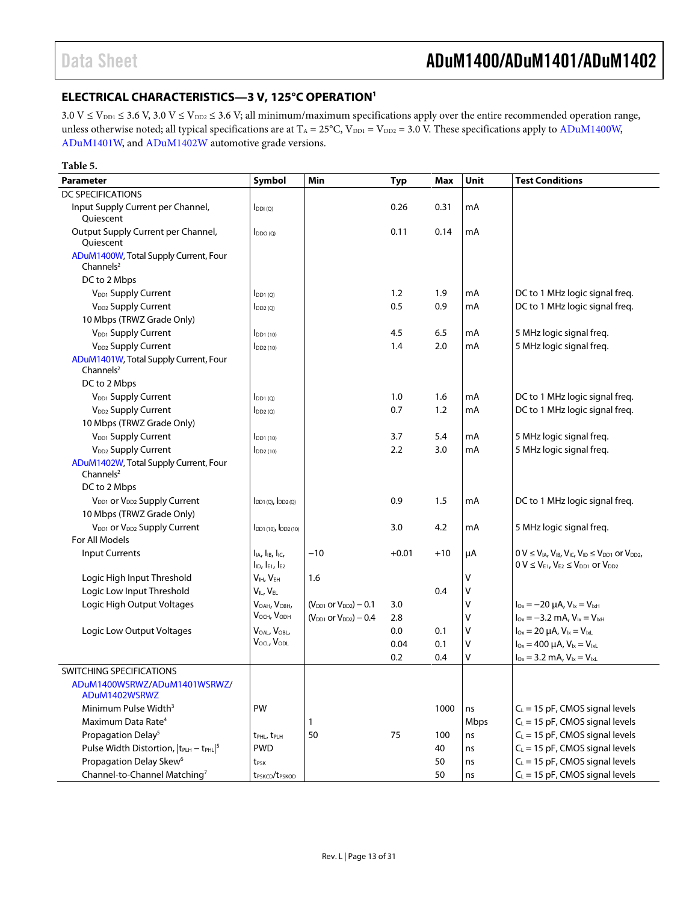## ELECTRICAL CHARACTERISTICS—3 V, 125°C OPERATION[1]

3.0 V ≤ $V_{DD1}$ ≤ 3.6 V, 3.0 V ≤ $V_{DD2}$ ≤ 3.6 V; all minimum/maximum specifications apply over the entire recommended operation range, unless otherwise noted; all typical specifications are at $T_A$ = 25°C, $V_{DD1}$ = $V_{DD2}$ = 3.0 V. These specifications apply to ADuM1400W, ADuM1401W, and ADuM1402W automotive grade versions.

**Table 5.**

| Parameter | Symbol | Min | Typ | Max | Unit | Test Conditions |
|---|---|---|---|---|---|---|
| DC SPECIFICATIONS | | | | | | |
| Input Supply Current per Channel, Quiescent | $I_{DDI (Q)}$ | | 0.26 | 0.31 | mA | |
| Output Supply Current per Channel, Quiescent | $I_{DDO (Q)}$ | | 0.11 | 0.14 | mA | |
| ADuM1400W, Total Supply Current, Four Channels[2] | | | | | | |
| DC to 2 Mbps | | | | | | |
| $V_{DD1}$ Supply Current | $I_{DD1 (Q)}$ | | 1.2 | 1.9 | mA | DC to 1 MHz logic signal freq. |
| $V_{DD2}$ Supply Current | $I_{DD2 (Q)}$ | | 0.5 | 0.9 | mA | DC to 1 MHz logic signal freq. |
| 10 Mbps (TRWZ Grade Only) | | | | | | |
| $V_{DD1}$ Supply Current | $I_{DD1 (10)}$ | | 4.5 | 6.5 | mA | 5 MHz logic signal freq. |
| $V_{DD2}$ Supply Current | $I_{DD2 (10)}$ | | 1.4 | 2.0 | mA | 5 MHz logic signal freq. |
| ADuM1401W, Total Supply Current, Four Channels[2] | | | | | | |
| DC to 2 Mbps | | | | | | |
| $V_{DD1}$ Supply Current | $I_{DD1 (Q)}$ | | 1.0 | 1.6 | mA | DC to 1 MHz logic signal freq. |
| $V_{DD2}$ Supply Current | $I_{DD2 (Q)}$ | | 0.7 | 1.2 | mA | DC to 1 MHz logic signal freq. |
| 10 Mbps (TRWZ Grade Only) | | | | | | |
| $V_{DD1}$ Supply Current | $I_{DD1 (10)}$ | | 3.7 | 5.4 | mA | 5 MHz logic signal freq. |
| $V_{DD2}$ Supply Current | $I_{DD2 (10)}$ | | 2.2 | 3.0 | mA | 5 MHz logic signal freq. |
| ADuM1402W, Total Supply Current, Four Channels[2] | | | | | | |
| DC to 2 Mbps | | | | | | |
| $V_{DD1}$ or $V_{DD2}$ Supply Current | $I_{DD1 (Q)}$, $I_{DD2 (Q)}$ | | 0.9 | 1.5 | mA | DC to 1 MHz logic signal freq. |
| 10 Mbps (TRWZ Grade Only) | | | | | | |
| $V_{DD1}$ or $V_{DD2}$ Supply Current | $I_{DD1 (10)}$, $I_{DD2 (10)}$ | | 3.0 | 4.2 | mA | 5 MHz logic signal freq. |
| For All Models | | | | | | |
| Input Currents | $I_{IA}$, $I_{IB}$, $I_{IC}$, $I_{ID}$, $I_{E1}$, $I_{E2}$ | −10 | +0.01 | +10 | µA | 0 V ≤ $V_{IA}$, $V_{IB}$, $V_{IC}$, $V_{ID}$ ≤ $V_{DD1}$ or $V_{DD2}$, 0 V ≤ $V_{E1}$, $V_{E2}$ ≤ $V_{DD1}$ or $V_{DD2}$ |
| Logic High Input Threshold | $V_{IH}$, $V_{EH}$ | 1.6 | | | V | |
| Logic Low Input Threshold | $V_{IL}$, $V_{EL}$ | | | 0.4 | V | |
| Logic High Output Voltages | $V_{OAH}$, $V_{OBH}$, $V_{OCH}$, $V_{ODH}$ | ($V_{DD1}$ or $V_{DD2}$) − 0.1 | 3.0 | | V | $I_{Ox}$ = −20 µA, $V_{Ix}$ = $V_{IxH}$ |
| | | ($V_{DD1}$ or $V_{DD2}$) − 0.4 | 2.8 | | V | $I_{Ox}$ = −3.2 mA, $V_{Ix}$ = $V_{IxH}$ |
| Logic Low Output Voltages | $V_{OAL}$, $V_{OBL}$, $V_{OCL}$, $V_{ODL}$ | | 0.0 | 0.1 | V | $I_{Ox}$ = 20 µA, $V_{Ix}$ = $V_{IxL}$ |
| | | | 0.04 | 0.1 | V | $I_{Ox}$ = 400 µA, $V_{Ix}$ = $V_{IxL}$ |
| | | | 0.2 | 0.4 | V | $I_{Ox}$ = 3.2 mA, $V_{Ix}$ = $V_{IxL}$ |
| SWITCHING SPECIFICATIONS | | | | | | |
| ADuM1400WSRWZ/ADuM1401WSRWZ/ADuM1402WSRWZ | | | | | | |
| Minimum Pulse Width[3] | PW | | | 1000 | ns | $C_L$ = 15 pF, CMOS signal levels |
| Maximum Data Rate[4] | | 1 | | | Mbps | $C_L$ = 15 pF, CMOS signal levels |
| Propagation Delay[5] | $t_{PHL}$, $t_{PLH}$ | 50 | 75 | 100 | ns | $C_L$ = 15 pF, CMOS signal levels |
| Pulse Width Distortion, $\|t_{PLH} - t_{PHL}\|$[5] | PWD | | | 40 | ns | $C_L$ = 15 pF, CMOS signal levels |
| Propagation Delay Skew[6] | $t_{PSK}$ | | | 50 | ns | $C_L$ = 15 pF, CMOS signal levels |
| Channel-to-Channel Matching[7] | $t_{PSKCD}$/$t_{PSKOD}$ | | | 50 | ns | $C_L$ = 15 pF, CMOS signal levels |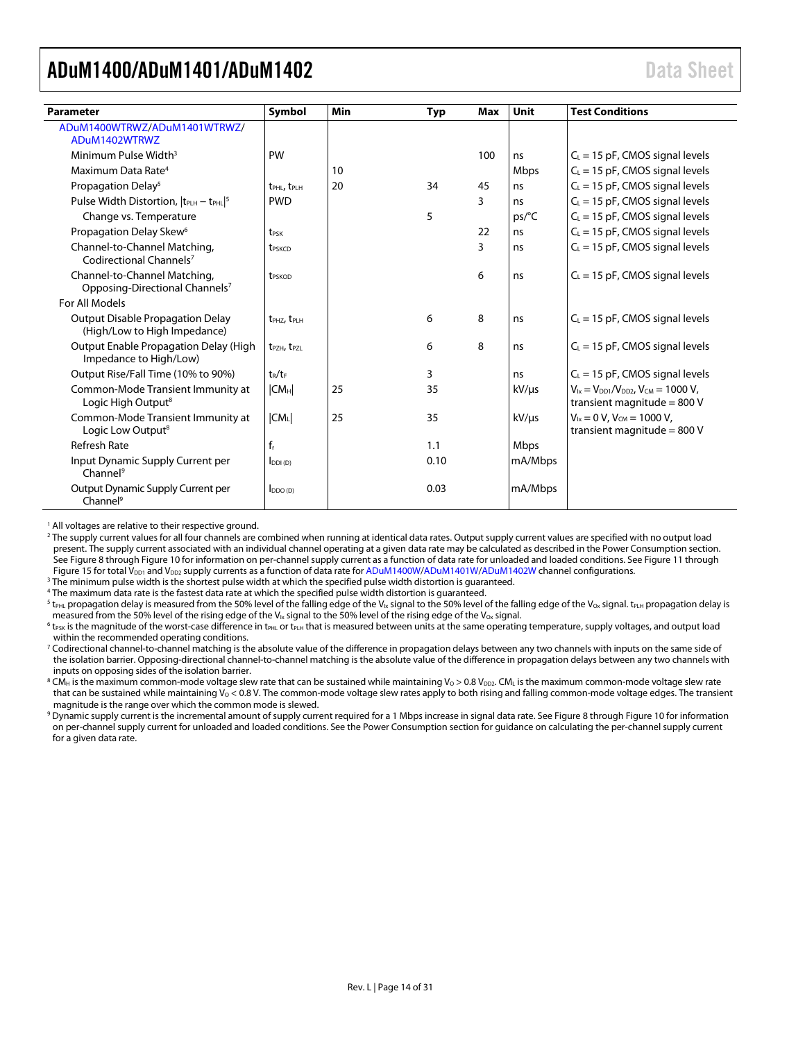| Parameter | Symbol | Min | Typ | Max | Unit | Test Conditions |
|---|---|---|---|---|---|---|
| ADuM1400WTRWZ/ADuM1401WTRWZ/ ADuM1402WTRWZ | | | | | | |
| Minimum Pulse Width[3] | PW | | | 100 | ns | $C_L$ = 15 pF, CMOS signal levels |
| Maximum Data Rate[4] | | 10 | | | Mbps | $C_L$ = 15 pF, CMOS signal levels |
| Propagation Delay[5] | $t_{PHL}$, $t_{PLH}$ | 20 | 34 | 45 | ns | $C_L$ = 15 pF, CMOS signal levels |
| Pulse Width Distortion, $\lvert t_{PLH} - t_{PHL}\rvert$[5] | PWD | | | 3 | ns | $C_L$ = 15 pF, CMOS signal levels |
| Change vs. Temperature | | | 5 | | ps/°C | $C_L$ = 15 pF, CMOS signal levels |
| Propagation Delay Skew[6] | $t_{PSK}$ | | | 22 | ns | $C_L$ = 15 pF, CMOS signal levels |
| Channel-to-Channel Matching, Codirectional Channels[7] | $t_{PSKCD}$ | | | 3 | ns | $C_L$ = 15 pF, CMOS signal levels |
| Channel-to-Channel Matching, Opposing-Directional Channels[7] | $t_{PSKOD}$ | | | 6 | ns | $C_L$ = 15 pF, CMOS signal levels |
| For All Models | | | | | | |
| Output Disable Propagation Delay (High/Low to High Impedance) | $t_{PHZ}$, $t_{PLH}$ | | 6 | 8 | ns | $C_L$ = 15 pF, CMOS signal levels |
| Output Enable Propagation Delay (High Impedance to High/Low) | $t_{PZH}$, $t_{PZL}$ | | 6 | 8 | ns | $C_L$ = 15 pF, CMOS signal levels |
| Output Rise/Fall Time (10% to 90%) | $t_R/t_F$ | | 3 | | ns | $C_L$ = 15 pF, CMOS signal levels |
| Common-Mode Transient Immunity at Logic High Output[8] | $\lvert CM_H\rvert$ | 25 | 35 | | kV/µs | $V_{Ix} = V_{DD1}/V_{DD2}$, $V_{CM}$ = 1000 V, transient magnitude = 800 V |
| Common-Mode Transient Immunity at Logic Low Output[8] | $\lvert CM_L\rvert$ | 25 | 35 | | kV/µs | $V_{Ix}$ = 0 V, $V_{CM}$ = 1000 V, transient magnitude = 800 V |
| Refresh Rate | $f_r$ | | 1.1 | | Mbps | |
| Input Dynamic Supply Current per Channel[9] | $I_{DDI (D)}$ | | 0.10 | | mA/Mbps | |
| Output Dynamic Supply Current per Channel[9] | $I_{DDO (D)}$ | | 0.03 | | mA/Mbps | |

[1] All voltages are relative to their respective ground.

[2] The supply current values for all four channels are combined when running at identical data rates. Output supply current values are specified with no output load present. The supply current associated with an individual channel operating at a given data rate may be calculated as described in the Power Consumption section. See Figure 8 through Figure 10 for information on per-channel supply current as a function of data rate for unloaded and loaded conditions. See Figure 11 through Figure 15 for total $V_{DD1}$ and $V_{DD2}$ supply currents as a function of data rate for ADuM1400W/ADuM1401W/ADuM1402W channel configurations.

[3] The minimum pulse width is the shortest pulse width at which the specified pulse width distortion is guaranteed.

[4] The maximum data rate is the fastest data rate at which the specified pulse width distortion is guaranteed.

[5] $t_{PHL}$ propagation delay is measured from the 50% level of the falling edge of the $V_{Ix}$ signal to the 50% level of the falling edge of the $V_{Ox}$ signal. $t_{PLH}$ propagation delay is measured from the 50% level of the rising edge of the $V_{Ix}$ signal to the 50% level of the rising edge of the $V_{Ox}$ signal.

[6] $t_{PSK}$ is the magnitude of the worst-case difference in $t_{PHL}$ or $t_{PLH}$ that is measured between units at the same operating temperature, supply voltages, and output load within the recommended operating conditions.

[7] Codirectional channel-to-channel matching is the absolute value of the difference in propagation delays between any two channels with inputs on the same side of the isolation barrier. Opposing-directional channel-to-channel matching is the absolute value of the difference in propagation delays between any two channels with inputs on opposing sides of the isolation barrier.

[8] $CM_H$ is the maximum common-mode voltage slew rate that can be sustained while maintaining $V_O > 0.8\ V_{DD2}$. $CM_L$ is the maximum common-mode voltage slew rate that can be sustained while maintaining $V_O < 0.8$ V. The common-mode voltage slew rates apply to both rising and falling common-mode voltage edges. The transient magnitude is the range over which the common mode is slewed.

[9] Dynamic supply current is the incremental amount of supply current required for a 1 Mbps increase in signal data rate. See Figure 8 through Figure 10 for information on per-channel supply current for unloaded and loaded conditions. See the Power Consumption section for guidance on calculating the per-channel supply current for a given data rate.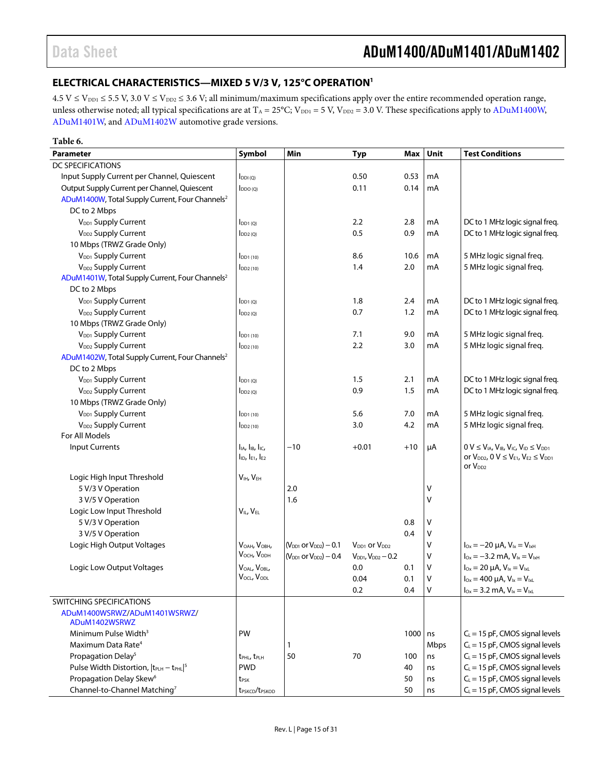## ELECTRICAL CHARACTERISTICS—MIXED 5 V/3 V, 125°C OPERATION[1]

4.5 V ≤ $V_{DD1}$ ≤ 5.5 V, 3.0 V ≤ $V_{DD2}$ ≤ 3.6 V; all minimum/maximum specifications apply over the entire recommended operation range, unless otherwise noted; all typical specifications are at $T_A$ = 25°C; $V_{DD1}$ = 5 V, $V_{DD2}$ = 3.0 V. These specifications apply to ADuM1400W, ADuM1401W, and ADuM1402W automotive grade versions.

**Table 6.**

| Parameter | Symbol | Min | Typ | Max | Unit | Test Conditions |
|---|---|---|---|---|---|---|
| DC SPECIFICATIONS | | | | | | |
| Input Supply Current per Channel, Quiescent | $I_{DDI (Q)}$ | | 0.50 | 0.53 | mA | |
| Output Supply Current per Channel, Quiescent | $I_{DDO (Q)}$ | | 0.11 | 0.14 | mA | |
| ADuM1400W, Total Supply Current, Four Channels[2] | | | | | | |
| DC to 2 Mbps | | | | | | |
| $V_{DD1}$ Supply Current | $I_{DD1 (Q)}$ | | 2.2 | 2.8 | mA | DC to 1 MHz logic signal freq. |
| $V_{DD2}$ Supply Current | $I_{DD2 (Q)}$ | | 0.5 | 0.9 | mA | DC to 1 MHz logic signal freq. |
| 10 Mbps (TRWZ Grade Only) | | | | | | |
| $V_{DD1}$ Supply Current | $I_{DD1 (10)}$ | | 8.6 | 10.6 | mA | 5 MHz logic signal freq. |
| $V_{DD2}$ Supply Current | $I_{DD2 (10)}$ | | 1.4 | 2.0 | mA | 5 MHz logic signal freq. |
| ADuM1401W, Total Supply Current, Four Channels[2] | | | | | | |
| DC to 2 Mbps | | | | | | |
| $V_{DD1}$ Supply Current | $I_{DD1 (Q)}$ | | 1.8 | 2.4 | mA | DC to 1 MHz logic signal freq. |
| $V_{DD2}$ Supply Current | $I_{DD2 (Q)}$ | | 0.7 | 1.2 | mA | DC to 1 MHz logic signal freq. |
| 10 Mbps (TRWZ Grade Only) | | | | | | |
| $V_{DD1}$ Supply Current | $I_{DD1 (10)}$ | | 7.1 | 9.0 | mA | 5 MHz logic signal freq. |
| $V_{DD2}$ Supply Current | $I_{DD2 (10)}$ | | 2.2 | 3.0 | mA | 5 MHz logic signal freq. |
| ADuM1402W, Total Supply Current, Four Channels[2] | | | | | | |
| DC to 2 Mbps | | | | | | |
| $V_{DD1}$ Supply Current | $I_{DD1 (Q)}$ | | 1.5 | 2.1 | mA | DC to 1 MHz logic signal freq. |
| $V_{DD2}$ Supply Current | $I_{DD2 (Q)}$ | | 0.9 | 1.5 | mA | DC to 1 MHz logic signal freq. |
| 10 Mbps (TRWZ Grade Only) | | | | | | |
| $V_{DD1}$ Supply Current | $I_{DD1 (10)}$ | | 5.6 | 7.0 | mA | 5 MHz logic signal freq. |
| $V_{DD2}$ Supply Current | $I_{DD2 (10)}$ | | 3.0 | 4.2 | mA | 5 MHz logic signal freq. |
| For All Models | | | | | | |
| Input Currents | $I_{IA}$, $I_{IB}$, $I_{IC}$, $I_{ID}$, $I_{E1}$, $I_{E2}$ | −10 | +0.01 | +10 | µA | 0 V ≤ $V_{IA}$, $V_{IB}$, $V_{IC}$, $V_{ID}$ ≤ $V_{DD1}$ or $V_{DD2}$, 0 V ≤ $V_{E1}$, $V_{E2}$ ≤ $V_{DD1}$ or $V_{DD2}$ |
| Logic High Input Threshold | $V_{IH}$, $V_{EH}$ | | | | | |
| 5 V/3 V Operation | | 2.0 | | | V | |
| 3 V/5 V Operation | | 1.6 | | | V | |
| Logic Low Input Threshold | $V_{IL}$, $V_{EL}$ | | | | | |
| 5 V/3 V Operation | | | | 0.8 | V | |
| 3 V/5 V Operation | | | | 0.4 | V | |
| Logic High Output Voltages | $V_{OAH}$, $V_{OBH}$, $V_{OCH}$, $V_{ODH}$ | ($V_{DD1}$ or $V_{DD2}$) − 0.1 | $V_{DD1}$ or $V_{DD2}$ | | V | $I_{Ox}$ = −20 µA, $V_{Ix}$ = $V_{IxH}$ |
| | | ($V_{DD1}$ or $V_{DD2}$) − 0.4 | $V_{DD1}$, $V_{DD2}$ − 0.2 | | V | $I_{Ox}$ = −3.2 mA, $V_{Ix}$ = $V_{IxH}$ |
| Logic Low Output Voltages | $V_{OAL}$, $V_{OBL}$, $V_{OCL}$, $V_{ODL}$ | | 0.0 | 0.1 | V | $I_{Ox}$ = 20 µA, $V_{Ix}$ = $V_{IxL}$ |
| | | | 0.04 | 0.1 | V | $I_{Ox}$ = 400 µA, $V_{Ix}$ = $V_{IxL}$ |
| | | | 0.2 | 0.4 | V | $I_{Ox}$ = 3.2 mA, $V_{Ix}$ = $V_{IxL}$ |
| SWITCHING SPECIFICATIONS | | | | | | |
| ADuM1400WSRWZ/ADuM1401WSRWZ/ ADuM1402WSRWZ | | | | | | |
| Minimum Pulse Width[3] | PW | | | 1000 | ns | $C_L$ = 15 pF, CMOS signal levels |
| Maximum Data Rate[4] | | 1 | | | Mbps | $C_L$ = 15 pF, CMOS signal levels |
| Propagation Delay[5] | $t_{PHL}$, $t_{PLH}$ | 50 | 70 | 100 | ns | $C_L$ = 15 pF, CMOS signal levels |
| Pulse Width Distortion, $\lvert t_{PLH} - t_{PHL} \rvert$[5] | PWD | | | 40 | ns | $C_L$ = 15 pF, CMOS signal levels |
| Propagation Delay Skew[6] | $t_{PSK}$ | | | 50 | ns | $C_L$ = 15 pF, CMOS signal levels |
| Channel-to-Channel Matching[7] | $t_{PSKCD}$/$t_{PSKOD}$ | | | 50 | ns | $C_L$ = 15 pF, CMOS signal levels |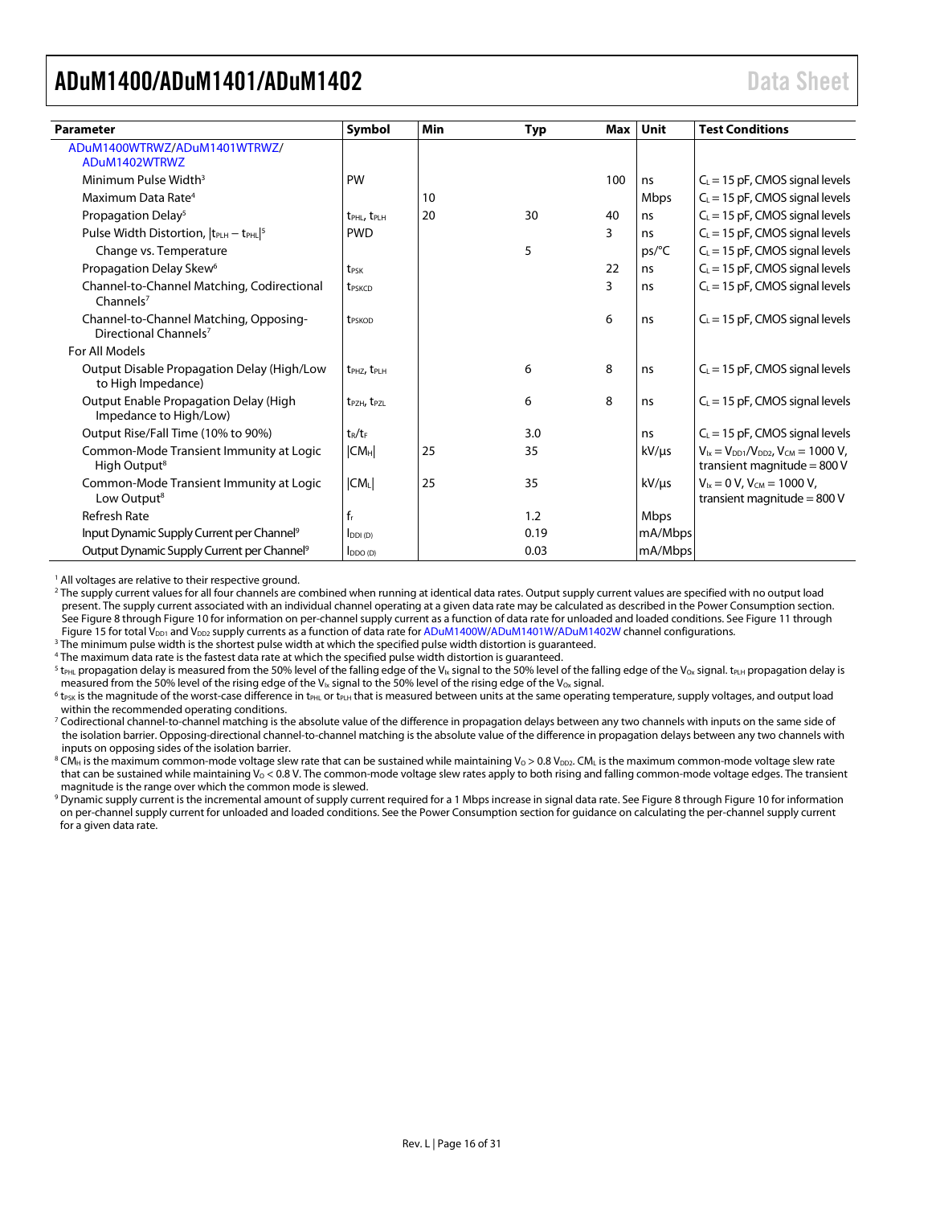| Parameter | Symbol | Min | Typ | Max | Unit | Test Conditions |
|---|---|---|---|---|---|---|
| ADuM1400WTRWZ/ADuM1401WTRWZ/ ADuM1402WTRWZ | | | | | | |
| Minimum Pulse Width[3] | PW | | | 100 | ns | $C_L$ = 15 pF, CMOS signal levels |
| Maximum Data Rate[4] | | 10 | | | Mbps | $C_L$ = 15 pF, CMOS signal levels |
| Propagation Delay[5] | $t_{PHL}$, $t_{PLH}$ | 20 | 30 | 40 | ns | $C_L$ = 15 pF, CMOS signal levels |
| Pulse Width Distortion, $\|t_{PLH} - t_{PHL}\|$[5] | PWD | | | 3 | ns | $C_L$ = 15 pF, CMOS signal levels |
| Change vs. Temperature | | | 5 | | ps/°C | $C_L$ = 15 pF, CMOS signal levels |
| Propagation Delay Skew[6] | $t_{PSK}$ | | | 22 | ns | $C_L$ = 15 pF, CMOS signal levels |
| Channel-to-Channel Matching, Codirectional Channels[7] | $t_{PSKCD}$ | | | 3 | ns | $C_L$ = 15 pF, CMOS signal levels |
| Channel-to-Channel Matching, Opposing-Directional Channels[7] | $t_{PSKOD}$ | | | 6 | ns | $C_L$ = 15 pF, CMOS signal levels |
| For All Models | | | | | | |
| Output Disable Propagation Delay (High/Low to High Impedance) | $t_{PHZ}$, $t_{PLH}$ | | 6 | 8 | ns | $C_L$ = 15 pF, CMOS signal levels |
| Output Enable Propagation Delay (High Impedance to High/Low) | $t_{PZH}$, $t_{PZL}$ | | 6 | 8 | ns | $C_L$ = 15 pF, CMOS signal levels |
| Output Rise/Fall Time (10% to 90%) | $t_R$/$t_F$ | | 3.0 | | ns | $C_L$ = 15 pF, CMOS signal levels |
| Common-Mode Transient Immunity at Logic High Output[8] | $\|CM_H\|$ | 25 | 35 | | kV/µs | $V_{Ix} = V_{DD1}/V_{DD2}$, $V_{CM}$ = 1000 V, transient magnitude = 800 V |
| Common-Mode Transient Immunity at Logic Low Output[8] | $\|CM_L\|$ | 25 | 35 | | kV/µs | $V_{Ix}$ = 0 V, $V_{CM}$ = 1000 V, transient magnitude = 800 V |
| Refresh Rate | $f_r$ | | 1.2 | | Mbps | |
| Input Dynamic Supply Current per Channel[9] | $I_{DDI (D)}$ | | 0.19 | | mA/Mbps | |
| Output Dynamic Supply Current per Channel[9] | $I_{DDO (D)}$ | | 0.03 | | mA/Mbps | |

[1] All voltages are relative to their respective ground.

[2] The supply current values for all four channels are combined when running at identical data rates. Output supply current values are specified with no output load present. The supply current associated with an individual channel operating at a given data rate may be calculated as described in the Power Consumption section. See Figure 8 through Figure 10 for information on per-channel supply current as a function of data rate for unloaded and loaded conditions. See Figure 11 through Figure 15 for total $V_{DD1}$ and $V_{DD2}$ supply currents as a function of data rate for ADuM1400W/ADuM1401W/ADuM1402W channel configurations.

[3] The minimum pulse width is the shortest pulse width at which the specified pulse width distortion is guaranteed.

[4] The maximum data rate is the fastest data rate at which the specified pulse width distortion is guaranteed.

[5] $t_{PHL}$ propagation delay is measured from the 50% level of the falling edge of the $V_{Ix}$ signal to the 50% level of the falling edge of the $V_{Ox}$ signal. $t_{PLH}$ propagation delay is measured from the 50% level of the rising edge of the $V_{Ix}$ signal to the 50% level of the rising edge of the $V_{Ox}$ signal.

[6] $t_{PSK}$ is the magnitude of the worst-case difference in $t_{PHL}$ or $t_{PLH}$ that is measured between units at the same operating temperature, supply voltages, and output load within the recommended operating conditions.

[7] Codirectional channel-to-channel matching is the absolute value of the difference in propagation delays between any two channels with inputs on the same side of the isolation barrier. Opposing-directional channel-to-channel matching is the absolute value of the difference in propagation delays between any two channels with inputs on opposing sides of the isolation barrier.

[8] $CM_H$ is the maximum common-mode voltage slew rate that can be sustained while maintaining $V_O$ > 0.8 $V_{DD2}$. $CM_L$ is the maximum common-mode voltage slew rate that can be sustained while maintaining $V_O$ < 0.8 V. The common-mode voltage slew rates apply to both rising and falling common-mode voltage edges. The transient magnitude is the range over which the common mode is slewed.

[9] Dynamic supply current is the incremental amount of supply current required for a 1 Mbps increase in signal data rate. See Figure 8 through Figure 10 for information on per-channel supply current for unloaded and loaded conditions. See the Power Consumption section for guidance on calculating the per-channel supply current for a given data rate.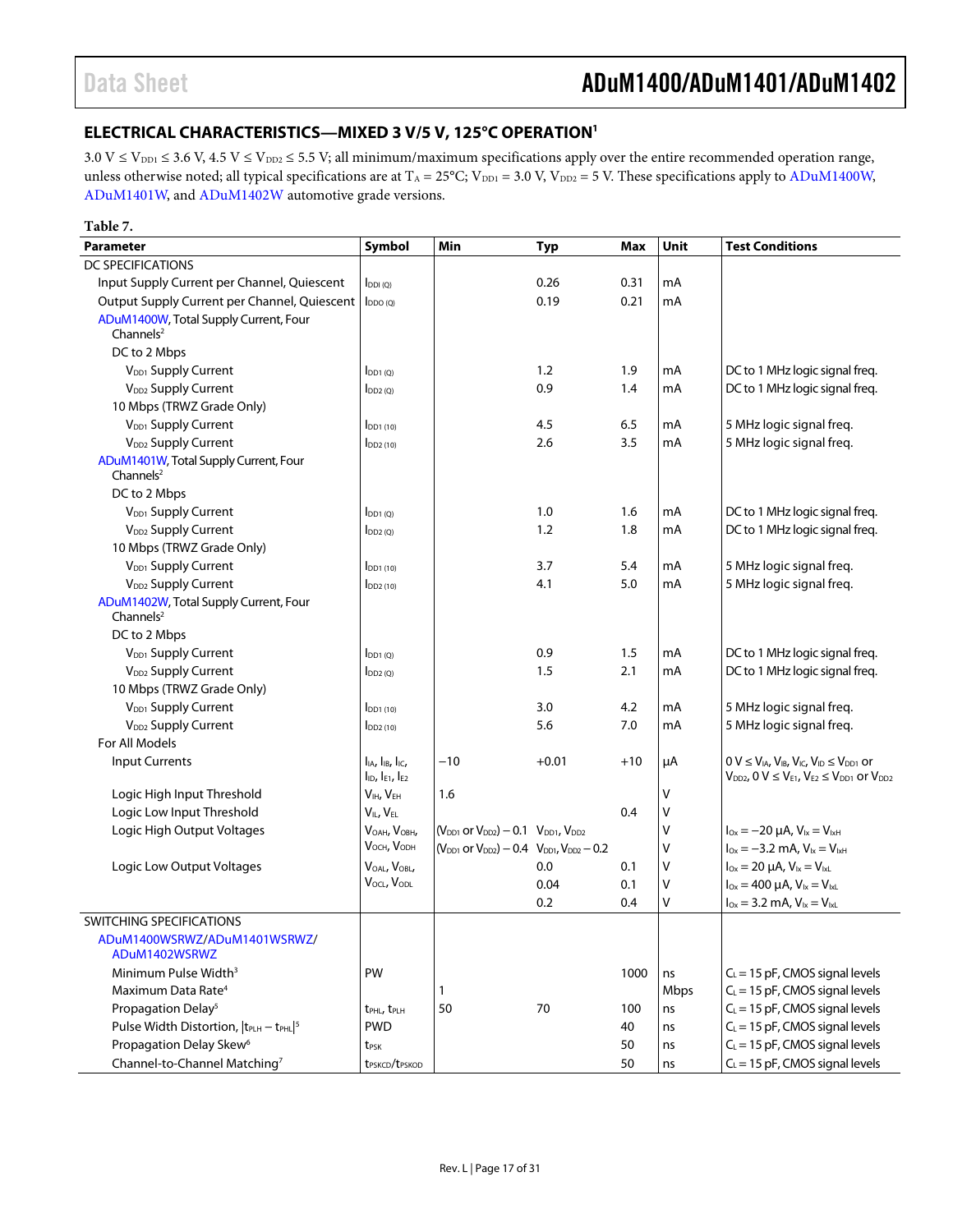## ELECTRICAL CHARACTERISTICS—MIXED 3 V/5 V, 125°C OPERATION[1]

3.0 V ≤ $V_{DD1}$ ≤ 3.6 V, 4.5 V ≤ $V_{DD2}$ ≤ 5.5 V; all minimum/maximum specifications apply over the entire recommended operation range, unless otherwise noted; all typical specifications are at $T_A$ = 25°C; $V_{DD1}$ = 3.0 V, $V_{DD2}$ = 5 V. These specifications apply to ADuM1400W, ADuM1401W, and ADuM1402W automotive grade versions.

**Table 7.**

| Parameter | Symbol | Min | Typ | Max | Unit | Test Conditions |
|---|---|---|---|---|---|---|
| DC SPECIFICATIONS | | | | | | |
| Input Supply Current per Channel, Quiescent | $I_{DDI (Q)}$ | | 0.26 | 0.31 | mA | |
| Output Supply Current per Channel, Quiescent | $I_{DDO (Q)}$ | | 0.19 | 0.21 | mA | |
| ADuM1400W, Total Supply Current, Four Channels[2] | | | | | | |
| DC to 2 Mbps | | | | | | |
| $V_{DD1}$ Supply Current | $I_{DD1 (Q)}$ | | 1.2 | 1.9 | mA | DC to 1 MHz logic signal freq. |
| $V_{DD2}$ Supply Current | $I_{DD2 (Q)}$ | | 0.9 | 1.4 | mA | DC to 1 MHz logic signal freq. |
| 10 Mbps (TRWZ Grade Only) | | | | | | |
| $V_{DD1}$ Supply Current | $I_{DD1 (10)}$ | | 4.5 | 6.5 | mA | 5 MHz logic signal freq. |
| $V_{DD2}$ Supply Current | $I_{DD2 (10)}$ | | 2.6 | 3.5 | mA | 5 MHz logic signal freq. |
| ADuM1401W, Total Supply Current, Four Channels[2] | | | | | | |
| DC to 2 Mbps | | | | | | |
| $V_{DD1}$ Supply Current | $I_{DD1 (Q)}$ | | 1.0 | 1.6 | mA | DC to 1 MHz logic signal freq. |
| $V_{DD2}$ Supply Current | $I_{DD2 (Q)}$ | | 1.2 | 1.8 | mA | DC to 1 MHz logic signal freq. |
| 10 Mbps (TRWZ Grade Only) | | | | | | |
| $V_{DD1}$ Supply Current | $I_{DD1 (10)}$ | | 3.7 | 5.4 | mA | 5 MHz logic signal freq. |
| $V_{DD2}$ Supply Current | $I_{DD2 (10)}$ | | 4.1 | 5.0 | mA | 5 MHz logic signal freq. |
| ADuM1402W, Total Supply Current, Four Channels[2] | | | | | | |
| DC to 2 Mbps | | | | | | |
| $V_{DD1}$ Supply Current | $I_{DD1 (Q)}$ | | 0.9 | 1.5 | mA | DC to 1 MHz logic signal freq. |
| $V_{DD2}$ Supply Current | $I_{DD2 (Q)}$ | | 1.5 | 2.1 | mA | DC to 1 MHz logic signal freq. |
| 10 Mbps (TRWZ Grade Only) | | | | | | |
| $V_{DD1}$ Supply Current | $I_{DD1 (10)}$ | | 3.0 | 4.2 | mA | 5 MHz logic signal freq. |
| $V_{DD2}$ Supply Current | $I_{DD2 (10)}$ | | 5.6 | 7.0 | mA | 5 MHz logic signal freq. |
| For All Models | | | | | | |
| Input Currents | $I_{IA}$, $I_{IB}$, $I_{IC}$, $I_{ID}$, $I_{E1}$, $I_{E2}$ | −10 | +0.01 | +10 | µA | 0 V ≤ $V_{IA}$, $V_{IB}$, $V_{IC}$, $V_{ID}$ ≤ $V_{DD1}$ or $V_{DD2}$, 0 V ≤ $V_{E1}$, $V_{E2}$ ≤ $V_{DD1}$ or $V_{DD2}$ |
| Logic High Input Threshold | $V_{IH}$, $V_{EH}$ | 1.6 | | | V | |
| Logic Low Input Threshold | $V_{IL}$, $V_{EL}$ | | | 0.4 | V | |
| Logic High Output Voltages | $V_{OAH}$, $V_{OBH}$, $V_{OCH}$, $V_{ODH}$ | ($V_{DD1}$ or $V_{DD2}$) − 0.1 | $V_{DD1}$, $V_{DD2}$ | | V | $I_{Ox}$ = −20 µA, $V_{Ix}$ = $V_{IxH}$ |
| | | ($V_{DD1}$ or $V_{DD2}$) − 0.4 | $V_{DD1}$, $V_{DD2}$ − 0.2 | | V | $I_{Ox}$ = −3.2 mA, $V_{Ix}$ = $V_{IxH}$ |
| Logic Low Output Voltages | $V_{OAL}$, $V_{OBL}$, $V_{OCL}$, $V_{ODL}$ | | 0.0 | 0.1 | V | $I_{Ox}$ = 20 µA, $V_{Ix}$ = $V_{IxL}$ |
| | | | 0.04 | 0.1 | V | $I_{Ox}$ = 400 µA, $V_{Ix}$ = $V_{IxL}$ |
| | | | 0.2 | 0.4 | V | $I_{Ox}$ = 3.2 mA, $V_{Ix}$ = $V_{IxL}$ |
| SWITCHING SPECIFICATIONS | | | | | | |
| ADuM1400WSRWZ/ADuM1401WSRWZ/ ADuM1402WSRWZ | | | | | | |
| Minimum Pulse Width[3] | PW | | | 1000 | ns | $C_L$ = 15 pF, CMOS signal levels |
| Maximum Data Rate[4] | | 1 | | | Mbps | $C_L$ = 15 pF, CMOS signal levels |
| Propagation Delay[5] | $t_{PHL}$, $t_{PLH}$ | 50 | 70 | 100 | ns | $C_L$ = 15 pF, CMOS signal levels |
| Pulse Width Distortion, $\lvert t_{PLH} - t_{PHL} \rvert$[5] | PWD | | | 40 | ns | $C_L$ = 15 pF, CMOS signal levels |
| Propagation Delay Skew[6] | $t_{PSK}$ | | | 50 | ns | $C_L$ = 15 pF, CMOS signal levels |
| Channel-to-Channel Matching[7] | $t_{PSKCD}$/$t_{PSKOD}$ | | | 50 | ns | $C_L$ = 15 pF, CMOS signal levels |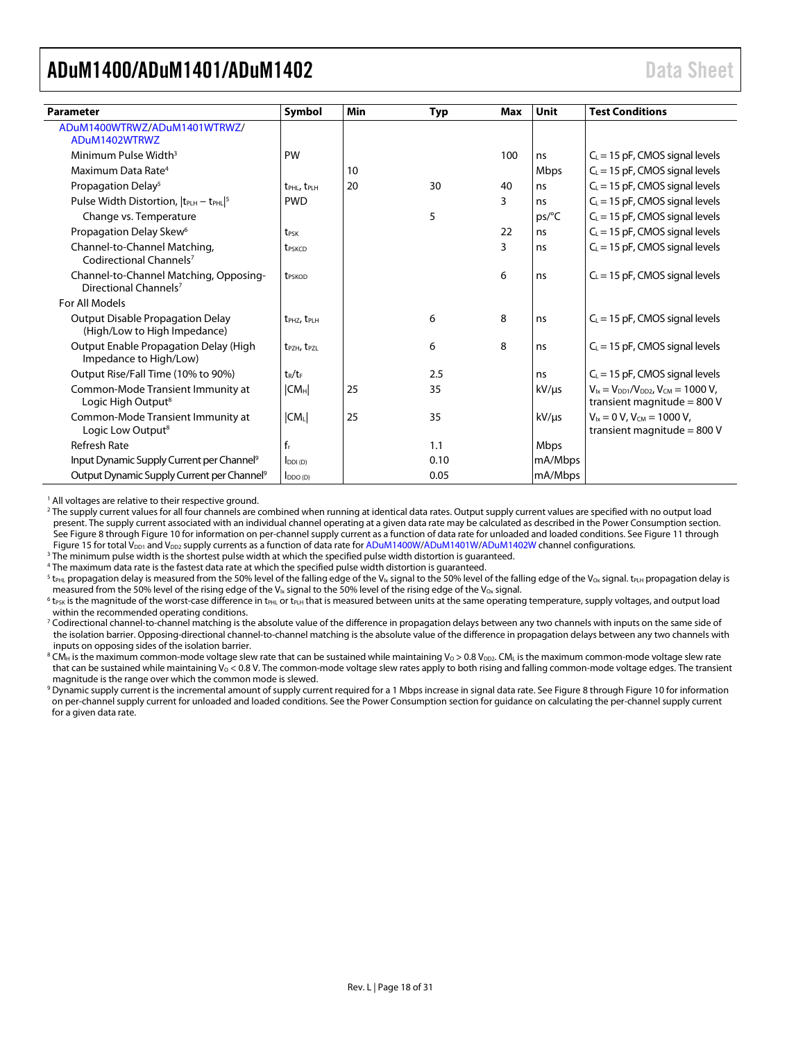| Parameter | Symbol | Min | Typ | Max | Unit | Test Conditions |
|---|---|---|---|---|---|---|
| ADuM1400WTRWZ/ADuM1401WTRWZ/ ADuM1402WTRWZ | | | | | | |
| Minimum Pulse Width[3] | PW | | | 100 | ns | $C_L$ = 15 pF, CMOS signal levels |
| Maximum Data Rate[4] | | 10 | | | Mbps | $C_L$ = 15 pF, CMOS signal levels |
| Propagation Delay[5] | $t_{PHL}$, $t_{PLH}$ | 20 | 30 | 40 | ns | $C_L$ = 15 pF, CMOS signal levels |
| Pulse Width Distortion, $\|t_{PLH} - t_{PHL}\|$[5] | PWD | | | 3 | ns | $C_L$ = 15 pF, CMOS signal levels |
| Change vs. Temperature | | | 5 | | ps/°C | $C_L$ = 15 pF, CMOS signal levels |
| Propagation Delay Skew[6] | $t_{PSK}$ | | | 22 | ns | $C_L$ = 15 pF, CMOS signal levels |
| Channel-to-Channel Matching, Codirectional Channels[7] | $t_{PSKCD}$ | | | 3 | ns | $C_L$ = 15 pF, CMOS signal levels |
| Channel-to-Channel Matching, Opposing-Directional Channels[7] | $t_{PSKOD}$ | | | 6 | ns | $C_L$ = 15 pF, CMOS signal levels |
| For All Models | | | | | | |
| Output Disable Propagation Delay (High/Low to High Impedance) | $t_{PHZ}$, $t_{PLH}$ | | 6 | 8 | ns | $C_L$ = 15 pF, CMOS signal levels |
| Output Enable Propagation Delay (High Impedance to High/Low) | $t_{PZH}$, $t_{PZL}$ | | 6 | 8 | ns | $C_L$ = 15 pF, CMOS signal levels |
| Output Rise/Fall Time (10% to 90%) | $t_R/t_F$ | | 2.5 | | ns | $C_L$ = 15 pF, CMOS signal levels |
| Common-Mode Transient Immunity at Logic High Output[8] | $\|CM_H\|$ | 25 | 35 | | kV/µs | $V_{Ix} = V_{DD1}/V_{DD2}$, $V_{CM}$ = 1000 V, transient magnitude = 800 V |
| Common-Mode Transient Immunity at Logic Low Output[8] | $\|CM_L\|$ | 25 | 35 | | kV/µs | $V_{Ix}$ = 0 V, $V_{CM}$ = 1000 V, transient magnitude = 800 V |
| Refresh Rate | $f_r$ | | 1.1 | | Mbps | |
| Input Dynamic Supply Current per Channel[9] | $I_{DDI (D)}$ | | 0.10 | | mA/Mbps | |
| Output Dynamic Supply Current per Channel[9] | $I_{DDO (D)}$ | | 0.05 | | mA/Mbps | |

[1] All voltages are relative to their respective ground.

[2] The supply current values for all four channels are combined when running at identical data rates. Output supply current values are specified with no output load present. The supply current associated with an individual channel operating at a given data rate may be calculated as described in the Power Consumption section. See Figure 8 through Figure 10 for information on per-channel supply current as a function of data rate for unloaded and loaded conditions. See Figure 11 through Figure 15 for total $V_{DD1}$ and $V_{DD2}$ supply currents as a function of data rate for ADuM1400W/ADuM1401W/ADuM1402W channel configurations.

[3] The minimum pulse width is the shortest pulse width at which the specified pulse width distortion is guaranteed.

[4] The maximum data rate is the fastest data rate at which the specified pulse width distortion is guaranteed.

[5] $t_{PHL}$ propagation delay is measured from the 50% level of the falling edge of the $V_{Ix}$ signal to the 50% level of the falling edge of the $V_{Ox}$ signal. $t_{PLH}$ propagation delay is measured from the 50% level of the rising edge of the $V_{Ix}$ signal to the 50% level of the rising edge of the $V_{Ox}$ signal.

[6] $t_{PSK}$ is the magnitude of the worst-case difference in $t_{PHL}$ or $t_{PLH}$ that is measured between units at the same operating temperature, supply voltages, and output load within the recommended operating conditions.

[7] Codirectional channel-to-channel matching is the absolute value of the difference in propagation delays between any two channels with inputs on the same side of the isolation barrier. Opposing-directional channel-to-channel matching is the absolute value of the difference in propagation delays between any two channels with inputs on opposing sides of the isolation barrier.

[8] $CM_H$ is the maximum common-mode voltage slew rate that can be sustained while maintaining $V_O > 0.8\ V_{DD2}$. $CM_L$ is the maximum common-mode voltage slew rate that can be sustained while maintaining $V_O < 0.8$ V. The common-mode voltage slew rates apply to both rising and falling common-mode voltage edges. The transient magnitude is the range over which the common mode is slewed.

[9] Dynamic supply current is the incremental amount of supply current required for a 1 Mbps increase in signal data rate. See Figure 8 through Figure 10 for information on per-channel supply current for unloaded and loaded conditions. See the Power Consumption section for guidance on calculating the per-channel supply current for a given data rate.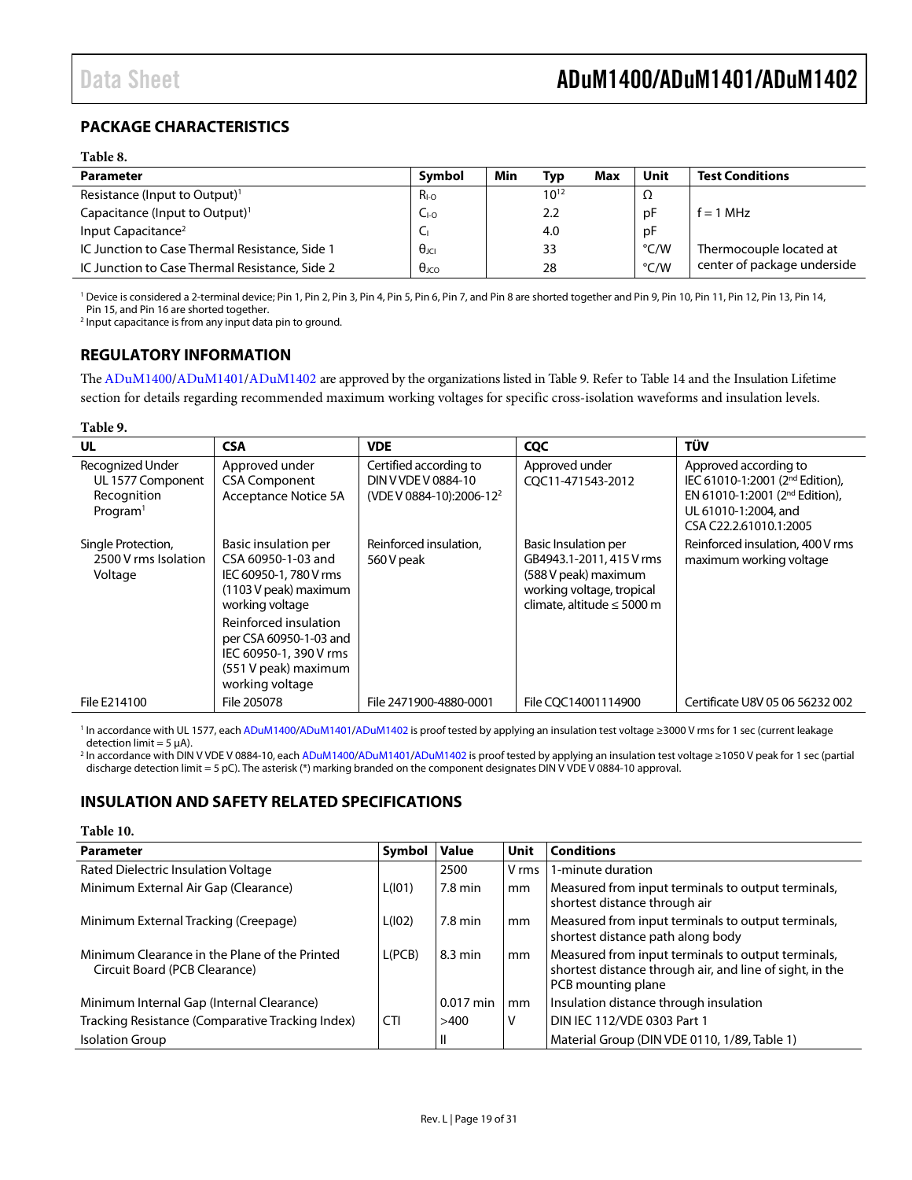## PACKAGE CHARACTERISTICS

**Table 8.**

| Parameter | Symbol | Min | Typ | Max | Unit | Test Conditions |
|---|---|---|---|---|---|---|
| Resistance (Input to Output)[1] | $R_{I-O}$ | | $10^{12}$ | | Ω | |
| Capacitance (Input to Output)[1] | $C_{I-O}$ | | 2.2 | | pF | f = 1 MHz |
| Input Capacitance[2] | $C_I$ | | 4.0 | | pF | |
| IC Junction to Case Thermal Resistance, Side 1 | $\theta_{JCI}$ | | 33 | | °C/W | Thermocouple located at center of package underside |
| IC Junction to Case Thermal Resistance, Side 2 | $\theta_{JCO}$ | | 28 | | °C/W | |

[1] Device is considered a 2-terminal device; Pin 1, Pin 2, Pin 3, Pin 4, Pin 5, Pin 6, Pin 7, and Pin 8 are shorted together and Pin 9, Pin 10, Pin 11, Pin 12, Pin 13, Pin 14, Pin 15, and Pin 16 are shorted together.
[2] Input capacitance is from any input data pin to ground.

## REGULATORY INFORMATION

The ADuM1400/ADuM1401/ADuM1402 are approved by the organizations listed in Table 9. Refer to Table 14 and the Insulation Lifetime section for details regarding recommended maximum working voltages for specific cross-isolation waveforms and insulation levels.

**Table 9.**

| UL | CSA | VDE | CQC | TÜV |
|---|---|---|---|---|
| Recognized Under UL 1577 Component Recognition Program[1] | Approved under CSA Component Acceptance Notice 5A | Certified according to DIN V VDE V 0884-10 (VDE V 0884-10):2006-12[2] | Approved under CQC11-471543-2012 | Approved according to IEC 61010-1:2001 (2nd Edition), EN 61010-1:2001 (2nd Edition), UL 61010-1:2004, and CSA C22.2.61010.1:2005 |
| Single Protection, 2500 V rms Isolation Voltage | Basic insulation per CSA 60950-1-03 and IEC 60950-1, 780 V rms (1103 V peak) maximum working voltage<br>Reinforced insulation per CSA 60950-1-03 and IEC 60950-1, 390 V rms (551 V peak) maximum working voltage | Reinforced insulation, 560 V peak | Basic Insulation per GB4943.1-2011, 415 V rms (588 V peak) maximum working voltage, tropical climate, altitude ≤ 5000 m | Reinforced insulation, 400 V rms maximum working voltage |
| File E214100 | File 205078 | File 2471900-4880-0001 | File CQC14001114900 | Certificate U8V 05 06 56232 002 |

[1] In accordance with UL 1577, each ADuM1400/ADuM1401/ADuM1402 is proof tested by applying an insulation test voltage ≥3000 V rms for 1 sec (current leakage detection limit = 5 μA).
[2] In accordance with DIN V VDE V 0884-10, each ADuM1400/ADuM1401/ADuM1402 is proof tested by applying an insulation test voltage ≥1050 V peak for 1 sec (partial discharge detection limit = 5 pC). The asterisk (*) marking branded on the component designates DIN V VDE V 0884-10 approval.

## INSULATION AND SAFETY RELATED SPECIFICATIONS

**Table 10.**

| Parameter | Symbol | Value | Unit | Conditions |
|---|---|---|---|---|
| Rated Dielectric Insulation Voltage | | 2500 | V rms | 1-minute duration |
| Minimum External Air Gap (Clearance) | L(I01) | 7.8 min | mm | Measured from input terminals to output terminals, shortest distance through air |
| Minimum External Tracking (Creepage) | L(I02) | 7.8 min | mm | Measured from input terminals to output terminals, shortest distance path along body |
| Minimum Clearance in the Plane of the Printed Circuit Board (PCB Clearance) | L(PCB) | 8.3 min | mm | Measured from input terminals to output terminals, shortest distance through air, and line of sight, in the PCB mounting plane |
| Minimum Internal Gap (Internal Clearance) | | 0.017 min | mm | Insulation distance through insulation |
| Tracking Resistance (Comparative Tracking Index) | CTI | >400 | V | DIN IEC 112/VDE 0303 Part 1 |
| Isolation Group | | II | | Material Group (DIN VDE 0110, 1/89, Table 1) |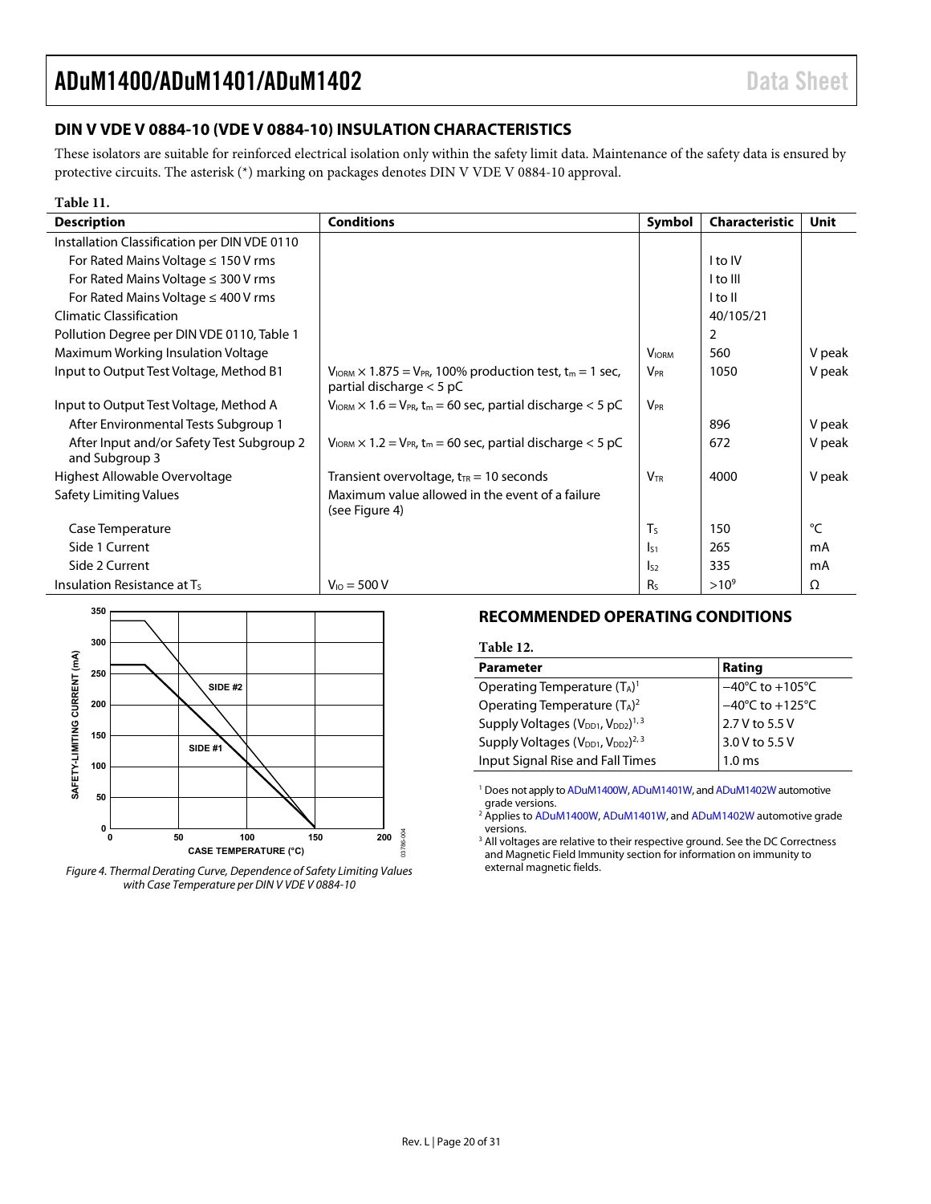## DIN V VDE V 0884-10 (VDE V 0884-10) INSULATION CHARACTERISTICS

These isolators are suitable for reinforced electrical isolation only within the safety limit data. Maintenance of the safety data is ensured by protective circuits. The asterisk (*) marking on packages denotes DIN V VDE V 0884-10 approval.

**Table 11.**

| Description | Conditions | Symbol | Characteristic | Unit |
|---|---|---|---|---|
| Installation Classification per DIN VDE 0110 | | | | |
| For Rated Mains Voltage ≤ 150 V rms | | | I to IV | |
| For Rated Mains Voltage ≤ 300 V rms | | | I to III | |
| For Rated Mains Voltage ≤ 400 V rms | | | I to II | |
| Climatic Classification | | | 40/105/21 | |
| Pollution Degree per DIN VDE 0110, Table 1 | | | 2 | |
| Maximum Working Insulation Voltage | | $V_{IORM}$ | 560 | V peak |
| Input to Output Test Voltage, Method B1 | $V_{IORM} \times 1.875 = V_{PR}$, 100% production test, $t_m = 1$ sec, partial discharge < 5 pC | $V_{PR}$ | 1050 | V peak |
| Input to Output Test Voltage, Method A | $V_{IORM} \times 1.6 = V_{PR}$, $t_m = 60$ sec, partial discharge < 5 pC | $V_{PR}$ | | |
| After Environmental Tests Subgroup 1 | | | 896 | V peak |
| After Input and/or Safety Test Subgroup 2 and Subgroup 3 | $V_{IORM} \times 1.2 = V_{PR}$, $t_m = 60$ sec, partial discharge < 5 pC | | 672 | V peak |
| Highest Allowable Overvoltage | Transient overvoltage, $t_{TR} = 10$ seconds | $V_{TR}$ | 4000 | V peak |
| Safety Limiting Values | Maximum value allowed in the event of a failure (see Figure 4) | | | |
| Case Temperature | | $T_S$ | 150 | °C |
| Side 1 Current | | $I_{S1}$ | 265 | mA |
| Side 2 Current | | $I_{S2}$ | 335 | mA |
| Insulation Resistance at $T_S$ | $V_{IO} = 500$ V | $R_S$ | $>10^9$ | Ω |

*Figure 4. Thermal Derating Curve, Dependence of Safety Limiting Values with Case Temperature per DIN V VDE V 0884-10*

## RECOMMENDED OPERATING CONDITIONS

**Table 12.**

| Parameter | Rating |
|---|---|
| Operating Temperature ($T_A$)[1] | −40°C to +105°C |
| Operating Temperature ($T_A$)[2] | −40°C to +125°C |
| Supply Voltages ($V_{DD1}$, $V_{DD2}$)[1, 3] | 2.7 V to 5.5 V |
| Supply Voltages ($V_{DD1}$, $V_{DD2}$)[2, 3] | 3.0 V to 5.5 V |
| Input Signal Rise and Fall Times | 1.0 ms |

[1] Does not apply to ADuM1400W, ADuM1401W, and ADuM1402W automotive grade versions.
[2] Applies to ADuM1400W, ADuM1401W, and ADuM1402W automotive grade versions.
[3] All voltages are relative to their respective ground. See the DC Correctness and Magnetic Field Immunity section for information on immunity to external magnetic fields.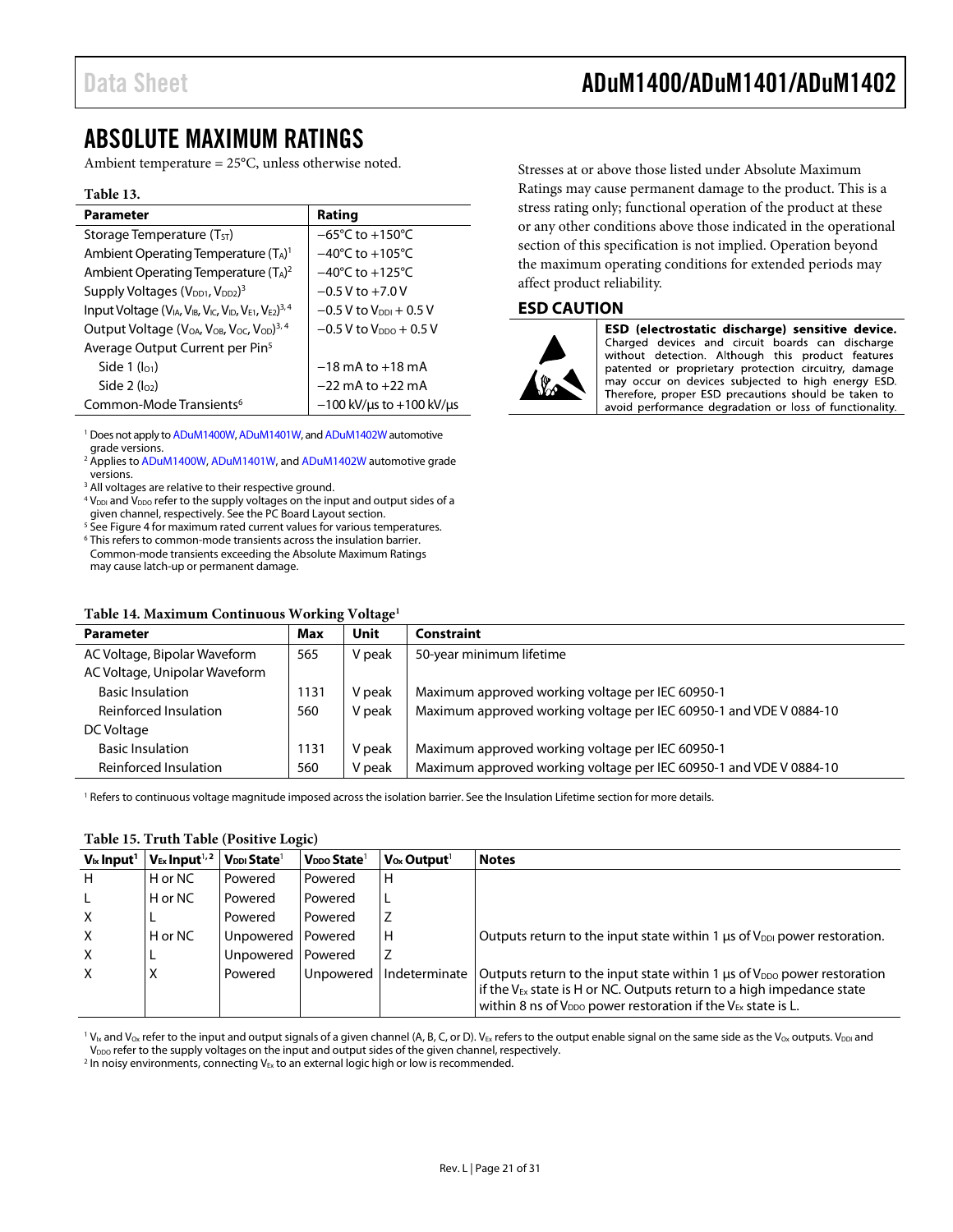# ABSOLUTE MAXIMUM RATINGS

Ambient temperature = 25°C, unless otherwise noted.

**Table 13.**

| Parameter | Rating |
|---|---|
| Storage Temperature ($T_{ST}$) | −65°C to +150°C |
| Ambient Operating Temperature ($T_A$)[1] | −40°C to +105°C |
| Ambient Operating Temperature ($T_A$)[2] | −40°C to +125°C |
| Supply Voltages ($V_{DD1}$, $V_{DD2}$)[3] | −0.5 V to +7.0 V |
| Input Voltage ($V_{IA}$, $V_{IB}$, $V_{IC}$, $V_{ID}$, $V_{E1}$, $V_{E2}$)[3, 4] | −0.5 V to $V_{DDI}$ + 0.5 V |
| Output Voltage ($V_{OA}$, $V_{OB}$, $V_{OC}$, $V_{OD}$)[3, 4] | −0.5 V to $V_{DDO}$ + 0.5 V |
| Average Output Current per Pin[5] | |
| Side 1 ($I_{O1}$) | −18 mA to +18 mA |
| Side 2 ($I_{O2}$) | −22 mA to +22 mA |
| Common-Mode Transients[6] | −100 kV/μs to +100 kV/μs |

[1] Does not apply to ADuM1400W, ADuM1401W, and ADuM1402W automotive grade versions.
[2] Applies to ADuM1400W, ADuM1401W, and ADuM1402W automotive grade versions.
[3] All voltages are relative to their respective ground.
[4] $V_{DDI}$ and $V_{DDO}$ refer to the supply voltages on the input and output sides of a given channel, respectively. See the PC Board Layout section.
[5] See Figure 4 for maximum rated current values for various temperatures.
[6] This refers to common-mode transients across the insulation barrier. Common-mode transients exceeding the Absolute Maximum Ratings may cause latch-up or permanent damage.

Stresses at or above those listed under Absolute Maximum Ratings may cause permanent damage to the product. This is a stress rating only; functional operation of the product at these or any other conditions above those indicated in the operational section of this specification is not implied. Operation beyond the maximum operating conditions for extended periods may affect product reliability.

## ESD CAUTION

**ESD (electrostatic discharge) sensitive device.** Charged devices and circuit boards can discharge without detection. Although this product features patented or proprietary protection circuitry, damage may occur on devices subjected to high energy ESD. Therefore, proper ESD precautions should be taken to avoid performance degradation or loss of functionality.

**Table 14. Maximum Continuous Working Voltage[1]**

| Parameter | Max | Unit | Constraint |
|---|---|---|---|
| AC Voltage, Bipolar Waveform | 565 | V peak | 50-year minimum lifetime |
| AC Voltage, Unipolar Waveform | | | |
| Basic Insulation | 1131 | V peak | Maximum approved working voltage per IEC 60950-1 |
| Reinforced Insulation | 560 | V peak | Maximum approved working voltage per IEC 60950-1 and VDE V 0884-10 |
| DC Voltage | | | |
| Basic Insulation | 1131 | V peak | Maximum approved working voltage per IEC 60950-1 |
| Reinforced Insulation | 560 | V peak | Maximum approved working voltage per IEC 60950-1 and VDE V 0884-10 |

[1] Refers to continuous voltage magnitude imposed across the isolation barrier. See the Insulation Lifetime section for more details.

**Table 15. Truth Table (Positive Logic)**

| $V_{Ix}$ Input[1] | $V_{Ex}$ Input[1, 2] | $V_{DDI}$ State[1] | $V_{DDO}$ State[1] | $V_{Ox}$ Output[1] | Notes |
|---|---|---|---|---|---|
| H | H or NC | Powered | Powered | H | |
| L | H or NC | Powered | Powered | L | |
| X | L | Powered | Powered | Z | |
| X | H or NC | Unpowered | Powered | H | Outputs return to the input state within 1 μs of $V_{DDI}$ power restoration. |
| X | L | Unpowered | Powered | Z | |
| X | X | Powered | Unpowered | Indeterminate | Outputs return to the input state within 1 μs of $V_{DDO}$ power restoration if the $V_{Ex}$ state is H or NC. Outputs return to a high impedance state within 8 ns of $V_{DDO}$ power restoration if the $V_{Ex}$ state is L. |

[1] $V_{Ix}$ and $V_{Ox}$ refer to the input and output signals of a given channel (A, B, C, or D). $V_{Ex}$ refers to the output enable signal on the same side as the $V_{Ox}$ outputs. $V_{DDI}$ and $V_{DDO}$ refer to the supply voltages on the input and output sides of the given channel, respectively.
[2] In noisy environments, connecting $V_{Ex}$ to an external logic high or low is recommended.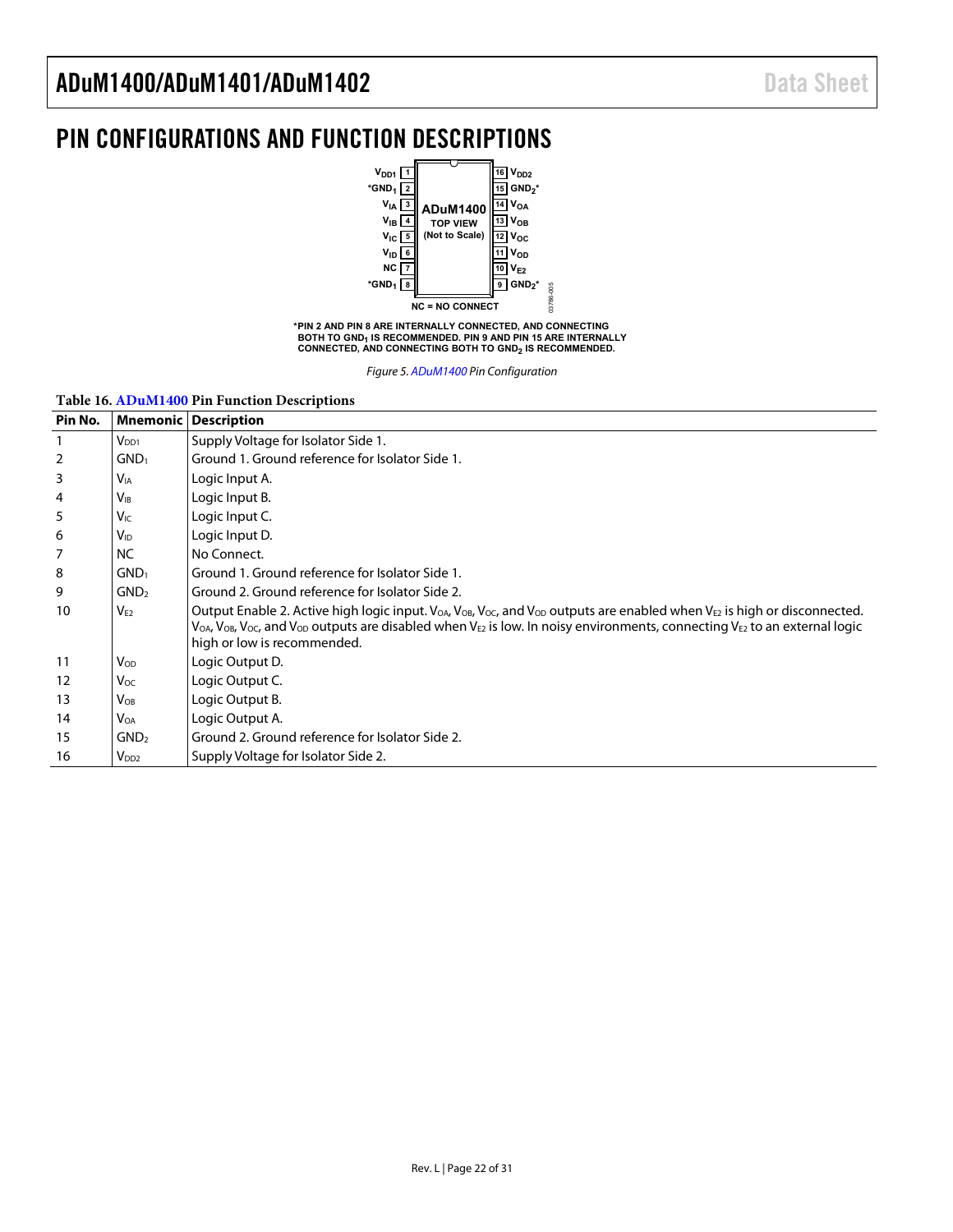# PIN CONFIGURATIONS AND FUNCTION DESCRIPTIONS

*PIN 2 AND PIN 8 ARE INTERNALLY CONNECTED, AND CONNECTING BOTH TO $GND_1$ IS RECOMMENDED. PIN 9 AND PIN 15 ARE INTERNALLY CONNECTED, AND CONNECTING BOTH TO $GND_2$ IS RECOMMENDED.

*Figure 5. ADuM1400 Pin Configuration*

**Table 16. ADuM1400 Pin Function Descriptions**

| Pin No. | Mnemonic | Description |
|---|---|---|
| 1 | $V_{DD1}$ | Supply Voltage for Isolator Side 1. |
| 2 | $GND_1$ | Ground 1. Ground reference for Isolator Side 1. |
| 3 | $V_{IA}$ | Logic Input A. |
| 4 | $V_{IB}$ | Logic Input B. |
| 5 | $V_{IC}$ | Logic Input C. |
| 6 | $V_{ID}$ | Logic Input D. |
| 7 | NC | No Connect. |
| 8 | $GND_1$ | Ground 1. Ground reference for Isolator Side 1. |
| 9 | $GND_2$ | Ground 2. Ground reference for Isolator Side 2. |
| 10 | $V_{E2}$ | Output Enable 2. Active high logic input. $V_{OA}$, $V_{OB}$, $V_{OC}$, and $V_{OD}$ outputs are enabled when $V_{E2}$ is high or disconnected. $V_{OA}$, $V_{OB}$, $V_{OC}$, and $V_{OD}$ outputs are disabled when $V_{E2}$ is low. In noisy environments, connecting $V_{E2}$ to an external logic high or low is recommended. |
| 11 | $V_{OD}$ | Logic Output D. |
| 12 | $V_{OC}$ | Logic Output C. |
| 13 | $V_{OB}$ | Logic Output B. |
| 14 | $V_{OA}$ | Logic Output A. |
| 15 | $GND_2$ | Ground 2. Ground reference for Isolator Side 2. |
| 16 | $V_{DD2}$ | Supply Voltage for Isolator Side 2. |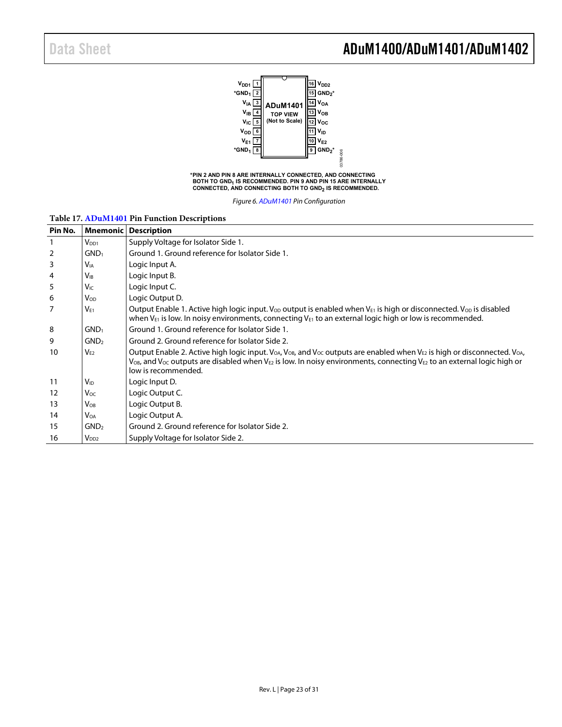*PIN 2 AND PIN 8 ARE INTERNALLY CONNECTED, AND CONNECTING BOTH TO $GND_1$ IS RECOMMENDED. PIN 9 AND PIN 15 ARE INTERNALLY CONNECTED, AND CONNECTING BOTH TO $GND_2$ IS RECOMMENDED.

*Figure 6. ADuM1401 Pin Configuration*

**Table 17. ADuM1401 Pin Function Descriptions**

| Pin No. | Mnemonic | Description |
|---|---|---|
| 1 | $V_{DD1}$ | Supply Voltage for Isolator Side 1. |
| 2 | $GND_1$ | Ground 1. Ground reference for Isolator Side 1. |
| 3 | $V_{IA}$ | Logic Input A. |
| 4 | $V_{IB}$ | Logic Input B. |
| 5 | $V_{IC}$ | Logic Input C. |
| 6 | $V_{OD}$ | Logic Output D. |
| 7 | $V_{E1}$ | Output Enable 1. Active high logic input. $V_{OD}$ output is enabled when $V_{E1}$ is high or disconnected. $V_{OD}$ is disabled when $V_{E1}$ is low. In noisy environments, connecting $V_{E1}$ to an external logic high or low is recommended. |
| 8 | $GND_1$ | Ground 1. Ground reference for Isolator Side 1. |
| 9 | $GND_2$ | Ground 2. Ground reference for Isolator Side 2. |
| 10 | $V_{E2}$ | Output Enable 2. Active high logic input. $V_{OA}$, $V_{OB}$, and $V_{OC}$ outputs are enabled when $V_{E2}$ is high or disconnected. $V_{OA}$, $V_{OB}$, and $V_{OC}$ outputs are disabled when $V_{E2}$ is low. In noisy environments, connecting $V_{E2}$ to an external logic high or low is recommended. |
| 11 | $V_{ID}$ | Logic Input D. |
| 12 | $V_{OC}$ | Logic Output C. |
| 13 | $V_{OB}$ | Logic Output B. |
| 14 | $V_{OA}$ | Logic Output A. |
| 15 | $GND_2$ | Ground 2. Ground reference for Isolator Side 2. |
| 16 | $V_{DD2}$ | Supply Voltage for Isolator Side 2. |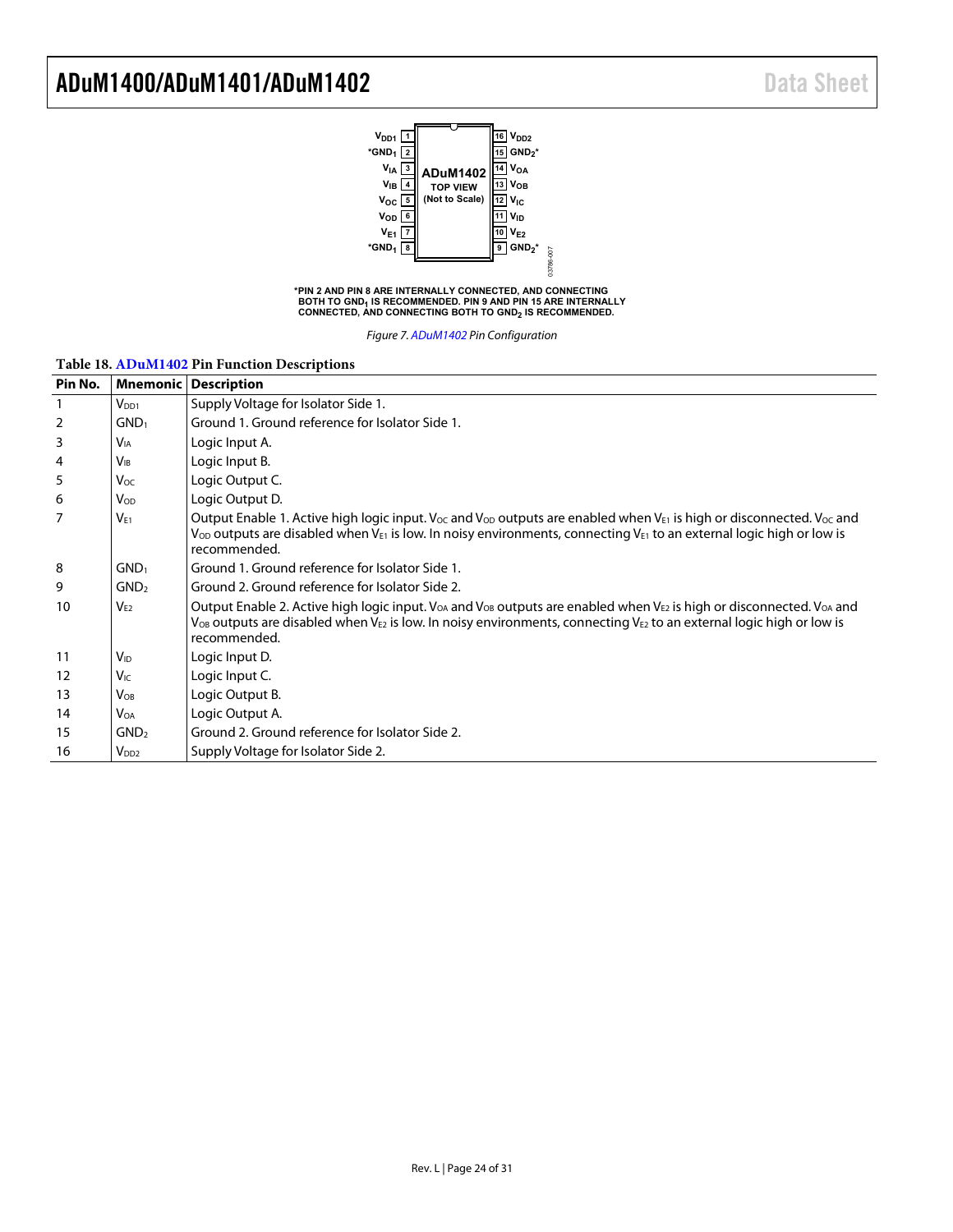*PIN 2 AND PIN 8 ARE INTERNALLY CONNECTED, AND CONNECTING BOTH TO $GND_1$ IS RECOMMENDED. PIN 9 AND PIN 15 ARE INTERNALLY CONNECTED, AND CONNECTING BOTH TO $GND_2$ IS RECOMMENDED.

*Figure 7. ADuM1402 Pin Configuration*

**Table 18. ADuM1402 Pin Function Descriptions**

| Pin No. | Mnemonic | Description |
|---|---|---|
| 1 | $V_{DD1}$ | Supply Voltage for Isolator Side 1. |
| 2 | $GND_1$ | Ground 1. Ground reference for Isolator Side 1. |
| 3 | $V_{IA}$ | Logic Input A. |
| 4 | $V_{IB}$ | Logic Input B. |
| 5 | $V_{OC}$ | Logic Output C. |
| 6 | $V_{OD}$ | Logic Output D. |
| 7 | $V_{E1}$ | Output Enable 1. Active high logic input. $V_{OC}$ and $V_{OD}$ outputs are enabled when $V_{E1}$ is high or disconnected. $V_{OC}$ and $V_{OD}$ outputs are disabled when $V_{E1}$ is low. In noisy environments, connecting $V_{E1}$ to an external logic high or low is recommended. |
| 8 | $GND_1$ | Ground 1. Ground reference for Isolator Side 1. |
| 9 | $GND_2$ | Ground 2. Ground reference for Isolator Side 2. |
| 10 | $V_{E2}$ | Output Enable 2. Active high logic input. $V_{OA}$ and $V_{OB}$ outputs are enabled when $V_{E2}$ is high or disconnected. $V_{OA}$ and $V_{OB}$ outputs are disabled when $V_{E2}$ is low. In noisy environments, connecting $V_{E2}$ to an external logic high or low is recommended. |
| 11 | $V_{ID}$ | Logic Input D. |
| 12 | $V_{IC}$ | Logic Input C. |
| 13 | $V_{OB}$ | Logic Output B. |
| 14 | $V_{OA}$ | Logic Output A. |
| 15 | $GND_2$ | Ground 2. Ground reference for Isolator Side 2. |
| 16 | $V_{DD2}$ | Supply Voltage for Isolator Side 2. |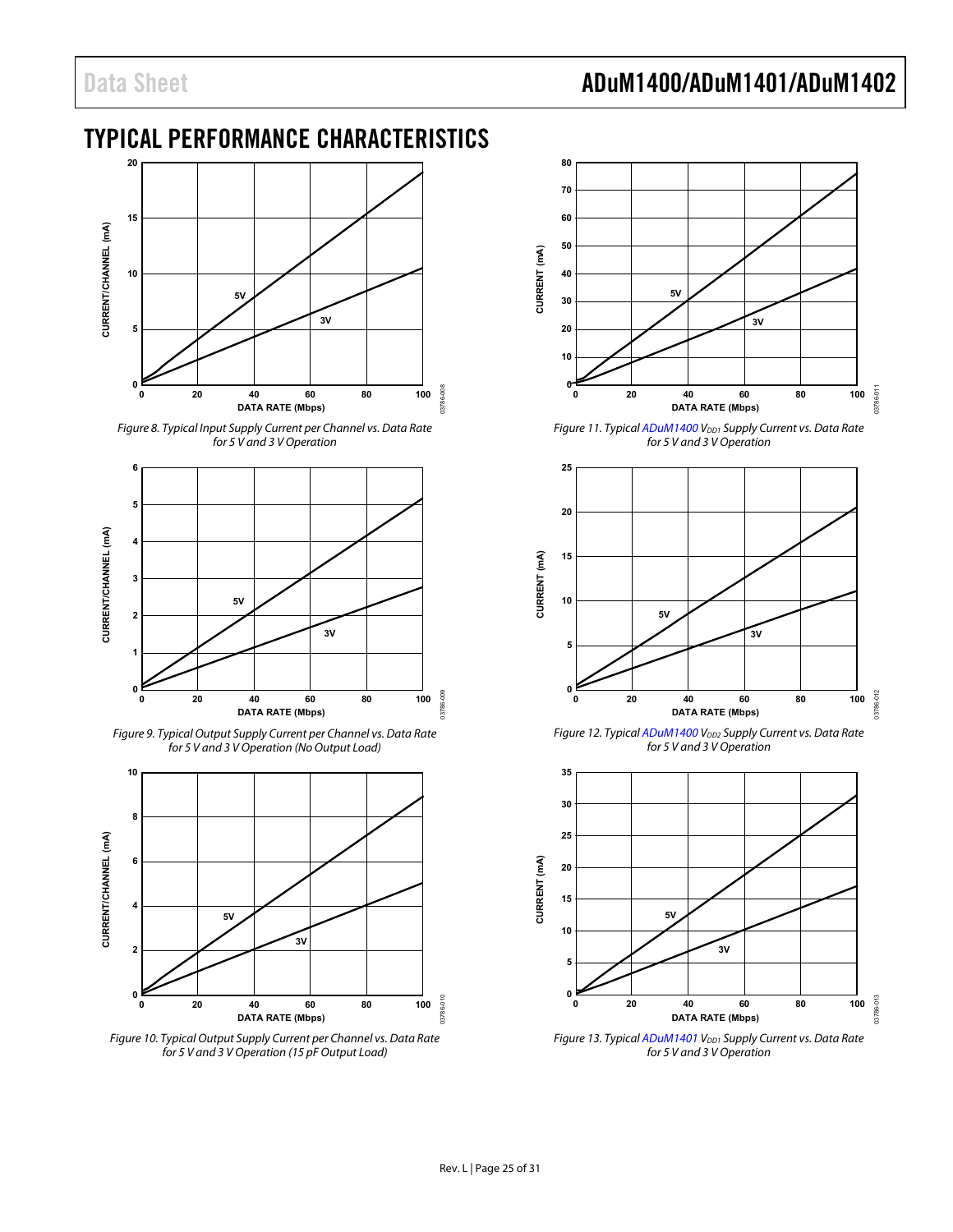# TYPICAL PERFORMANCE CHARACTERISTICS

*Figure 8. Typical Input Supply Current per Channel vs. Data Rate for 5 V and 3 V Operation*

*Figure 9. Typical Output Supply Current per Channel vs. Data Rate for 5 V and 3 V Operation (No Output Load)*

*Figure 10. Typical Output Supply Current per Channel vs. Data Rate for 5 V and 3 V Operation (15 pF Output Load)*

*Figure 11. Typical ADuM1400 $V_{DD1}$ Supply Current vs. Data Rate for 5 V and 3 V Operation*

*Figure 12. Typical ADuM1400 $V_{DD2}$ Supply Current vs. Data Rate for 5 V and 3 V Operation*

*Figure 13. Typical ADuM1401 $V_{DD1}$ Supply Current vs. Data Rate for 5 V and 3 V Operation*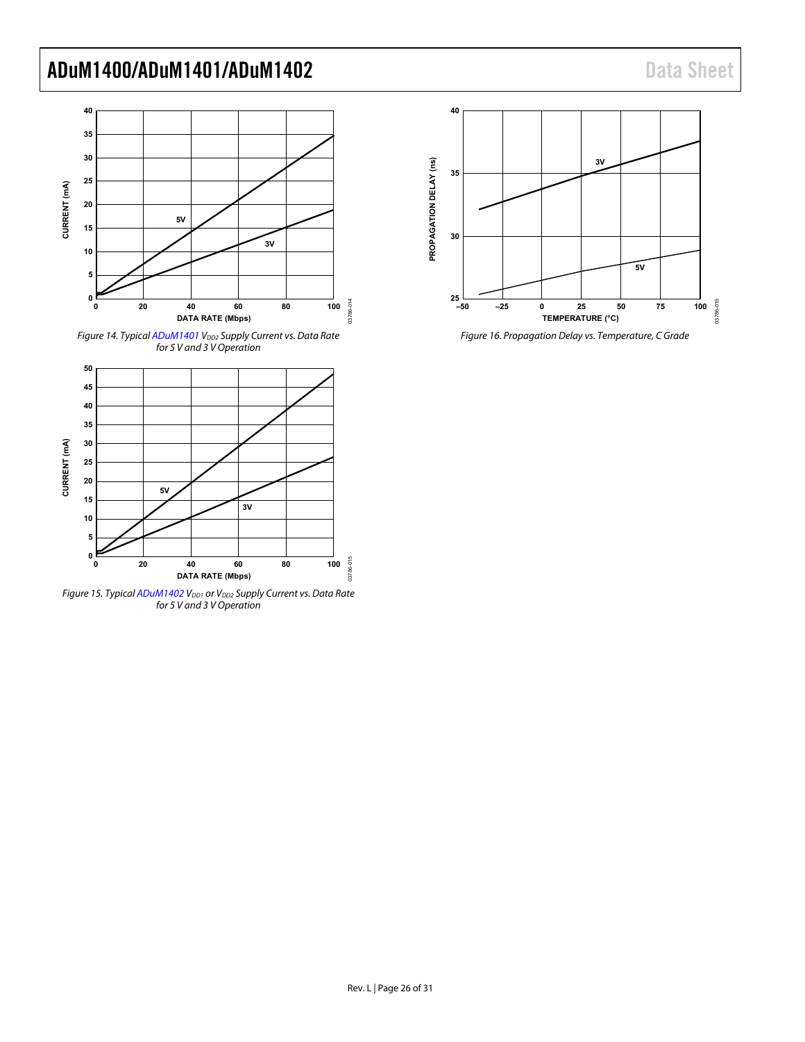Figure 14. Typical ADuM1401 $V_{DD2}$ Supply Current vs. Data Rate for 5 V and 3 V Operation

Figure 15. Typical ADuM1402 $V_{DD1}$ or $V_{DD2}$ Supply Current vs. Data Rate for 5 V and 3 V Operation

Figure 16. Propagation Delay vs. Temperature, C Grade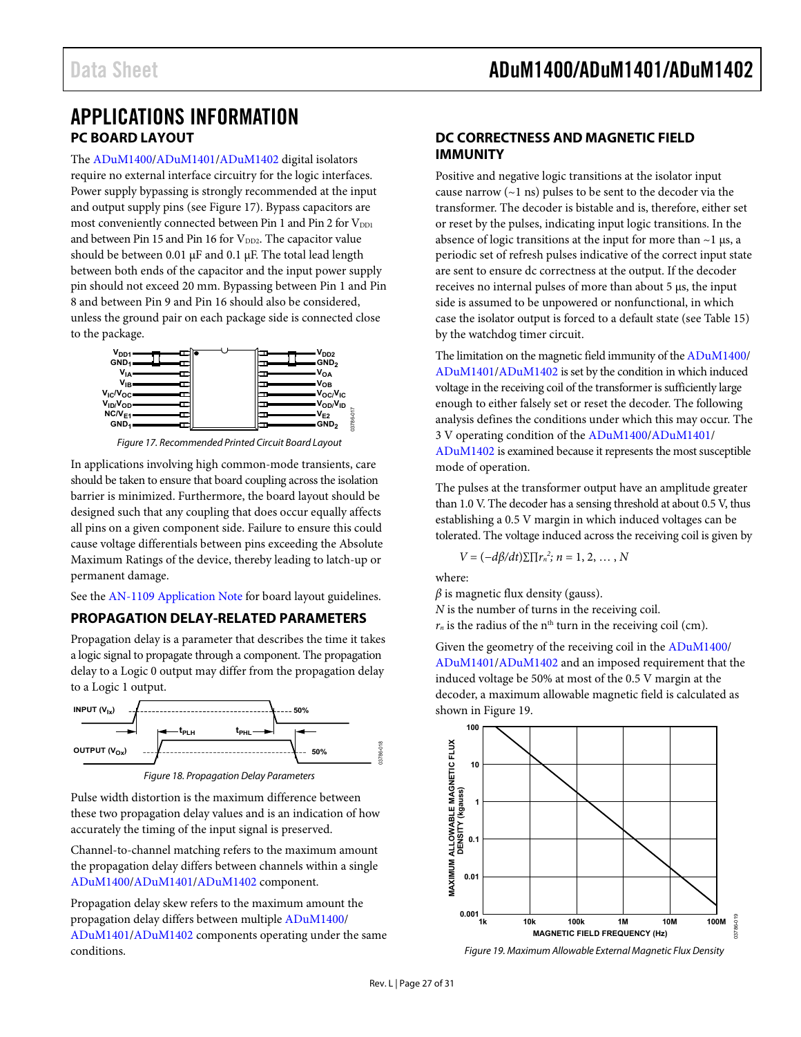# APPLICATIONS INFORMATION

## PC BOARD LAYOUT

The ADuM1400/ADuM1401/ADuM1402 digital isolators require no external interface circuitry for the logic interfaces. Power supply bypassing is strongly recommended at the input and output supply pins (see Figure 17). Bypass capacitors are most conveniently connected between Pin 1 and Pin 2 for $V_{DD1}$ and between Pin 15 and Pin 16 for $V_{DD2}$. The capacitor value should be between 0.01 µF and 0.1 µF. The total lead length between both ends of the capacitor and the input power supply pin should not exceed 20 mm. Bypassing between Pin 1 and Pin 8 and between Pin 9 and Pin 16 should also be considered, unless the ground pair on each package side is connected close to the package.

Figure 17. Recommended Printed Circuit Board Layout

In applications involving high common-mode transients, care should be taken to ensure that board coupling across the isolation barrier is minimized. Furthermore, the board layout should be designed such that any coupling that does occur equally affects all pins on a given component side. Failure to ensure this could cause voltage differentials between pins exceeding the Absolute Maximum Ratings of the device, thereby leading to latch-up or permanent damage.

See the AN-1109 Application Note for board layout guidelines.

## PROPAGATION DELAY-RELATED PARAMETERS

Propagation delay is a parameter that describes the time it takes a logic signal to propagate through a component. The propagation delay to a Logic 0 output may differ from the propagation delay to a Logic 1 output.

Figure 18. Propagation Delay Parameters

Pulse width distortion is the maximum difference between these two propagation delay values and is an indication of how accurately the timing of the input signal is preserved.

Channel-to-channel matching refers to the maximum amount the propagation delay differs between channels within a single ADuM1400/ADuM1401/ADuM1402 component.

Propagation delay skew refers to the maximum amount the propagation delay differs between multiple ADuM1400/ADuM1401/ADuM1402 components operating under the same conditions.

## DC CORRECTNESS AND MAGNETIC FIELD IMMUNITY

Positive and negative logic transitions at the isolator input cause narrow (~1 ns) pulses to be sent to the decoder via the transformer. The decoder is bistable and is, therefore, either set or reset by the pulses, indicating input logic transitions. In the absence of logic transitions at the input for more than ~1 µs, a periodic set of refresh pulses indicative of the correct input state are sent to ensure dc correctness at the output. If the decoder receives no internal pulses of more than about 5 µs, the input side is assumed to be unpowered or nonfunctional, in which case the isolator output is forced to a default state (see Table 15) by the watchdog timer circuit.

The limitation on the magnetic field immunity of the ADuM1400/ADuM1401/ADuM1402 is set by the condition in which induced voltage in the receiving coil of the transformer is sufficiently large enough to either falsely set or reset the decoder. The following analysis defines the conditions under which this may occur. The 3 V operating condition of the ADuM1400/ADuM1401/ADuM1402 is examined because it represents the most susceptible mode of operation.

The pulses at the transformer output have an amplitude greater than 1.0 V. The decoder has a sensing threshold at about 0.5 V, thus establishing a 0.5 V margin in which induced voltages can be tolerated. The voltage induced across the receiving coil is given by

$$V = (-d\beta/dt)\sum \prod r_n^2;\ n = 1, 2, \ldots, N$$

where:

$\beta$ is magnetic flux density (gauss).
$N$ is the number of turns in the receiving coil.
$r_n$ is the radius of the nth turn in the receiving coil (cm).

Given the geometry of the receiving coil in the ADuM1400/ADuM1401/ADuM1402 and an imposed requirement that the induced voltage be 50% at most of the 0.5 V margin at the decoder, a maximum allowable magnetic field is calculated as shown in Figure 19.

Figure 19. Maximum Allowable External Magnetic Flux Density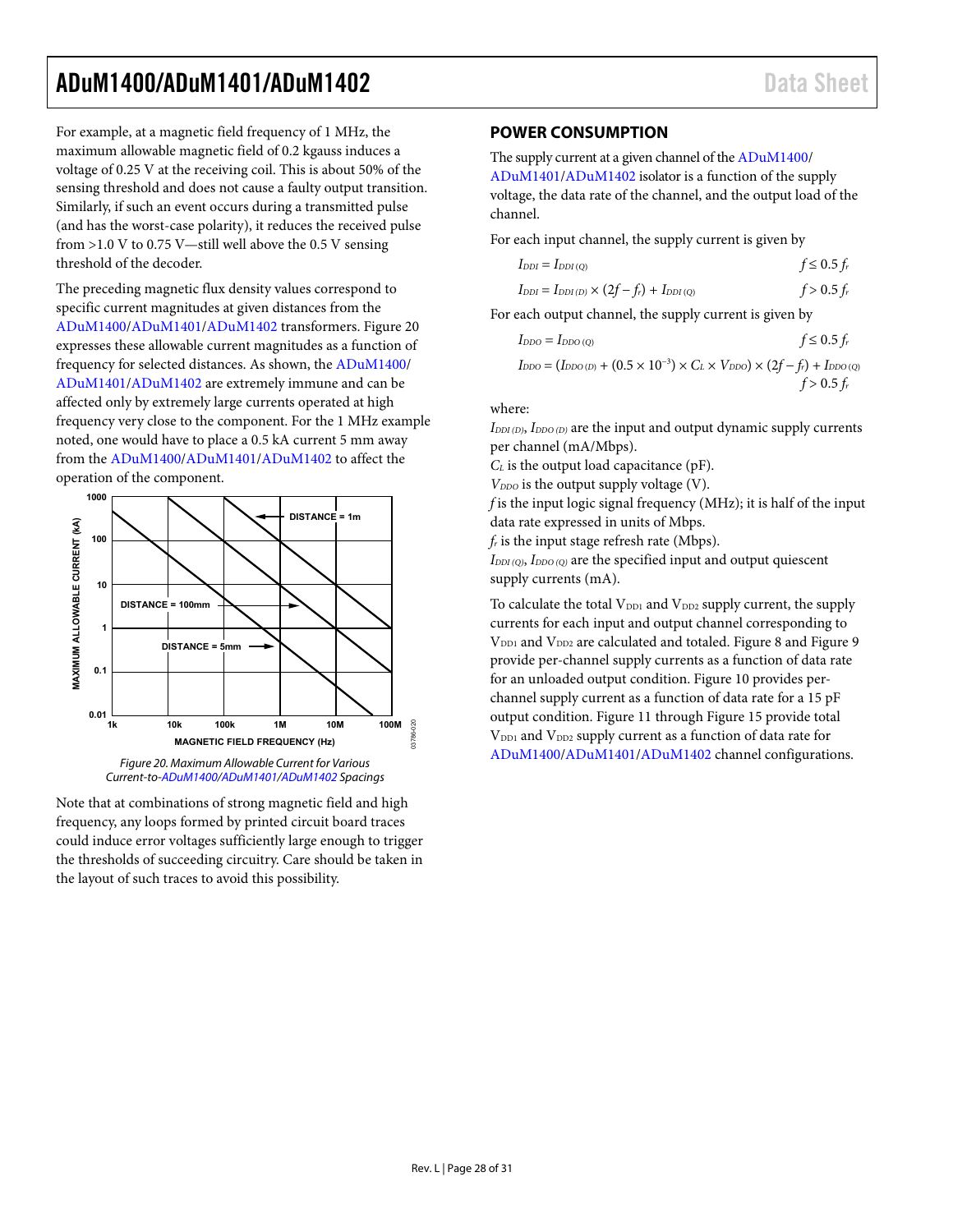For example, at a magnetic field frequency of 1 MHz, the maximum allowable magnetic field of 0.2 kgauss induces a voltage of 0.25 V at the receiving coil. This is about 50% of the sensing threshold and does not cause a faulty output transition. Similarly, if such an event occurs during a transmitted pulse (and has the worst-case polarity), it reduces the received pulse from >1.0 V to 0.75 V—still well above the 0.5 V sensing threshold of the decoder.

The preceding magnetic flux density values correspond to specific current magnitudes at given distances from the ADuM1400/ADuM1401/ADuM1402 transformers. Figure 20 expresses these allowable current magnitudes as a function of frequency for selected distances. As shown, the ADuM1400/ADuM1401/ADuM1402 are extremely immune and can be affected only by extremely large currents operated at high frequency very close to the component. For the 1 MHz example noted, one would have to place a 0.5 kA current 5 mm away from the ADuM1400/ADuM1401/ADuM1402 to affect the operation of the component.

Figure 20. Maximum Allowable Current for Various Current-to-ADuM1400/ADuM1401/ADuM1402 Spacings

Note that at combinations of strong magnetic field and high frequency, any loops formed by printed circuit board traces could induce error voltages sufficiently large enough to trigger the thresholds of succeeding circuitry. Care should be taken in the layout of such traces to avoid this possibility.

## POWER CONSUMPTION

The supply current at a given channel of the ADuM1400/ADuM1401/ADuM1402 isolator is a function of the supply voltage, the data rate of the channel, and the output load of the channel.

For each input channel, the supply current is given by

$$I_{DDI} = I_{DDI\,(Q)} \qquad f \leq 0.5\,f_r$$

$$I_{DDI} = I_{DDI\,(D)} \times (2f - f_r) + I_{DDI\,(Q)} \qquad f > 0.5\,f_r$$

For each output channel, the supply current is given by

$$I_{DDO} = I_{DDO\,(Q)} \qquad f \leq 0.5\,f_r$$

$$I_{DDO} = (I_{DDO\,(D)} + (0.5 \times 10^{-3}) \times C_L \times V_{DDO}) \times (2f - f_r) + I_{DDO\,(Q)} \qquad f > 0.5\,f_r$$

where:

$I_{DDI\,(D)}$, $I_{DDO\,(D)}$ are the input and output dynamic supply currents per channel (mA/Mbps).

$C_L$ is the output load capacitance (pF).

$V_{DDO}$ is the output supply voltage (V).

$f$ is the input logic signal frequency (MHz); it is half of the input data rate expressed in units of Mbps.

$f_r$ is the input stage refresh rate (Mbps).

$I_{DDI\,(Q)}$, $I_{DDO\,(Q)}$ are the specified input and output quiescent supply currents (mA).

To calculate the total $V_{DD1}$ and $V_{DD2}$ supply current, the supply currents for each input and output channel corresponding to $V_{DD1}$ and $V_{DD2}$ are calculated and totaled. Figure 8 and Figure 9 provide per-channel supply currents as a function of data rate for an unloaded output condition. Figure 10 provides per-channel supply current as a function of data rate for a 15 pF output condition. Figure 11 through Figure 15 provide total $V_{DD1}$ and $V_{DD2}$ supply current as a function of data rate for ADuM1400/ADuM1401/ADuM1402 channel configurations.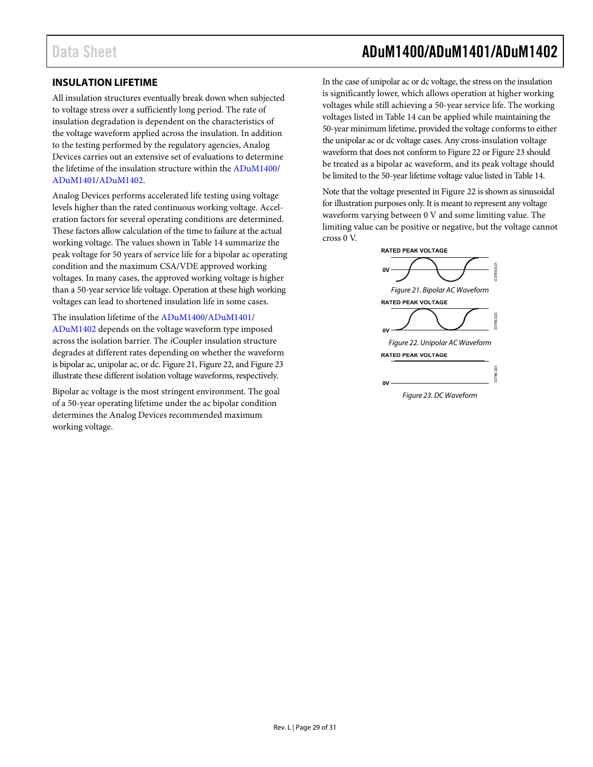## INSULATION LIFETIME

All insulation structures eventually break down when subjected to voltage stress over a sufficiently long period. The rate of insulation degradation is dependent on the characteristics of the voltage waveform applied across the insulation. In addition to the testing performed by the regulatory agencies, Analog Devices carries out an extensive set of evaluations to determine the lifetime of the insulation structure within the ADuM1400/ADuM1401/ADuM1402.

Analog Devices performs accelerated life testing using voltage levels higher than the rated continuous working voltage. Acceleration factors for several operating conditions are determined. These factors allow calculation of the time to failure at the actual working voltage. The values shown in Table 14 summarize the peak voltage for 50 years of service life for a bipolar ac operating condition and the maximum CSA/VDE approved working voltages. In many cases, the approved working voltage is higher than a 50-year service life voltage. Operation at these high working voltages can lead to shortened insulation life in some cases.

The insulation lifetime of the ADuM1400/ADuM1401/ADuM1402 depends on the voltage waveform type imposed across the isolation barrier. The *i*Coupler insulation structure degrades at different rates depending on whether the waveform is bipolar ac, unipolar ac, or dc. Figure 21, Figure 22, and Figure 23 illustrate these different isolation voltage waveforms, respectively.

Bipolar ac voltage is the most stringent environment. The goal of a 50-year operating lifetime under the ac bipolar condition determines the Analog Devices recommended maximum working voltage.

In the case of unipolar ac or dc voltage, the stress on the insulation is significantly lower, which allows operation at higher working voltages while still achieving a 50-year service life. The working voltages listed in Table 14 can be applied while maintaining the 50-year minimum lifetime, provided the voltage conforms to either the unipolar ac or dc voltage cases. Any cross-insulation voltage waveform that does not conform to Figure 22 or Figure 23 should be treated as a bipolar ac waveform, and its peak voltage should be limited to the 50-year lifetime voltage value listed in Table 14.

Note that the voltage presented in Figure 22 is shown as sinusoidal for illustration purposes only. It is meant to represent any voltage waveform varying between 0 V and some limiting value. The limiting value can be positive or negative, but the voltage cannot cross 0 V.

RATED PEAK VOLTAGE

0V

*Figure 21. Bipolar AC Waveform*

RATED PEAK VOLTAGE

0V

*Figure 22. Unipolar AC Waveform*

RATED PEAK VOLTAGE

0V

*Figure 23. DC Waveform*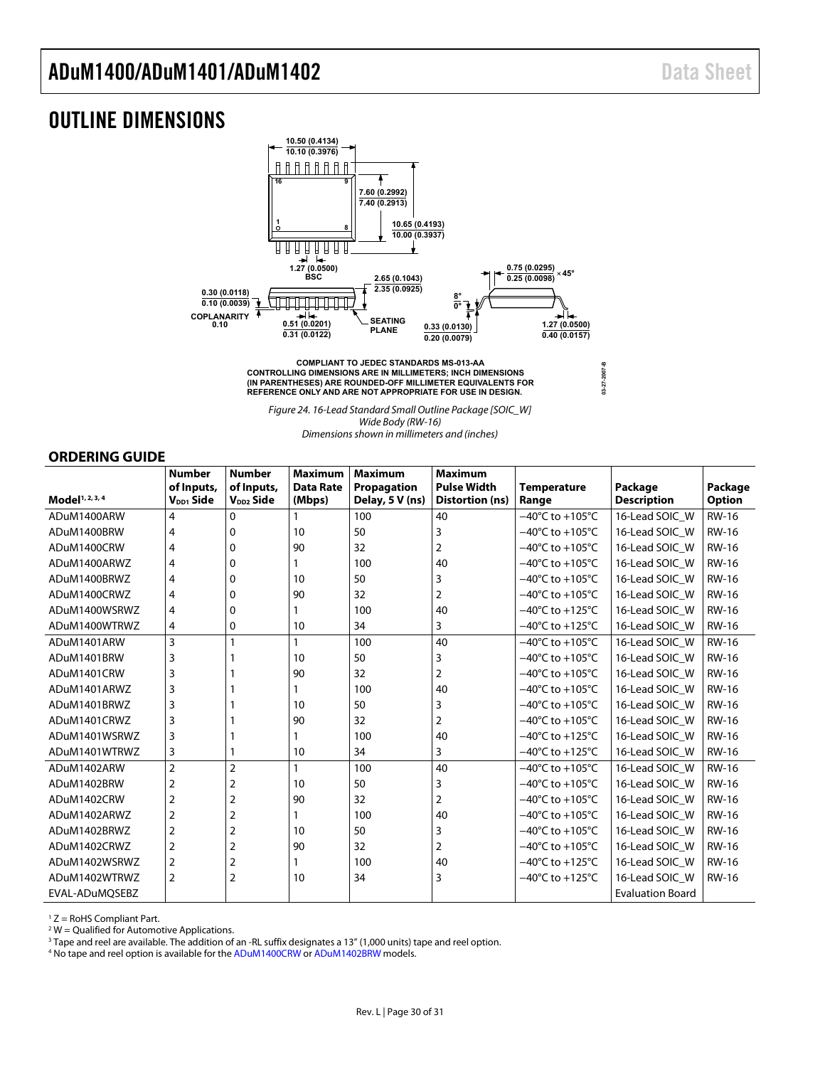# OUTLINE DIMENSIONS

COMPLIANT TO JEDEC STANDARDS MS-013-AA
CONTROLLING DIMENSIONS ARE IN MILLIMETERS; INCH DIMENSIONS (IN PARENTHESES) ARE ROUNDED-OFF MILLIMETER EQUIVALENTS FOR REFERENCE ONLY AND ARE NOT APPROPRIATE FOR USE IN DESIGN.

*Figure 24. 16-Lead Standard Small Outline Package [SOIC_W]*
*Wide Body (RW-16)*
*Dimensions shown in millimeters and (inches)*

## ORDERING GUIDE

| Model[1, 2, 3, 4] | Number of Inputs, $V_{DD1}$ Side | Number of Inputs, $V_{DD2}$ Side | Maximum Data Rate (Mbps) | Maximum Propagation Delay, 5 V (ns) | Maximum Pulse Width Distortion (ns) | Temperature Range | Package Description | Package Option |
|---|---|---|---|---|---|---|---|---|
| ADuM1400ARW | 4 | 0 | 1 | 100 | 40 | −40°C to +105°C | 16-Lead SOIC_W | RW-16 |
| ADuM1400BRW | 4 | 0 | 10 | 50 | 3 | −40°C to +105°C | 16-Lead SOIC_W | RW-16 |
| ADuM1400CRW | 4 | 0 | 90 | 32 | 2 | −40°C to +105°C | 16-Lead SOIC_W | RW-16 |
| ADuM1400ARWZ | 4 | 0 | 1 | 100 | 40 | −40°C to +105°C | 16-Lead SOIC_W | RW-16 |
| ADuM1400BRWZ | 4 | 0 | 10 | 50 | 3 | −40°C to +105°C | 16-Lead SOIC_W | RW-16 |
| ADuM1400CRWZ | 4 | 0 | 90 | 32 | 2 | −40°C to +105°C | 16-Lead SOIC_W | RW-16 |
| ADuM1400WSRWZ | 4 | 0 | 1 | 100 | 40 | −40°C to +125°C | 16-Lead SOIC_W | RW-16 |
| ADuM1400WTRWZ | 4 | 0 | 10 | 34 | 3 | −40°C to +125°C | 16-Lead SOIC_W | RW-16 |
| ADuM1401ARW | 3 | 1 | 1 | 100 | 40 | −40°C to +105°C | 16-Lead SOIC_W | RW-16 |
| ADuM1401BRW | 3 | 1 | 10 | 50 | 3 | −40°C to +105°C | 16-Lead SOIC_W | RW-16 |
| ADuM1401CRW | 3 | 1 | 90 | 32 | 2 | −40°C to +105°C | 16-Lead SOIC_W | RW-16 |
| ADuM1401ARWZ | 3 | 1 | 1 | 100 | 40 | −40°C to +105°C | 16-Lead SOIC_W | RW-16 |
| ADuM1401BRWZ | 3 | 1 | 10 | 50 | 3 | −40°C to +105°C | 16-Lead SOIC_W | RW-16 |
| ADuM1401CRWZ | 3 | 1 | 90 | 32 | 2 | −40°C to +105°C | 16-Lead SOIC_W | RW-16 |
| ADuM1401WSRWZ | 3 | 1 | 1 | 100 | 40 | −40°C to +125°C | 16-Lead SOIC_W | RW-16 |
| ADuM1401WTRWZ | 3 | 1 | 10 | 34 | 3 | −40°C to +125°C | 16-Lead SOIC_W | RW-16 |
| ADuM1402ARW | 2 | 2 | 1 | 100 | 40 | −40°C to +105°C | 16-Lead SOIC_W | RW-16 |
| ADuM1402BRW | 2 | 2 | 10 | 50 | 3 | −40°C to +105°C | 16-Lead SOIC_W | RW-16 |
| ADuM1402CRW | 2 | 2 | 90 | 32 | 2 | −40°C to +105°C | 16-Lead SOIC_W | RW-16 |
| ADuM1402ARWZ | 2 | 2 | 1 | 100 | 40 | −40°C to +105°C | 16-Lead SOIC_W | RW-16 |
| ADuM1402BRWZ | 2 | 2 | 10 | 50 | 3 | −40°C to +105°C | 16-Lead SOIC_W | RW-16 |
| ADuM1402CRWZ | 2 | 2 | 90 | 32 | 2 | −40°C to +105°C | 16-Lead SOIC_W | RW-16 |
| ADuM1402WSRWZ | 2 | 2 | 1 | 100 | 40 | −40°C to +125°C | 16-Lead SOIC_W | RW-16 |
| ADuM1402WTRWZ | 2 | 2 | 10 | 34 | 3 | −40°C to +125°C | 16-Lead SOIC_W | RW-16 |
| EVAL-ADuMQSEBZ | | | | | | | Evaluation Board | |

[1] Z = RoHS Compliant Part.
[2] W = Qualified for Automotive Applications.
[3] Tape and reel are available. The addition of an -RL suffix designates a 13" (1,000 units) tape and reel option.
[4] No tape and reel option is available for the ADuM1400CRW or ADuM1402BRW models.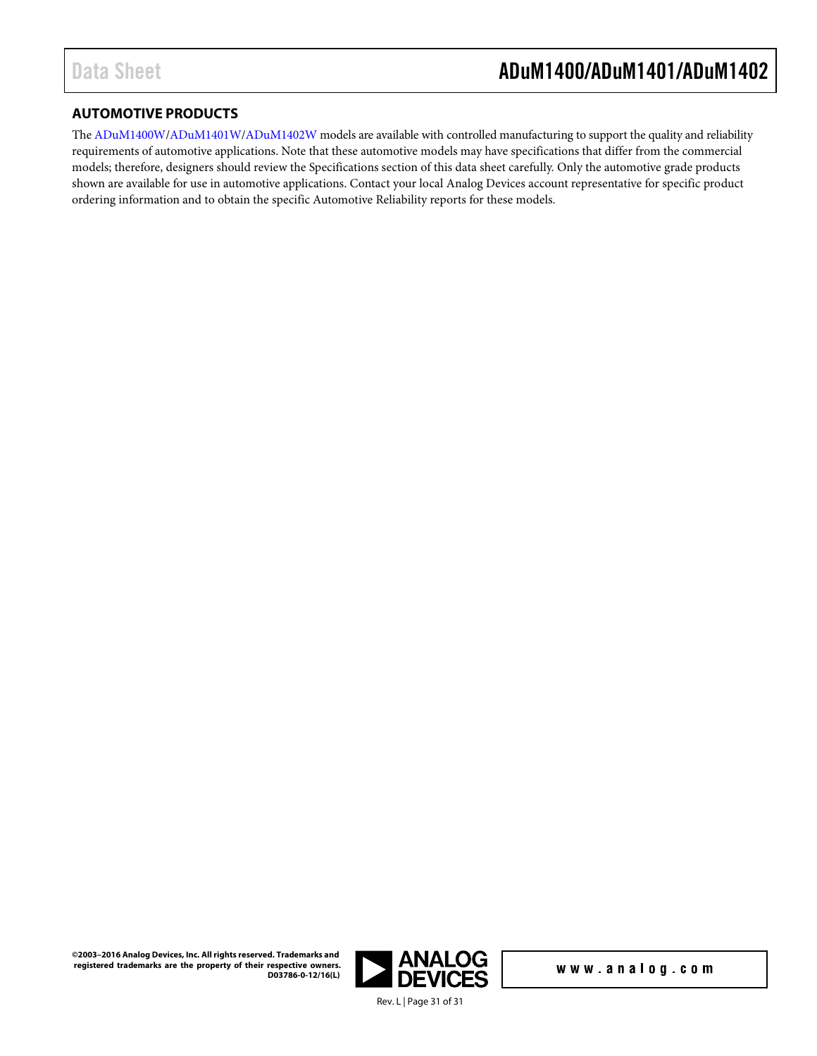## AUTOMOTIVE PRODUCTS

The ADuM1400W/ADuM1401W/ADuM1402W models are available with controlled manufacturing to support the quality and reliability requirements of automotive applications. Note that these automotive models may have specifications that differ from the commercial models; therefore, designers should review the Specifications section of this data sheet carefully. Only the automotive grade products shown are available for use in automotive applications. Contact your local Analog Devices account representative for specific product ordering information and to obtain the specific Automotive Reliability reports for these models.

**©2003–2016 Analog Devices, Inc. All rights reserved. Trademarks and registered trademarks are the property of their respective owners. D03786-0-12/16(L)**